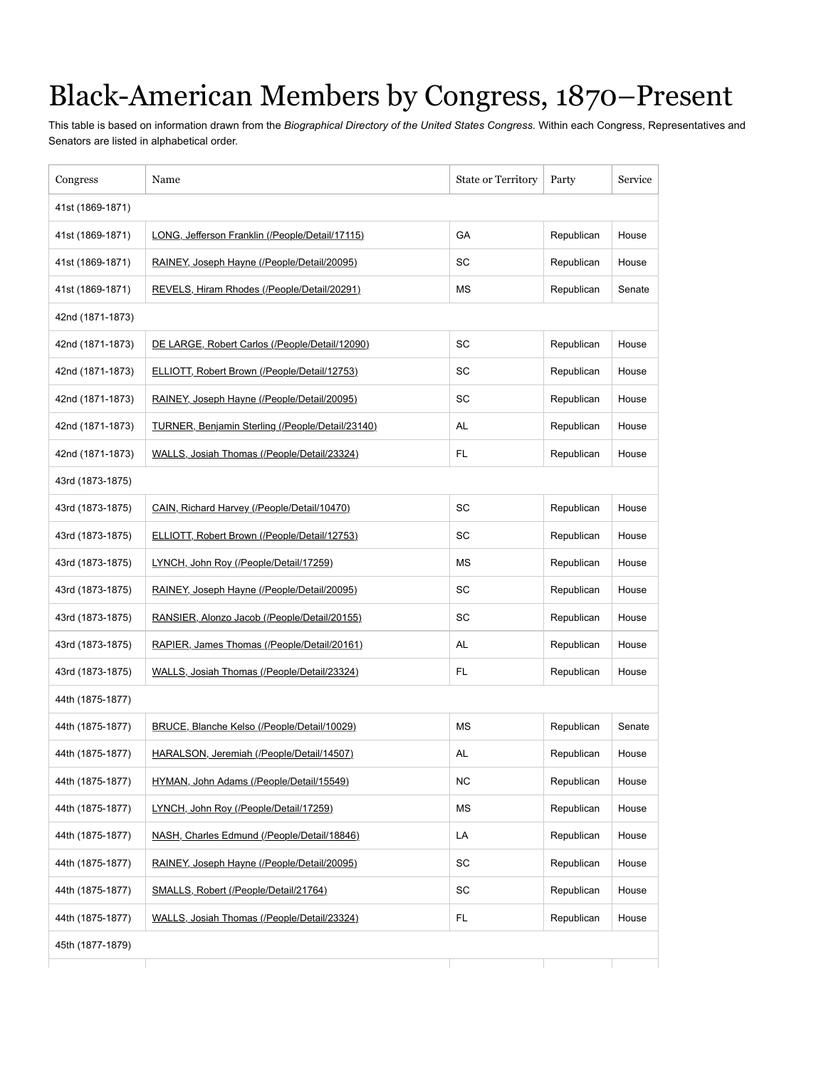# Black-American Members by Congress, 1870–Present

This table is based on information drawn from the *Biographical Directory of the United States Congress*. Within each Congress, Representatives and Senators are listed in alphabetical order.

| Congress | Name | State or Territory | Party | Service |
|---|---|---|---|---|
| 41st (1869-1871) | | | | |
| 41st (1869-1871) | LONG, Jefferson Franklin (/People/Detail/17115) | GA | Republican | House |
| 41st (1869-1871) | RAINEY, Joseph Hayne (/People/Detail/20095) | SC | Republican | House |
| 41st (1869-1871) | REVELS, Hiram Rhodes (/People/Detail/20291) | MS | Republican | Senate |
| 42nd (1871-1873) | | | | |
| 42nd (1871-1873) | DE LARGE, Robert Carlos (/People/Detail/12090) | SC | Republican | House |
| 42nd (1871-1873) | ELLIOTT, Robert Brown (/People/Detail/12753) | SC | Republican | House |
| 42nd (1871-1873) | RAINEY, Joseph Hayne (/People/Detail/20095) | SC | Republican | House |
| 42nd (1871-1873) | TURNER, Benjamin Sterling (/People/Detail/23140) | AL | Republican | House |
| 42nd (1871-1873) | WALLS, Josiah Thomas (/People/Detail/23324) | FL | Republican | House |
| 43rd (1873-1875) | | | | |
| 43rd (1873-1875) | CAIN, Richard Harvey (/People/Detail/10470) | SC | Republican | House |
| 43rd (1873-1875) | ELLIOTT, Robert Brown (/People/Detail/12753) | SC | Republican | House |
| 43rd (1873-1875) | LYNCH, John Roy (/People/Detail/17259) | MS | Republican | House |
| 43rd (1873-1875) | RAINEY, Joseph Hayne (/People/Detail/20095) | SC | Republican | House |
| 43rd (1873-1875) | RANSIER, Alonzo Jacob (/People/Detail/20155) | SC | Republican | House |
| 43rd (1873-1875) | RAPIER, James Thomas (/People/Detail/20161) | AL | Republican | House |
| 43rd (1873-1875) | WALLS, Josiah Thomas (/People/Detail/23324) | FL | Republican | House |
| 44th (1875-1877) | | | | |
| 44th (1875-1877) | BRUCE, Blanche Kelso (/People/Detail/10029) | MS | Republican | Senate |
| 44th (1875-1877) | HARALSON, Jeremiah (/People/Detail/14507) | AL | Republican | House |
| 44th (1875-1877) | HYMAN, John Adams (/People/Detail/15549) | NC | Republican | House |
| 44th (1875-1877) | LYNCH, John Roy (/People/Detail/17259) | MS | Republican | House |
| 44th (1875-1877) | NASH, Charles Edmund (/People/Detail/18846) | LA | Republican | House |
| 44th (1875-1877) | RAINEY, Joseph Hayne (/People/Detail/20095) | SC | Republican | House |
| 44th (1875-1877) | SMALLS, Robert (/People/Detail/21764) | SC | Republican | House |
| 44th (1875-1877) | WALLS, Josiah Thomas (/People/Detail/23324) | FL | Republican | House |
| 45th (1877-1879) | | | | |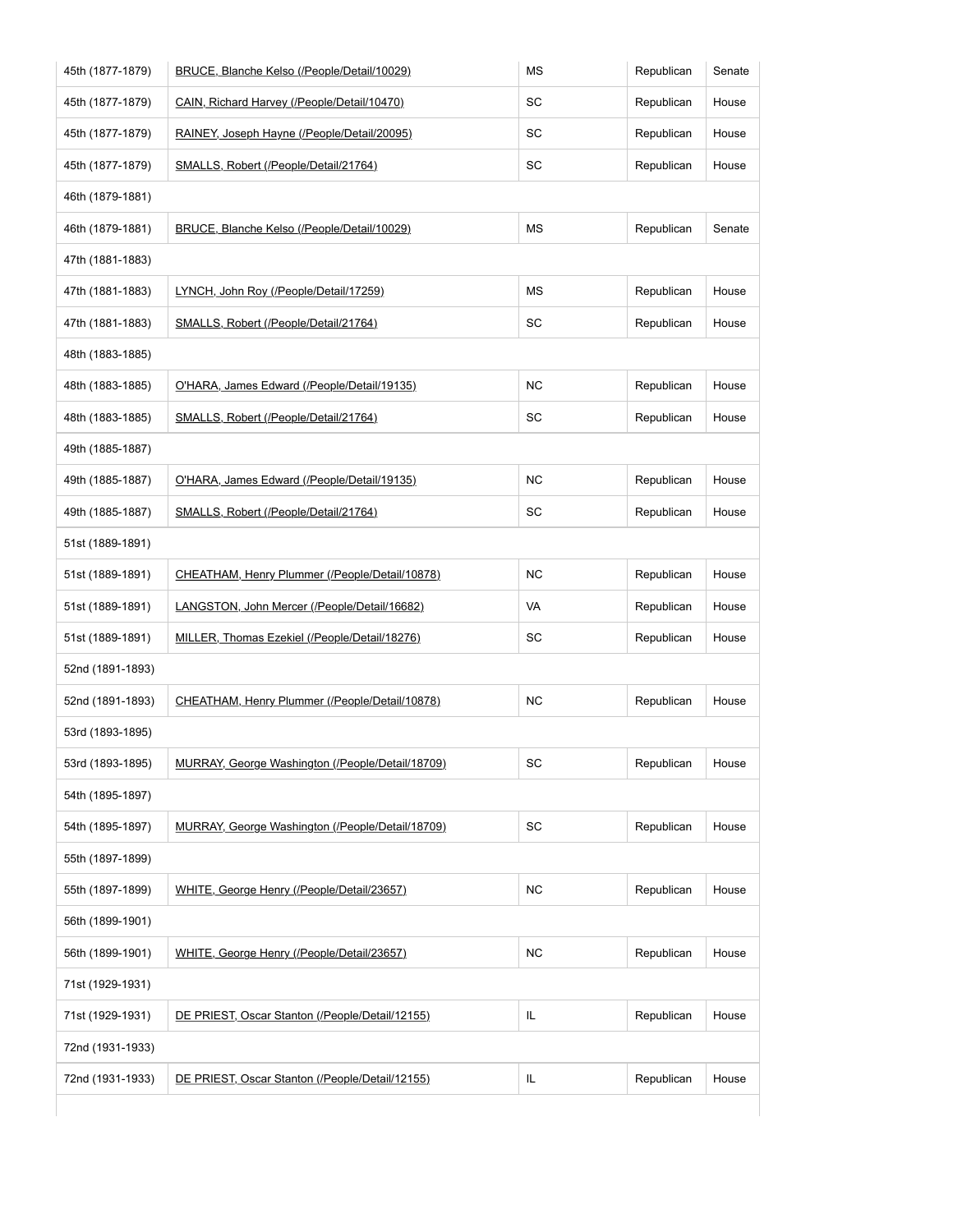| | | | | |
|---|---|---|---|---|
| 45th (1877-1879) | BRUCE, Blanche Kelso (/People/Detail/10029) | MS | Republican | Senate |
| 45th (1877-1879) | CAIN, Richard Harvey (/People/Detail/10470) | SC | Republican | House |
| 45th (1877-1879) | RAINEY, Joseph Hayne (/People/Detail/20095) | SC | Republican | House |
| 45th (1877-1879) | SMALLS, Robert (/People/Detail/21764) | SC | Republican | House |
| 46th (1879-1881) | | | | |
| 46th (1879-1881) | BRUCE, Blanche Kelso (/People/Detail/10029) | MS | Republican | Senate |
| 47th (1881-1883) | | | | |
| 47th (1881-1883) | LYNCH, John Roy (/People/Detail/17259) | MS | Republican | House |
| 47th (1881-1883) | SMALLS, Robert (/People/Detail/21764) | SC | Republican | House |
| 48th (1883-1885) | | | | |
| 48th (1883-1885) | O'HARA, James Edward (/People/Detail/19135) | NC | Republican | House |
| 48th (1883-1885) | SMALLS, Robert (/People/Detail/21764) | SC | Republican | House |
| 49th (1885-1887) | | | | |
| 49th (1885-1887) | O'HARA, James Edward (/People/Detail/19135) | NC | Republican | House |
| 49th (1885-1887) | SMALLS, Robert (/People/Detail/21764) | SC | Republican | House |
| 51st (1889-1891) | | | | |
| 51st (1889-1891) | CHEATHAM, Henry Plummer (/People/Detail/10878) | NC | Republican | House |
| 51st (1889-1891) | LANGSTON, John Mercer (/People/Detail/16682) | VA | Republican | House |
| 51st (1889-1891) | MILLER, Thomas Ezekiel (/People/Detail/18276) | SC | Republican | House |
| 52nd (1891-1893) | | | | |
| 52nd (1891-1893) | CHEATHAM, Henry Plummer (/People/Detail/10878) | NC | Republican | House |
| 53rd (1893-1895) | | | | |
| 53rd (1893-1895) | MURRAY, George Washington (/People/Detail/18709) | SC | Republican | House |
| 54th (1895-1897) | | | | |
| 54th (1895-1897) | MURRAY, George Washington (/People/Detail/18709) | SC | Republican | House |
| 55th (1897-1899) | | | | |
| 55th (1897-1899) | WHITE, George Henry (/People/Detail/23657) | NC | Republican | House |
| 56th (1899-1901) | | | | |
| 56th (1899-1901) | WHITE, George Henry (/People/Detail/23657) | NC | Republican | House |
| 71st (1929-1931) | | | | |
| 71st (1929-1931) | DE PRIEST, Oscar Stanton (/People/Detail/12155) | IL | Republican | House |
| 72nd (1931-1933) | | | | |
| 72nd (1931-1933) | DE PRIEST, Oscar Stanton (/People/Detail/12155) | IL | Republican | House |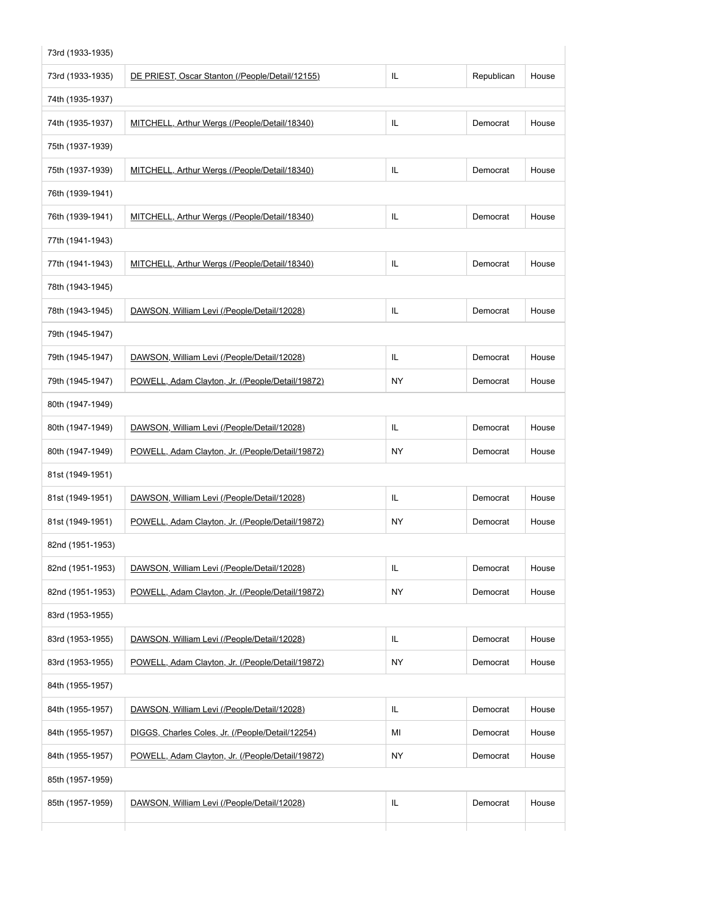| | | | | |
|---|---|---|---|---|
| 73rd (1933-1935) | | | | |
| 73rd (1933-1935) | DE PRIEST, Oscar Stanton (/People/Detail/12155) | IL | Republican | House |
| 74th (1935-1937) | | | | |
| 74th (1935-1937) | MITCHELL, Arthur Wergs (/People/Detail/18340) | IL | Democrat | House |
| 75th (1937-1939) | | | | |
| 75th (1937-1939) | MITCHELL, Arthur Wergs (/People/Detail/18340) | IL | Democrat | House |
| 76th (1939-1941) | | | | |
| 76th (1939-1941) | MITCHELL, Arthur Wergs (/People/Detail/18340) | IL | Democrat | House |
| 77th (1941-1943) | | | | |
| 77th (1941-1943) | MITCHELL, Arthur Wergs (/People/Detail/18340) | IL | Democrat | House |
| 78th (1943-1945) | | | | |
| 78th (1943-1945) | DAWSON, William Levi (/People/Detail/12028) | IL | Democrat | House |
| 79th (1945-1947) | | | | |
| 79th (1945-1947) | DAWSON, William Levi (/People/Detail/12028) | IL | Democrat | House |
| 79th (1945-1947) | POWELL, Adam Clayton, Jr. (/People/Detail/19872) | NY | Democrat | House |
| 80th (1947-1949) | | | | |
| 80th (1947-1949) | DAWSON, William Levi (/People/Detail/12028) | IL | Democrat | House |
| 80th (1947-1949) | POWELL, Adam Clayton, Jr. (/People/Detail/19872) | NY | Democrat | House |
| 81st (1949-1951) | | | | |
| 81st (1949-1951) | DAWSON, William Levi (/People/Detail/12028) | IL | Democrat | House |
| 81st (1949-1951) | POWELL, Adam Clayton, Jr. (/People/Detail/19872) | NY | Democrat | House |
| 82nd (1951-1953) | | | | |
| 82nd (1951-1953) | DAWSON, William Levi (/People/Detail/12028) | IL | Democrat | House |
| 82nd (1951-1953) | POWELL, Adam Clayton, Jr. (/People/Detail/19872) | NY | Democrat | House |
| 83rd (1953-1955) | | | | |
| 83rd (1953-1955) | DAWSON, William Levi (/People/Detail/12028) | IL | Democrat | House |
| 83rd (1953-1955) | POWELL, Adam Clayton, Jr. (/People/Detail/19872) | NY | Democrat | House |
| 84th (1955-1957) | | | | |
| 84th (1955-1957) | DAWSON, William Levi (/People/Detail/12028) | IL | Democrat | House |
| 84th (1955-1957) | DIGGS, Charles Coles, Jr. (/People/Detail/12254) | MI | Democrat | House |
| 84th (1955-1957) | POWELL, Adam Clayton, Jr. (/People/Detail/19872) | NY | Democrat | House |
| 85th (1957-1959) | | | | |
| 85th (1957-1959) | DAWSON, William Levi (/People/Detail/12028) | IL | Democrat | House |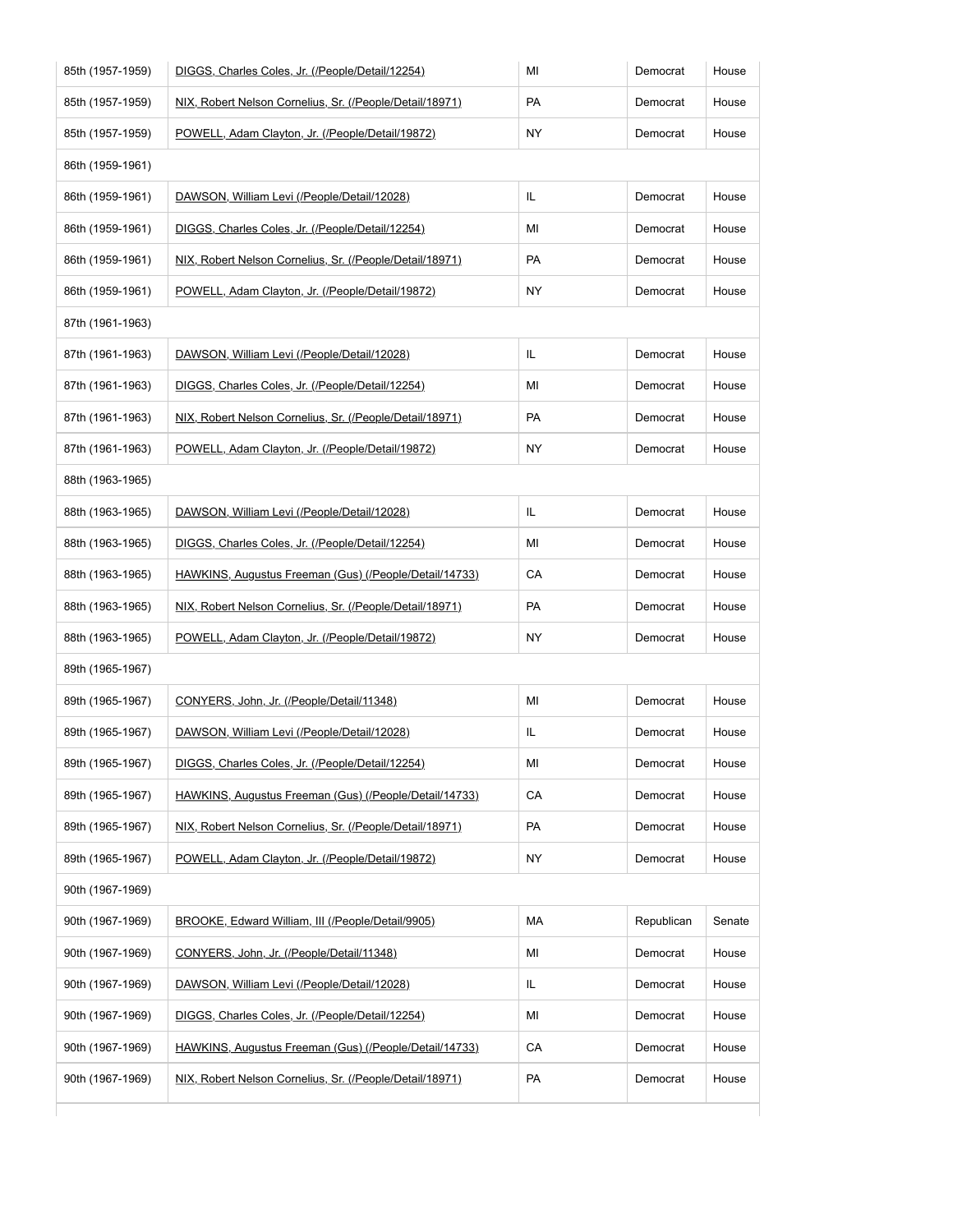| | | | | |
|---|---|---|---|---|
| 85th (1957-1959) | DIGGS, Charles Coles, Jr. (/People/Detail/12254) | MI | Democrat | House |
| 85th (1957-1959) | NIX, Robert Nelson Cornelius, Sr. (/People/Detail/18971) | PA | Democrat | House |
| 85th (1957-1959) | POWELL, Adam Clayton, Jr. (/People/Detail/19872) | NY | Democrat | House |
| 86th (1959-1961) | | | | |
| 86th (1959-1961) | DAWSON, William Levi (/People/Detail/12028) | IL | Democrat | House |
| 86th (1959-1961) | DIGGS, Charles Coles, Jr. (/People/Detail/12254) | MI | Democrat | House |
| 86th (1959-1961) | NIX, Robert Nelson Cornelius, Sr. (/People/Detail/18971) | PA | Democrat | House |
| 86th (1959-1961) | POWELL, Adam Clayton, Jr. (/People/Detail/19872) | NY | Democrat | House |
| 87th (1961-1963) | | | | |
| 87th (1961-1963) | DAWSON, William Levi (/People/Detail/12028) | IL | Democrat | House |
| 87th (1961-1963) | DIGGS, Charles Coles, Jr. (/People/Detail/12254) | MI | Democrat | House |
| 87th (1961-1963) | NIX, Robert Nelson Cornelius, Sr. (/People/Detail/18971) | PA | Democrat | House |
| 87th (1961-1963) | POWELL, Adam Clayton, Jr. (/People/Detail/19872) | NY | Democrat | House |
| 88th (1963-1965) | | | | |
| 88th (1963-1965) | DAWSON, William Levi (/People/Detail/12028) | IL | Democrat | House |
| 88th (1963-1965) | DIGGS, Charles Coles, Jr. (/People/Detail/12254) | MI | Democrat | House |
| 88th (1963-1965) | HAWKINS, Augustus Freeman (Gus) (/People/Detail/14733) | CA | Democrat | House |
| 88th (1963-1965) | NIX, Robert Nelson Cornelius, Sr. (/People/Detail/18971) | PA | Democrat | House |
| 88th (1963-1965) | POWELL, Adam Clayton, Jr. (/People/Detail/19872) | NY | Democrat | House |
| 89th (1965-1967) | | | | |
| 89th (1965-1967) | CONYERS, John, Jr. (/People/Detail/11348) | MI | Democrat | House |
| 89th (1965-1967) | DAWSON, William Levi (/People/Detail/12028) | IL | Democrat | House |
| 89th (1965-1967) | DIGGS, Charles Coles, Jr. (/People/Detail/12254) | MI | Democrat | House |
| 89th (1965-1967) | HAWKINS, Augustus Freeman (Gus) (/People/Detail/14733) | CA | Democrat | House |
| 89th (1965-1967) | NIX, Robert Nelson Cornelius, Sr. (/People/Detail/18971) | PA | Democrat | House |
| 89th (1965-1967) | POWELL, Adam Clayton, Jr. (/People/Detail/19872) | NY | Democrat | House |
| 90th (1967-1969) | | | | |
| 90th (1967-1969) | BROOKE, Edward William, III (/People/Detail/9905) | MA | Republican | Senate |
| 90th (1967-1969) | CONYERS, John, Jr. (/People/Detail/11348) | MI | Democrat | House |
| 90th (1967-1969) | DAWSON, William Levi (/People/Detail/12028) | IL | Democrat | House |
| 90th (1967-1969) | DIGGS, Charles Coles, Jr. (/People/Detail/12254) | MI | Democrat | House |
| 90th (1967-1969) | HAWKINS, Augustus Freeman (Gus) (/People/Detail/14733) | CA | Democrat | House |
| 90th (1967-1969) | NIX, Robert Nelson Cornelius, Sr. (/People/Detail/18971) | PA | Democrat | House |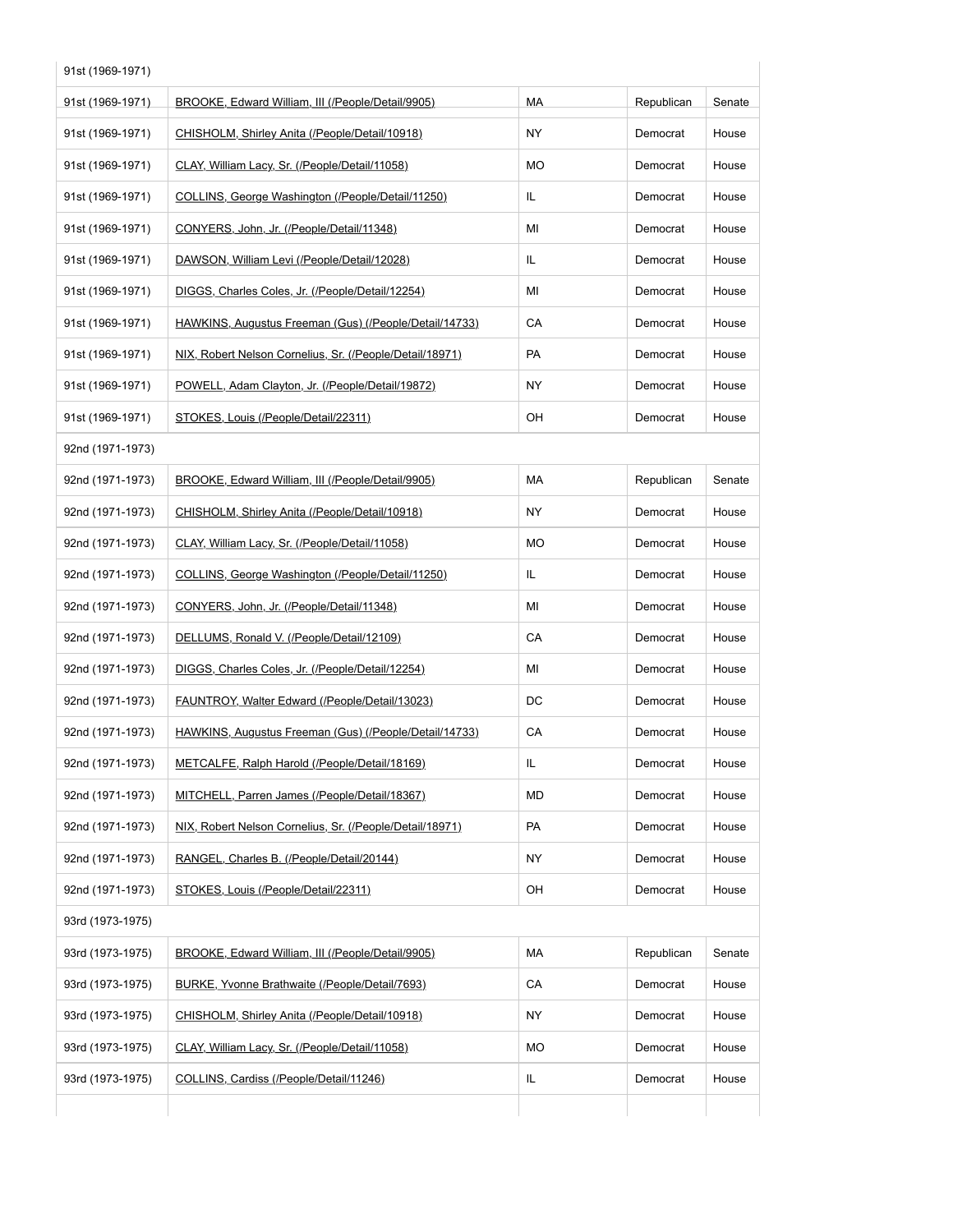| 91st (1969-1971) | | | | |
|---|---|---|---|---|
| 91st (1969-1971) | BROOKE, Edward William, III (/People/Detail/9905) | MA | Republican | Senate |
| 91st (1969-1971) | CHISHOLM, Shirley Anita (/People/Detail/10918) | NY | Democrat | House |
| 91st (1969-1971) | CLAY, William Lacy, Sr. (/People/Detail/11058) | MO | Democrat | House |
| 91st (1969-1971) | COLLINS, George Washington (/People/Detail/11250) | IL | Democrat | House |
| 91st (1969-1971) | CONYERS, John, Jr. (/People/Detail/11348) | MI | Democrat | House |
| 91st (1969-1971) | DAWSON, William Levi (/People/Detail/12028) | IL | Democrat | House |
| 91st (1969-1971) | DIGGS, Charles Coles, Jr. (/People/Detail/12254) | MI | Democrat | House |
| 91st (1969-1971) | HAWKINS, Augustus Freeman (Gus) (/People/Detail/14733) | CA | Democrat | House |
| 91st (1969-1971) | NIX, Robert Nelson Cornelius, Sr. (/People/Detail/18971) | PA | Democrat | House |
| 91st (1969-1971) | POWELL, Adam Clayton, Jr. (/People/Detail/19872) | NY | Democrat | House |
| 91st (1969-1971) | STOKES, Louis (/People/Detail/22311) | OH | Democrat | House |
| 92nd (1971-1973) | | | | |
| 92nd (1971-1973) | BROOKE, Edward William, III (/People/Detail/9905) | MA | Republican | Senate |
| 92nd (1971-1973) | CHISHOLM, Shirley Anita (/People/Detail/10918) | NY | Democrat | House |
| 92nd (1971-1973) | CLAY, William Lacy, Sr. (/People/Detail/11058) | MO | Democrat | House |
| 92nd (1971-1973) | COLLINS, George Washington (/People/Detail/11250) | IL | Democrat | House |
| 92nd (1971-1973) | CONYERS, John, Jr. (/People/Detail/11348) | MI | Democrat | House |
| 92nd (1971-1973) | DELLUMS, Ronald V. (/People/Detail/12109) | CA | Democrat | House |
| 92nd (1971-1973) | DIGGS, Charles Coles, Jr. (/People/Detail/12254) | MI | Democrat | House |
| 92nd (1971-1973) | FAUNTROY, Walter Edward (/People/Detail/13023) | DC | Democrat | House |
| 92nd (1971-1973) | HAWKINS, Augustus Freeman (Gus) (/People/Detail/14733) | CA | Democrat | House |
| 92nd (1971-1973) | METCALFE, Ralph Harold (/People/Detail/18169) | IL | Democrat | House |
| 92nd (1971-1973) | MITCHELL, Parren James (/People/Detail/18367) | MD | Democrat | House |
| 92nd (1971-1973) | NIX, Robert Nelson Cornelius, Sr. (/People/Detail/18971) | PA | Democrat | House |
| 92nd (1971-1973) | RANGEL, Charles B. (/People/Detail/20144) | NY | Democrat | House |
| 92nd (1971-1973) | STOKES, Louis (/People/Detail/22311) | OH | Democrat | House |
| 93rd (1973-1975) | | | | |
| 93rd (1973-1975) | BROOKE, Edward William, III (/People/Detail/9905) | MA | Republican | Senate |
| 93rd (1973-1975) | BURKE, Yvonne Brathwaite (/People/Detail/7693) | CA | Democrat | House |
| 93rd (1973-1975) | CHISHOLM, Shirley Anita (/People/Detail/10918) | NY | Democrat | House |
| 93rd (1973-1975) | CLAY, William Lacy, Sr. (/People/Detail/11058) | MO | Democrat | House |
| 93rd (1973-1975) | COLLINS, Cardiss (/People/Detail/11246) | IL | Democrat | House |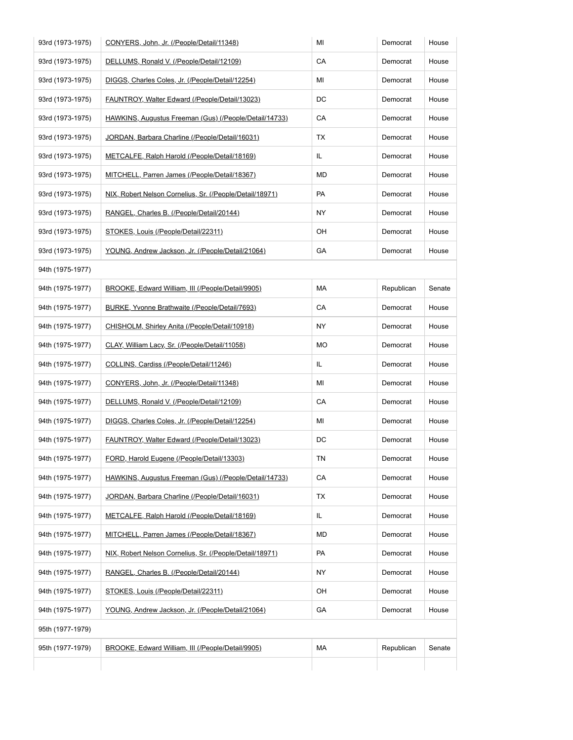| | | | | |
|---|---|---|---|---|
| 93rd (1973-1975) | CONYERS, John, Jr. (/People/Detail/11348) | MI | Democrat | House |
| 93rd (1973-1975) | DELLUMS, Ronald V. (/People/Detail/12109) | CA | Democrat | House |
| 93rd (1973-1975) | DIGGS, Charles Coles, Jr. (/People/Detail/12254) | MI | Democrat | House |
| 93rd (1973-1975) | FAUNTROY, Walter Edward (/People/Detail/13023) | DC | Democrat | House |
| 93rd (1973-1975) | HAWKINS, Augustus Freeman (Gus) (/People/Detail/14733) | CA | Democrat | House |
| 93rd (1973-1975) | JORDAN, Barbara Charline (/People/Detail/16031) | TX | Democrat | House |
| 93rd (1973-1975) | METCALFE, Ralph Harold (/People/Detail/18169) | IL | Democrat | House |
| 93rd (1973-1975) | MITCHELL, Parren James (/People/Detail/18367) | MD | Democrat | House |
| 93rd (1973-1975) | NIX, Robert Nelson Cornelius, Sr. (/People/Detail/18971) | PA | Democrat | House |
| 93rd (1973-1975) | RANGEL, Charles B. (/People/Detail/20144) | NY | Democrat | House |
| 93rd (1973-1975) | STOKES, Louis (/People/Detail/22311) | OH | Democrat | House |
| 93rd (1973-1975) | YOUNG, Andrew Jackson, Jr. (/People/Detail/21064) | GA | Democrat | House |
| 94th (1975-1977) | | | | |
| 94th (1975-1977) | BROOKE, Edward William, III (/People/Detail/9905) | MA | Republican | Senate |
| 94th (1975-1977) | BURKE, Yvonne Brathwaite (/People/Detail/7693) | CA | Democrat | House |
| 94th (1975-1977) | CHISHOLM, Shirley Anita (/People/Detail/10918) | NY | Democrat | House |
| 94th (1975-1977) | CLAY, William Lacy, Sr. (/People/Detail/11058) | MO | Democrat | House |
| 94th (1975-1977) | COLLINS, Cardiss (/People/Detail/11246) | IL | Democrat | House |
| 94th (1975-1977) | CONYERS, John, Jr. (/People/Detail/11348) | MI | Democrat | House |
| 94th (1975-1977) | DELLUMS, Ronald V. (/People/Detail/12109) | CA | Democrat | House |
| 94th (1975-1977) | DIGGS, Charles Coles, Jr. (/People/Detail/12254) | MI | Democrat | House |
| 94th (1975-1977) | FAUNTROY, Walter Edward (/People/Detail/13023) | DC | Democrat | House |
| 94th (1975-1977) | FORD, Harold Eugene (/People/Detail/13303) | TN | Democrat | House |
| 94th (1975-1977) | HAWKINS, Augustus Freeman (Gus) (/People/Detail/14733) | CA | Democrat | House |
| 94th (1975-1977) | JORDAN, Barbara Charline (/People/Detail/16031) | TX | Democrat | House |
| 94th (1975-1977) | METCALFE, Ralph Harold (/People/Detail/18169) | IL | Democrat | House |
| 94th (1975-1977) | MITCHELL, Parren James (/People/Detail/18367) | MD | Democrat | House |
| 94th (1975-1977) | NIX, Robert Nelson Cornelius, Sr. (/People/Detail/18971) | PA | Democrat | House |
| 94th (1975-1977) | RANGEL, Charles B. (/People/Detail/20144) | NY | Democrat | House |
| 94th (1975-1977) | STOKES, Louis (/People/Detail/22311) | OH | Democrat | House |
| 94th (1975-1977) | YOUNG, Andrew Jackson, Jr. (/People/Detail/21064) | GA | Democrat | House |
| 95th (1977-1979) | | | | |
| 95th (1977-1979) | BROOKE, Edward William, III (/People/Detail/9905) | MA | Republican | Senate |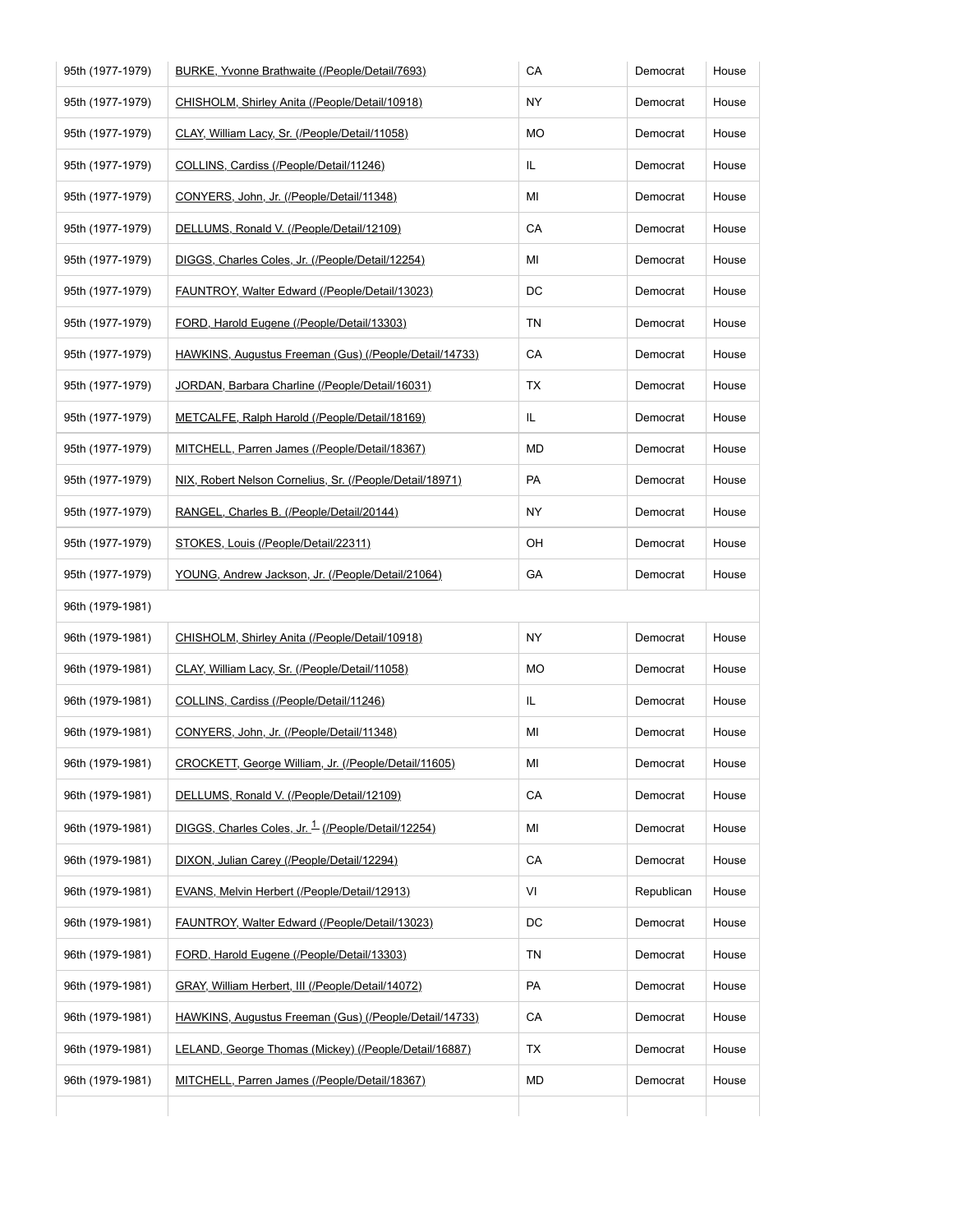| | | | | |
|---|---|---|---|---|
| 95th (1977-1979) | BURKE, Yvonne Brathwaite (/People/Detail/7693) | CA | Democrat | House |
| 95th (1977-1979) | CHISHOLM, Shirley Anita (/People/Detail/10918) | NY | Democrat | House |
| 95th (1977-1979) | CLAY, William Lacy, Sr. (/People/Detail/11058) | MO | Democrat | House |
| 95th (1977-1979) | COLLINS, Cardiss (/People/Detail/11246) | IL | Democrat | House |
| 95th (1977-1979) | CONYERS, John, Jr. (/People/Detail/11348) | MI | Democrat | House |
| 95th (1977-1979) | DELLUMS, Ronald V. (/People/Detail/12109) | CA | Democrat | House |
| 95th (1977-1979) | DIGGS, Charles Coles, Jr. (/People/Detail/12254) | MI | Democrat | House |
| 95th (1977-1979) | FAUNTROY, Walter Edward (/People/Detail/13023) | DC | Democrat | House |
| 95th (1977-1979) | FORD, Harold Eugene (/People/Detail/13303) | TN | Democrat | House |
| 95th (1977-1979) | HAWKINS, Augustus Freeman (Gus) (/People/Detail/14733) | CA | Democrat | House |
| 95th (1977-1979) | JORDAN, Barbara Charline (/People/Detail/16031) | TX | Democrat | House |
| 95th (1977-1979) | METCALFE, Ralph Harold (/People/Detail/18169) | IL | Democrat | House |
| 95th (1977-1979) | MITCHELL, Parren James (/People/Detail/18367) | MD | Democrat | House |
| 95th (1977-1979) | NIX, Robert Nelson Cornelius, Sr. (/People/Detail/18971) | PA | Democrat | House |
| 95th (1977-1979) | RANGEL, Charles B. (/People/Detail/20144) | NY | Democrat | House |
| 95th (1977-1979) | STOKES, Louis (/People/Detail/22311) | OH | Democrat | House |
| 95th (1977-1979) | YOUNG, Andrew Jackson, Jr. (/People/Detail/21064) | GA | Democrat | House |
| 96th (1979-1981) | | | | |
| 96th (1979-1981) | CHISHOLM, Shirley Anita (/People/Detail/10918) | NY | Democrat | House |
| 96th (1979-1981) | CLAY, William Lacy, Sr. (/People/Detail/11058) | MO | Democrat | House |
| 96th (1979-1981) | COLLINS, Cardiss (/People/Detail/11246) | IL | Democrat | House |
| 96th (1979-1981) | CONYERS, John, Jr. (/People/Detail/11348) | MI | Democrat | House |
| 96th (1979-1981) | CROCKETT, George William, Jr. (/People/Detail/11605) | MI | Democrat | House |
| 96th (1979-1981) | DELLUMS, Ronald V. (/People/Detail/12109) | CA | Democrat | House |
| 96th (1979-1981) | DIGGS, Charles Coles, Jr. [1] (/People/Detail/12254) | MI | Democrat | House |
| 96th (1979-1981) | DIXON, Julian Carey (/People/Detail/12294) | CA | Democrat | House |
| 96th (1979-1981) | EVANS, Melvin Herbert (/People/Detail/12913) | VI | Republican | House |
| 96th (1979-1981) | FAUNTROY, Walter Edward (/People/Detail/13023) | DC | Democrat | House |
| 96th (1979-1981) | FORD, Harold Eugene (/People/Detail/13303) | TN | Democrat | House |
| 96th (1979-1981) | GRAY, William Herbert, III (/People/Detail/14072) | PA | Democrat | House |
| 96th (1979-1981) | HAWKINS, Augustus Freeman (Gus) (/People/Detail/14733) | CA | Democrat | House |
| 96th (1979-1981) | LELAND, George Thomas (Mickey) (/People/Detail/16887) | TX | Democrat | House |
| 96th (1979-1981) | MITCHELL, Parren James (/People/Detail/18367) | MD | Democrat | House |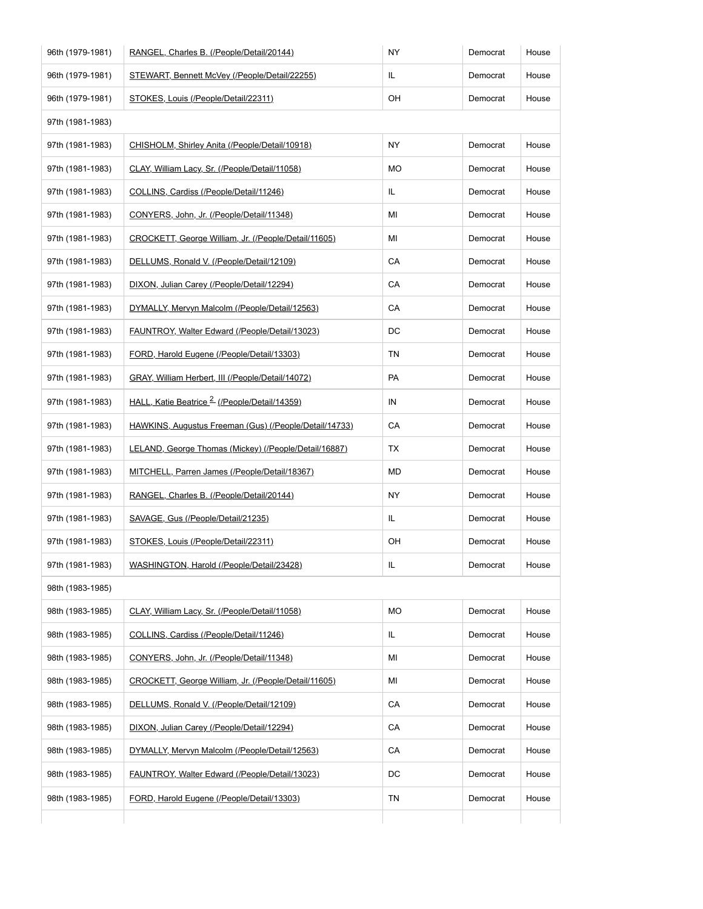| | | | | |
|---|---|---|---|---|
| 96th (1979-1981) | RANGEL, Charles B. (/People/Detail/20144) | NY | Democrat | House |
| 96th (1979-1981) | STEWART, Bennett McVey (/People/Detail/22255) | IL | Democrat | House |
| 96th (1979-1981) | STOKES, Louis (/People/Detail/22311) | OH | Democrat | House |
| 97th (1981-1983) | | | | |
| 97th (1981-1983) | CHISHOLM, Shirley Anita (/People/Detail/10918) | NY | Democrat | House |
| 97th (1981-1983) | CLAY, William Lacy, Sr. (/People/Detail/11058) | MO | Democrat | House |
| 97th (1981-1983) | COLLINS, Cardiss (/People/Detail/11246) | IL | Democrat | House |
| 97th (1981-1983) | CONYERS, John, Jr. (/People/Detail/11348) | MI | Democrat | House |
| 97th (1981-1983) | CROCKETT, George William, Jr. (/People/Detail/11605) | MI | Democrat | House |
| 97th (1981-1983) | DELLUMS, Ronald V. (/People/Detail/12109) | CA | Democrat | House |
| 97th (1981-1983) | DIXON, Julian Carey (/People/Detail/12294) | CA | Democrat | House |
| 97th (1981-1983) | DYMALLY, Mervyn Malcolm (/People/Detail/12563) | CA | Democrat | House |
| 97th (1981-1983) | FAUNTROY, Walter Edward (/People/Detail/13023) | DC | Democrat | House |
| 97th (1981-1983) | FORD, Harold Eugene (/People/Detail/13303) | TN | Democrat | House |
| 97th (1981-1983) | GRAY, William Herbert, III (/People/Detail/14072) | PA | Democrat | House |
| 97th (1981-1983) | HALL, Katie Beatrice [2] (/People/Detail/14359) | IN | Democrat | House |
| 97th (1981-1983) | HAWKINS, Augustus Freeman (Gus) (/People/Detail/14733) | CA | Democrat | House |
| 97th (1981-1983) | LELAND, George Thomas (Mickey) (/People/Detail/16887) | TX | Democrat | House |
| 97th (1981-1983) | MITCHELL, Parren James (/People/Detail/18367) | MD | Democrat | House |
| 97th (1981-1983) | RANGEL, Charles B. (/People/Detail/20144) | NY | Democrat | House |
| 97th (1981-1983) | SAVAGE, Gus (/People/Detail/21235) | IL | Democrat | House |
| 97th (1981-1983) | STOKES, Louis (/People/Detail/22311) | OH | Democrat | House |
| 97th (1981-1983) | WASHINGTON, Harold (/People/Detail/23428) | IL | Democrat | House |
| 98th (1983-1985) | | | | |
| 98th (1983-1985) | CLAY, William Lacy, Sr. (/People/Detail/11058) | MO | Democrat | House |
| 98th (1983-1985) | COLLINS, Cardiss (/People/Detail/11246) | IL | Democrat | House |
| 98th (1983-1985) | CONYERS, John, Jr. (/People/Detail/11348) | MI | Democrat | House |
| 98th (1983-1985) | CROCKETT, George William, Jr. (/People/Detail/11605) | MI | Democrat | House |
| 98th (1983-1985) | DELLUMS, Ronald V. (/People/Detail/12109) | CA | Democrat | House |
| 98th (1983-1985) | DIXON, Julian Carey (/People/Detail/12294) | CA | Democrat | House |
| 98th (1983-1985) | DYMALLY, Mervyn Malcolm (/People/Detail/12563) | CA | Democrat | House |
| 98th (1983-1985) | FAUNTROY, Walter Edward (/People/Detail/13023) | DC | Democrat | House |
| 98th (1983-1985) | FORD, Harold Eugene (/People/Detail/13303) | TN | Democrat | House |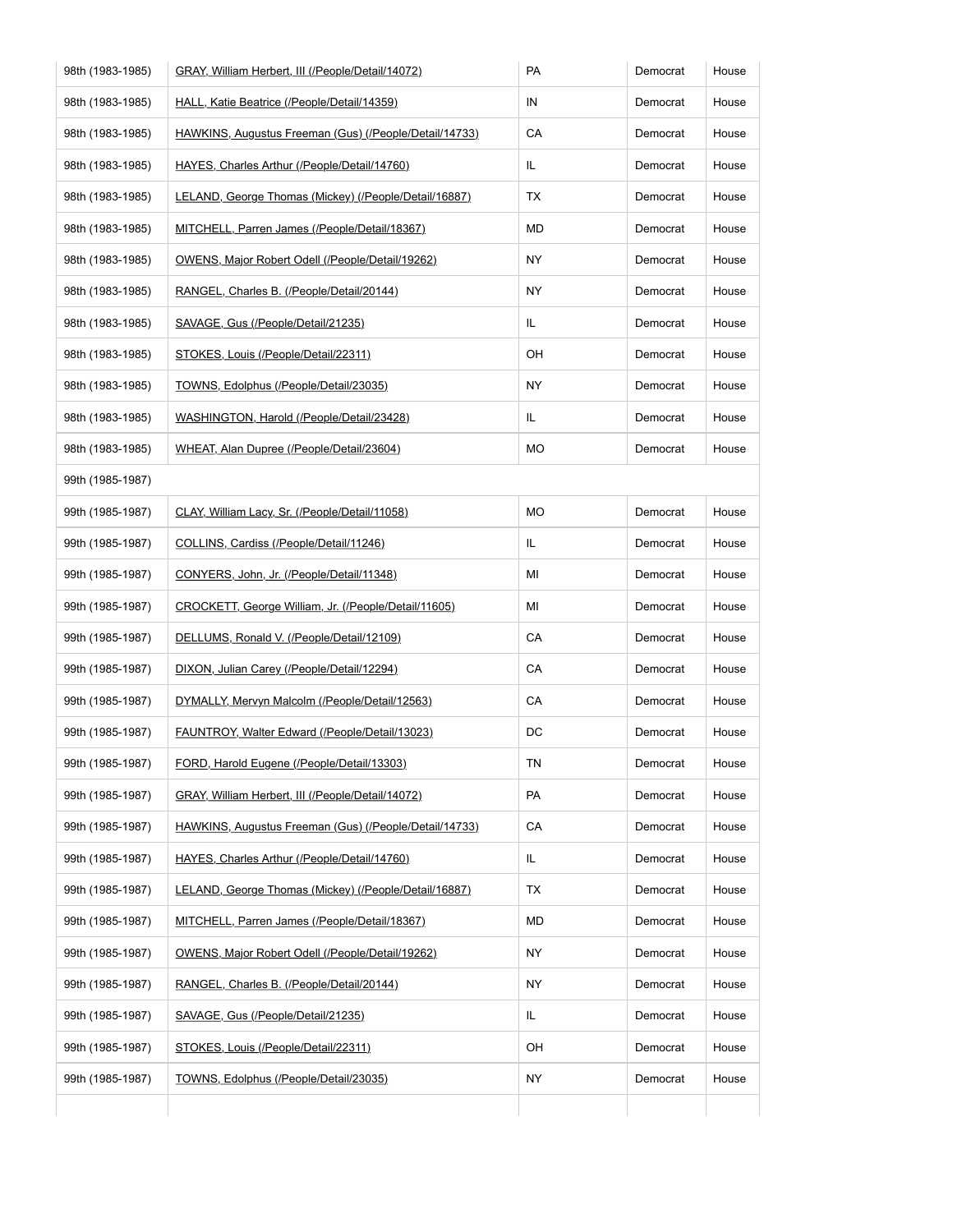| | | | | |
|---|---|---|---|---|
| 98th (1983-1985) | GRAY, William Herbert, III (/People/Detail/14072) | PA | Democrat | House |
| 98th (1983-1985) | HALL, Katie Beatrice (/People/Detail/14359) | IN | Democrat | House |
| 98th (1983-1985) | HAWKINS, Augustus Freeman (Gus) (/People/Detail/14733) | CA | Democrat | House |
| 98th (1983-1985) | HAYES, Charles Arthur (/People/Detail/14760) | IL | Democrat | House |
| 98th (1983-1985) | LELAND, George Thomas (Mickey) (/People/Detail/16887) | TX | Democrat | House |
| 98th (1983-1985) | MITCHELL, Parren James (/People/Detail/18367) | MD | Democrat | House |
| 98th (1983-1985) | OWENS, Major Robert Odell (/People/Detail/19262) | NY | Democrat | House |
| 98th (1983-1985) | RANGEL, Charles B. (/People/Detail/20144) | NY | Democrat | House |
| 98th (1983-1985) | SAVAGE, Gus (/People/Detail/21235) | IL | Democrat | House |
| 98th (1983-1985) | STOKES, Louis (/People/Detail/22311) | OH | Democrat | House |
| 98th (1983-1985) | TOWNS, Edolphus (/People/Detail/23035) | NY | Democrat | House |
| 98th (1983-1985) | WASHINGTON, Harold (/People/Detail/23428) | IL | Democrat | House |
| 98th (1983-1985) | WHEAT, Alan Dupree (/People/Detail/23604) | MO | Democrat | House |
| 99th (1985-1987) | | | | |
| 99th (1985-1987) | CLAY, William Lacy, Sr. (/People/Detail/11058) | MO | Democrat | House |
| 99th (1985-1987) | COLLINS, Cardiss (/People/Detail/11246) | IL | Democrat | House |
| 99th (1985-1987) | CONYERS, John, Jr. (/People/Detail/11348) | MI | Democrat | House |
| 99th (1985-1987) | CROCKETT, George William, Jr. (/People/Detail/11605) | MI | Democrat | House |
| 99th (1985-1987) | DELLUMS, Ronald V. (/People/Detail/12109) | CA | Democrat | House |
| 99th (1985-1987) | DIXON, Julian Carey (/People/Detail/12294) | CA | Democrat | House |
| 99th (1985-1987) | DYMALLY, Mervyn Malcolm (/People/Detail/12563) | CA | Democrat | House |
| 99th (1985-1987) | FAUNTROY, Walter Edward (/People/Detail/13023) | DC | Democrat | House |
| 99th (1985-1987) | FORD, Harold Eugene (/People/Detail/13303) | TN | Democrat | House |
| 99th (1985-1987) | GRAY, William Herbert, III (/People/Detail/14072) | PA | Democrat | House |
| 99th (1985-1987) | HAWKINS, Augustus Freeman (Gus) (/People/Detail/14733) | CA | Democrat | House |
| 99th (1985-1987) | HAYES, Charles Arthur (/People/Detail/14760) | IL | Democrat | House |
| 99th (1985-1987) | LELAND, George Thomas (Mickey) (/People/Detail/16887) | TX | Democrat | House |
| 99th (1985-1987) | MITCHELL, Parren James (/People/Detail/18367) | MD | Democrat | House |
| 99th (1985-1987) | OWENS, Major Robert Odell (/People/Detail/19262) | NY | Democrat | House |
| 99th (1985-1987) | RANGEL, Charles B. (/People/Detail/20144) | NY | Democrat | House |
| 99th (1985-1987) | SAVAGE, Gus (/People/Detail/21235) | IL | Democrat | House |
| 99th (1985-1987) | STOKES, Louis (/People/Detail/22311) | OH | Democrat | House |
| 99th (1985-1987) | TOWNS, Edolphus (/People/Detail/23035) | NY | Democrat | House |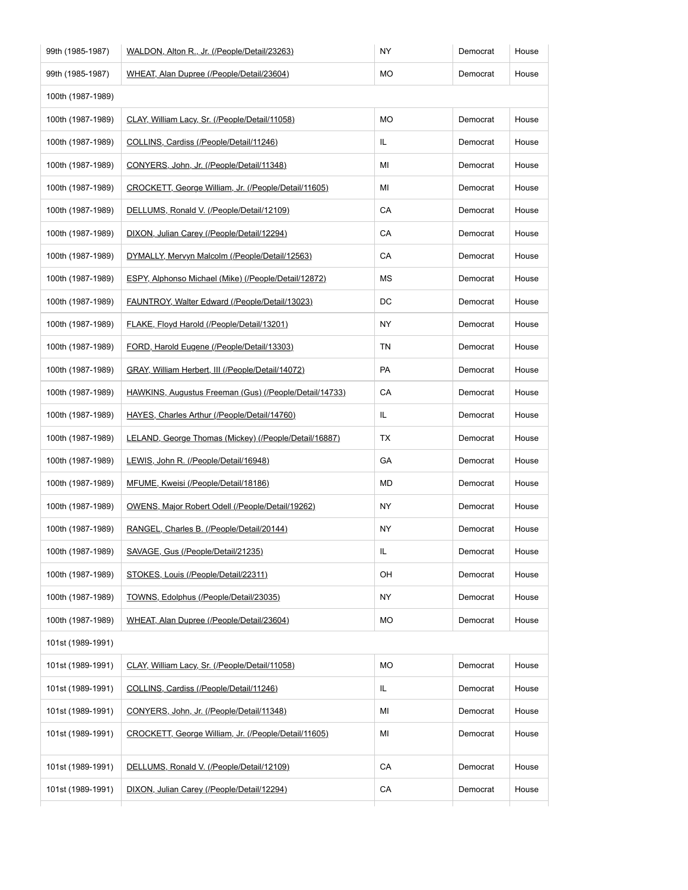| | | | | |
|---|---|---|---|---|
| 99th (1985-1987) | WALDON, Alton R., Jr. (/People/Detail/23263) | NY | Democrat | House |
| 99th (1985-1987) | WHEAT, Alan Dupree (/People/Detail/23604) | MO | Democrat | House |
| 100th (1987-1989) | | | | |
| 100th (1987-1989) | CLAY, William Lacy, Sr. (/People/Detail/11058) | MO | Democrat | House |
| 100th (1987-1989) | COLLINS, Cardiss (/People/Detail/11246) | IL | Democrat | House |
| 100th (1987-1989) | CONYERS, John, Jr. (/People/Detail/11348) | MI | Democrat | House |
| 100th (1987-1989) | CROCKETT, George William, Jr. (/People/Detail/11605) | MI | Democrat | House |
| 100th (1987-1989) | DELLUMS, Ronald V. (/People/Detail/12109) | CA | Democrat | House |
| 100th (1987-1989) | DIXON, Julian Carey (/People/Detail/12294) | CA | Democrat | House |
| 100th (1987-1989) | DYMALLY, Mervyn Malcolm (/People/Detail/12563) | CA | Democrat | House |
| 100th (1987-1989) | ESPY, Alphonso Michael (Mike) (/People/Detail/12872) | MS | Democrat | House |
| 100th (1987-1989) | FAUNTROY, Walter Edward (/People/Detail/13023) | DC | Democrat | House |
| 100th (1987-1989) | FLAKE, Floyd Harold (/People/Detail/13201) | NY | Democrat | House |
| 100th (1987-1989) | FORD, Harold Eugene (/People/Detail/13303) | TN | Democrat | House |
| 100th (1987-1989) | GRAY, William Herbert, III (/People/Detail/14072) | PA | Democrat | House |
| 100th (1987-1989) | HAWKINS, Augustus Freeman (Gus) (/People/Detail/14733) | CA | Democrat | House |
| 100th (1987-1989) | HAYES, Charles Arthur (/People/Detail/14760) | IL | Democrat | House |
| 100th (1987-1989) | LELAND, George Thomas (Mickey) (/People/Detail/16887) | TX | Democrat | House |
| 100th (1987-1989) | LEWIS, John R. (/People/Detail/16948) | GA | Democrat | House |
| 100th (1987-1989) | MFUME, Kweisi (/People/Detail/18186) | MD | Democrat | House |
| 100th (1987-1989) | OWENS, Major Robert Odell (/People/Detail/19262) | NY | Democrat | House |
| 100th (1987-1989) | RANGEL, Charles B. (/People/Detail/20144) | NY | Democrat | House |
| 100th (1987-1989) | SAVAGE, Gus (/People/Detail/21235) | IL | Democrat | House |
| 100th (1987-1989) | STOKES, Louis (/People/Detail/22311) | OH | Democrat | House |
| 100th (1987-1989) | TOWNS, Edolphus (/People/Detail/23035) | NY | Democrat | House |
| 100th (1987-1989) | WHEAT, Alan Dupree (/People/Detail/23604) | MO | Democrat | House |
| 101st (1989-1991) | | | | |
| 101st (1989-1991) | CLAY, William Lacy, Sr. (/People/Detail/11058) | MO | Democrat | House |
| 101st (1989-1991) | COLLINS, Cardiss (/People/Detail/11246) | IL | Democrat | House |
| 101st (1989-1991) | CONYERS, John, Jr. (/People/Detail/11348) | MI | Democrat | House |
| 101st (1989-1991) | CROCKETT, George William, Jr. (/People/Detail/11605) | MI | Democrat | House |
| 101st (1989-1991) | DELLUMS, Ronald V. (/People/Detail/12109) | CA | Democrat | House |
| 101st (1989-1991) | DIXON, Julian Carey (/People/Detail/12294) | CA | Democrat | House |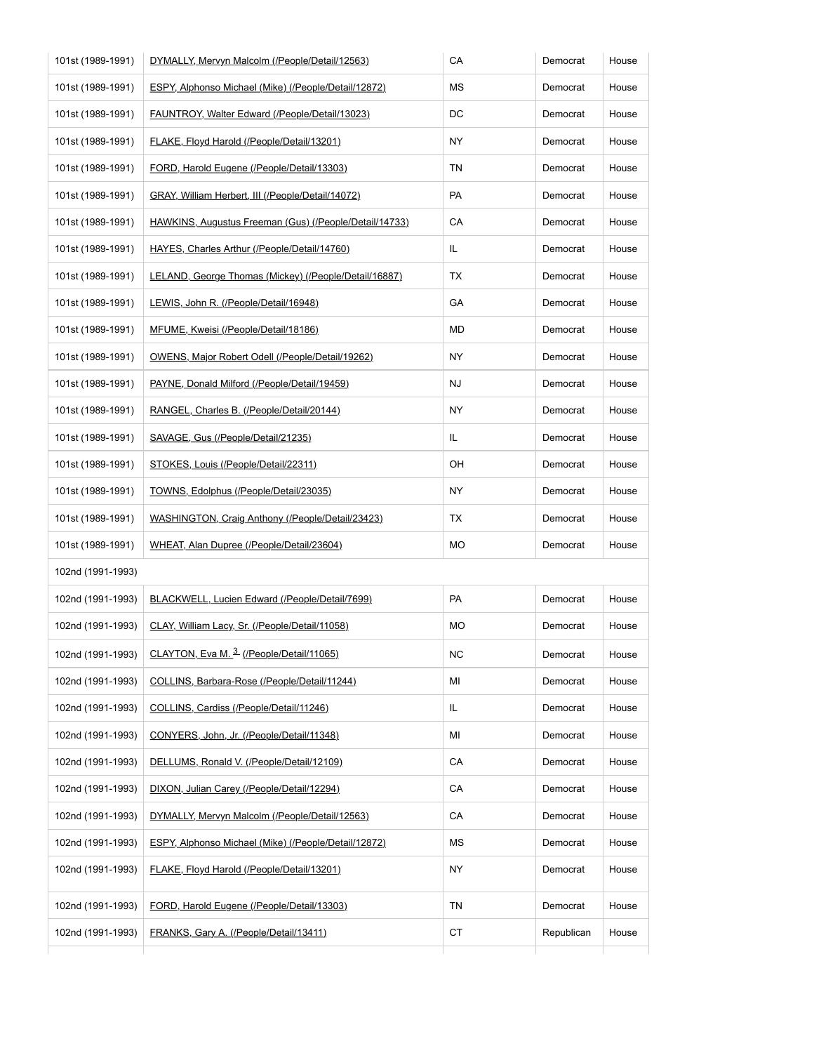| | | | | |
|---|---|---|---|---|
| 101st (1989-1991) | DYMALLY, Mervyn Malcolm (/People/Detail/12563) | CA | Democrat | House |
| 101st (1989-1991) | ESPY, Alphonso Michael (Mike) (/People/Detail/12872) | MS | Democrat | House |
| 101st (1989-1991) | FAUNTROY, Walter Edward (/People/Detail/13023) | DC | Democrat | House |
| 101st (1989-1991) | FLAKE, Floyd Harold (/People/Detail/13201) | NY | Democrat | House |
| 101st (1989-1991) | FORD, Harold Eugene (/People/Detail/13303) | TN | Democrat | House |
| 101st (1989-1991) | GRAY, William Herbert, III (/People/Detail/14072) | PA | Democrat | House |
| 101st (1989-1991) | HAWKINS, Augustus Freeman (Gus) (/People/Detail/14733) | CA | Democrat | House |
| 101st (1989-1991) | HAYES, Charles Arthur (/People/Detail/14760) | IL | Democrat | House |
| 101st (1989-1991) | LELAND, George Thomas (Mickey) (/People/Detail/16887) | TX | Democrat | House |
| 101st (1989-1991) | LEWIS, John R. (/People/Detail/16948) | GA | Democrat | House |
| 101st (1989-1991) | MFUME, Kweisi (/People/Detail/18186) | MD | Democrat | House |
| 101st (1989-1991) | OWENS, Major Robert Odell (/People/Detail/19262) | NY | Democrat | House |
| 101st (1989-1991) | PAYNE, Donald Milford (/People/Detail/19459) | NJ | Democrat | House |
| 101st (1989-1991) | RANGEL, Charles B. (/People/Detail/20144) | NY | Democrat | House |
| 101st (1989-1991) | SAVAGE, Gus (/People/Detail/21235) | IL | Democrat | House |
| 101st (1989-1991) | STOKES, Louis (/People/Detail/22311) | OH | Democrat | House |
| 101st (1989-1991) | TOWNS, Edolphus (/People/Detail/23035) | NY | Democrat | House |
| 101st (1989-1991) | WASHINGTON, Craig Anthony (/People/Detail/23423) | TX | Democrat | House |
| 101st (1989-1991) | WHEAT, Alan Dupree (/People/Detail/23604) | MO | Democrat | House |
| 102nd (1991-1993) | | | | |
| 102nd (1991-1993) | BLACKWELL, Lucien Edward (/People/Detail/7699) | PA | Democrat | House |
| 102nd (1991-1993) | CLAY, William Lacy, Sr. (/People/Detail/11058) | MO | Democrat | House |
| 102nd (1991-1993) | CLAYTON, Eva M. [3] (/People/Detail/11065) | NC | Democrat | House |
| 102nd (1991-1993) | COLLINS, Barbara-Rose (/People/Detail/11244) | MI | Democrat | House |
| 102nd (1991-1993) | COLLINS, Cardiss (/People/Detail/11246) | IL | Democrat | House |
| 102nd (1991-1993) | CONYERS, John, Jr. (/People/Detail/11348) | MI | Democrat | House |
| 102nd (1991-1993) | DELLUMS, Ronald V. (/People/Detail/12109) | CA | Democrat | House |
| 102nd (1991-1993) | DIXON, Julian Carey (/People/Detail/12294) | CA | Democrat | House |
| 102nd (1991-1993) | DYMALLY, Mervyn Malcolm (/People/Detail/12563) | CA | Democrat | House |
| 102nd (1991-1993) | ESPY, Alphonso Michael (Mike) (/People/Detail/12872) | MS | Democrat | House |
| 102nd (1991-1993) | FLAKE, Floyd Harold (/People/Detail/13201) | NY | Democrat | House |
| 102nd (1991-1993) | FORD, Harold Eugene (/People/Detail/13303) | TN | Democrat | House |
| 102nd (1991-1993) | FRANKS, Gary A. (/People/Detail/13411) | CT | Republican | House |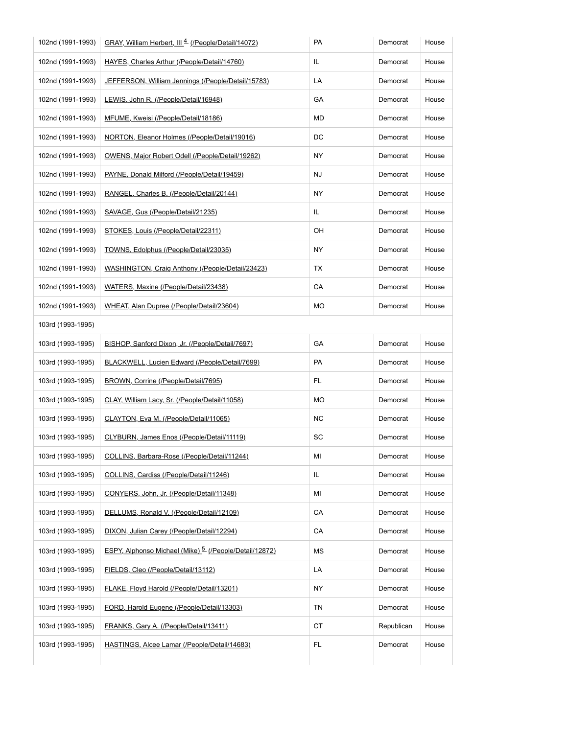| | | | | |
|---|---|---|---|---|
| 102nd (1991-1993) | GRAY, William Herbert, III [4] (/People/Detail/14072) | PA | Democrat | House |
| 102nd (1991-1993) | HAYES, Charles Arthur (/People/Detail/14760) | IL | Democrat | House |
| 102nd (1991-1993) | JEFFERSON, William Jennings (/People/Detail/15783) | LA | Democrat | House |
| 102nd (1991-1993) | LEWIS, John R. (/People/Detail/16948) | GA | Democrat | House |
| 102nd (1991-1993) | MFUME, Kweisi (/People/Detail/18186) | MD | Democrat | House |
| 102nd (1991-1993) | NORTON, Eleanor Holmes (/People/Detail/19016) | DC | Democrat | House |
| 102nd (1991-1993) | OWENS, Major Robert Odell (/People/Detail/19262) | NY | Democrat | House |
| 102nd (1991-1993) | PAYNE, Donald Milford (/People/Detail/19459) | NJ | Democrat | House |
| 102nd (1991-1993) | RANGEL, Charles B. (/People/Detail/20144) | NY | Democrat | House |
| 102nd (1991-1993) | SAVAGE, Gus (/People/Detail/21235) | IL | Democrat | House |
| 102nd (1991-1993) | STOKES, Louis (/People/Detail/22311) | OH | Democrat | House |
| 102nd (1991-1993) | TOWNS, Edolphus (/People/Detail/23035) | NY | Democrat | House |
| 102nd (1991-1993) | WASHINGTON, Craig Anthony (/People/Detail/23423) | TX | Democrat | House |
| 102nd (1991-1993) | WATERS, Maxine (/People/Detail/23438) | CA | Democrat | House |
| 102nd (1991-1993) | WHEAT, Alan Dupree (/People/Detail/23604) | MO | Democrat | House |
| 103rd (1993-1995) | | | | |
| 103rd (1993-1995) | BISHOP, Sanford Dixon, Jr. (/People/Detail/7697) | GA | Democrat | House |
| 103rd (1993-1995) | BLACKWELL, Lucien Edward (/People/Detail/7699) | PA | Democrat | House |
| 103rd (1993-1995) | BROWN, Corrine (/People/Detail/7695) | FL | Democrat | House |
| 103rd (1993-1995) | CLAY, William Lacy, Sr. (/People/Detail/11058) | MO | Democrat | House |
| 103rd (1993-1995) | CLAYTON, Eva M. (/People/Detail/11065) | NC | Democrat | House |
| 103rd (1993-1995) | CLYBURN, James Enos (/People/Detail/11119) | SC | Democrat | House |
| 103rd (1993-1995) | COLLINS, Barbara-Rose (/People/Detail/11244) | MI | Democrat | House |
| 103rd (1993-1995) | COLLINS, Cardiss (/People/Detail/11246) | IL | Democrat | House |
| 103rd (1993-1995) | CONYERS, John, Jr. (/People/Detail/11348) | MI | Democrat | House |
| 103rd (1993-1995) | DELLUMS, Ronald V. (/People/Detail/12109) | CA | Democrat | House |
| 103rd (1993-1995) | DIXON, Julian Carey (/People/Detail/12294) | CA | Democrat | House |
| 103rd (1993-1995) | ESPY, Alphonso Michael (Mike) [5] (/People/Detail/12872) | MS | Democrat | House |
| 103rd (1993-1995) | FIELDS, Cleo (/People/Detail/13112) | LA | Democrat | House |
| 103rd (1993-1995) | FLAKE, Floyd Harold (/People/Detail/13201) | NY | Democrat | House |
| 103rd (1993-1995) | FORD, Harold Eugene (/People/Detail/13303) | TN | Democrat | House |
| 103rd (1993-1995) | FRANKS, Gary A. (/People/Detail/13411) | CT | Republican | House |
| 103rd (1993-1995) | HASTINGS, Alcee Lamar (/People/Detail/14683) | FL | Democrat | House |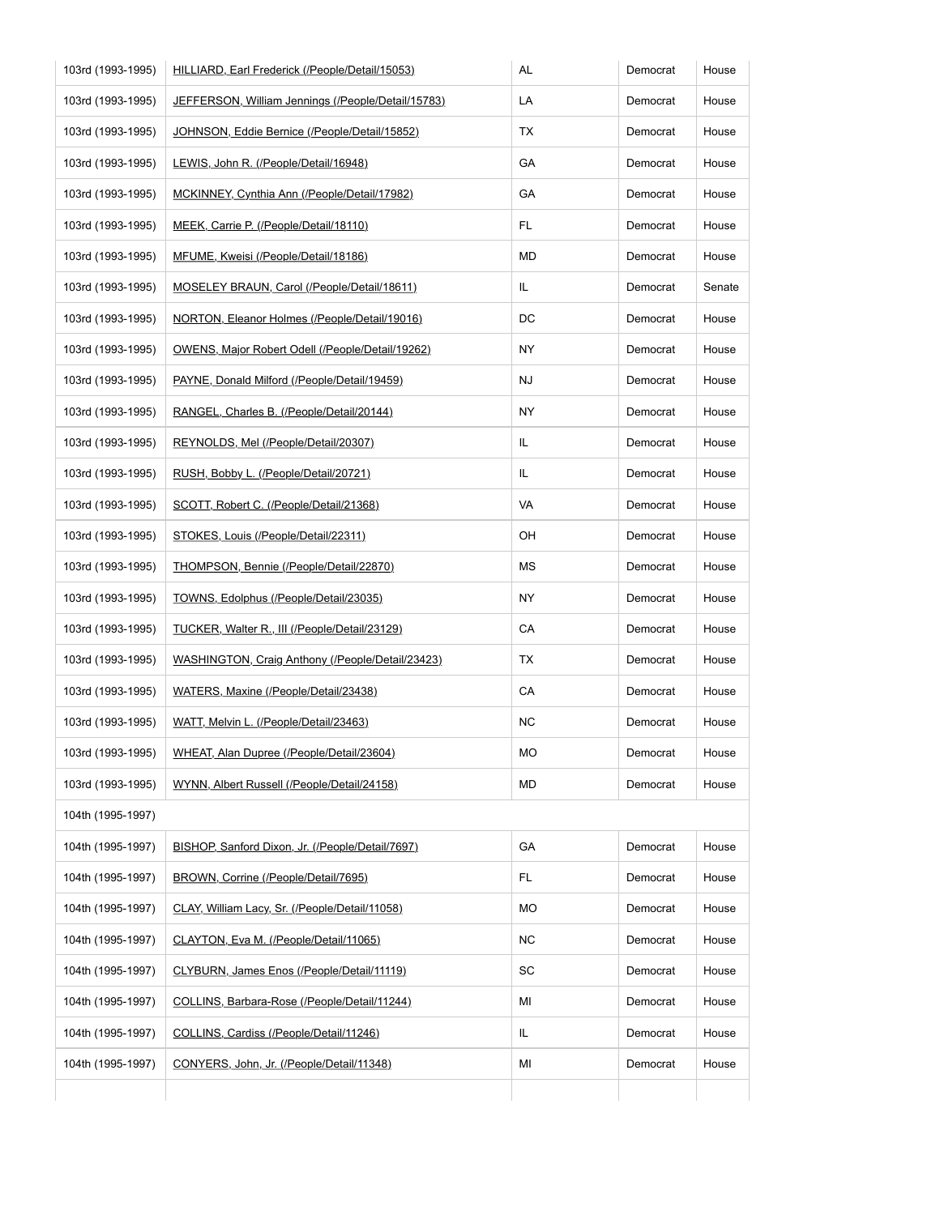| | | | | |
|---|---|---|---|---|
| 103rd (1993-1995) | HILLIARD, Earl Frederick (/People/Detail/15053) | AL | Democrat | House |
| 103rd (1993-1995) | JEFFERSON, William Jennings (/People/Detail/15783) | LA | Democrat | House |
| 103rd (1993-1995) | JOHNSON, Eddie Bernice (/People/Detail/15852) | TX | Democrat | House |
| 103rd (1993-1995) | LEWIS, John R. (/People/Detail/16948) | GA | Democrat | House |
| 103rd (1993-1995) | MCKINNEY, Cynthia Ann (/People/Detail/17982) | GA | Democrat | House |
| 103rd (1993-1995) | MEEK, Carrie P. (/People/Detail/18110) | FL | Democrat | House |
| 103rd (1993-1995) | MFUME, Kweisi (/People/Detail/18186) | MD | Democrat | House |
| 103rd (1993-1995) | MOSELEY BRAUN, Carol (/People/Detail/18611) | IL | Democrat | Senate |
| 103rd (1993-1995) | NORTON, Eleanor Holmes (/People/Detail/19016) | DC | Democrat | House |
| 103rd (1993-1995) | OWENS, Major Robert Odell (/People/Detail/19262) | NY | Democrat | House |
| 103rd (1993-1995) | PAYNE, Donald Milford (/People/Detail/19459) | NJ | Democrat | House |
| 103rd (1993-1995) | RANGEL, Charles B. (/People/Detail/20144) | NY | Democrat | House |
| 103rd (1993-1995) | REYNOLDS, Mel (/People/Detail/20307) | IL | Democrat | House |
| 103rd (1993-1995) | RUSH, Bobby L. (/People/Detail/20721) | IL | Democrat | House |
| 103rd (1993-1995) | SCOTT, Robert C. (/People/Detail/21368) | VA | Democrat | House |
| 103rd (1993-1995) | STOKES, Louis (/People/Detail/22311) | OH | Democrat | House |
| 103rd (1993-1995) | THOMPSON, Bennie (/People/Detail/22870) | MS | Democrat | House |
| 103rd (1993-1995) | TOWNS, Edolphus (/People/Detail/23035) | NY | Democrat | House |
| 103rd (1993-1995) | TUCKER, Walter R., III (/People/Detail/23129) | CA | Democrat | House |
| 103rd (1993-1995) | WASHINGTON, Craig Anthony (/People/Detail/23423) | TX | Democrat | House |
| 103rd (1993-1995) | WATERS, Maxine (/People/Detail/23438) | CA | Democrat | House |
| 103rd (1993-1995) | WATT, Melvin L. (/People/Detail/23463) | NC | Democrat | House |
| 103rd (1993-1995) | WHEAT, Alan Dupree (/People/Detail/23604) | MO | Democrat | House |
| 103rd (1993-1995) | WYNN, Albert Russell (/People/Detail/24158) | MD | Democrat | House |
| 104th (1995-1997) | | | | |
| 104th (1995-1997) | BISHOP, Sanford Dixon, Jr. (/People/Detail/7697) | GA | Democrat | House |
| 104th (1995-1997) | BROWN, Corrine (/People/Detail/7695) | FL | Democrat | House |
| 104th (1995-1997) | CLAY, William Lacy, Sr. (/People/Detail/11058) | MO | Democrat | House |
| 104th (1995-1997) | CLAYTON, Eva M. (/People/Detail/11065) | NC | Democrat | House |
| 104th (1995-1997) | CLYBURN, James Enos (/People/Detail/11119) | SC | Democrat | House |
| 104th (1995-1997) | COLLINS, Barbara-Rose (/People/Detail/11244) | MI | Democrat | House |
| 104th (1995-1997) | COLLINS, Cardiss (/People/Detail/11246) | IL | Democrat | House |
| 104th (1995-1997) | CONYERS, John, Jr. (/People/Detail/11348) | MI | Democrat | House |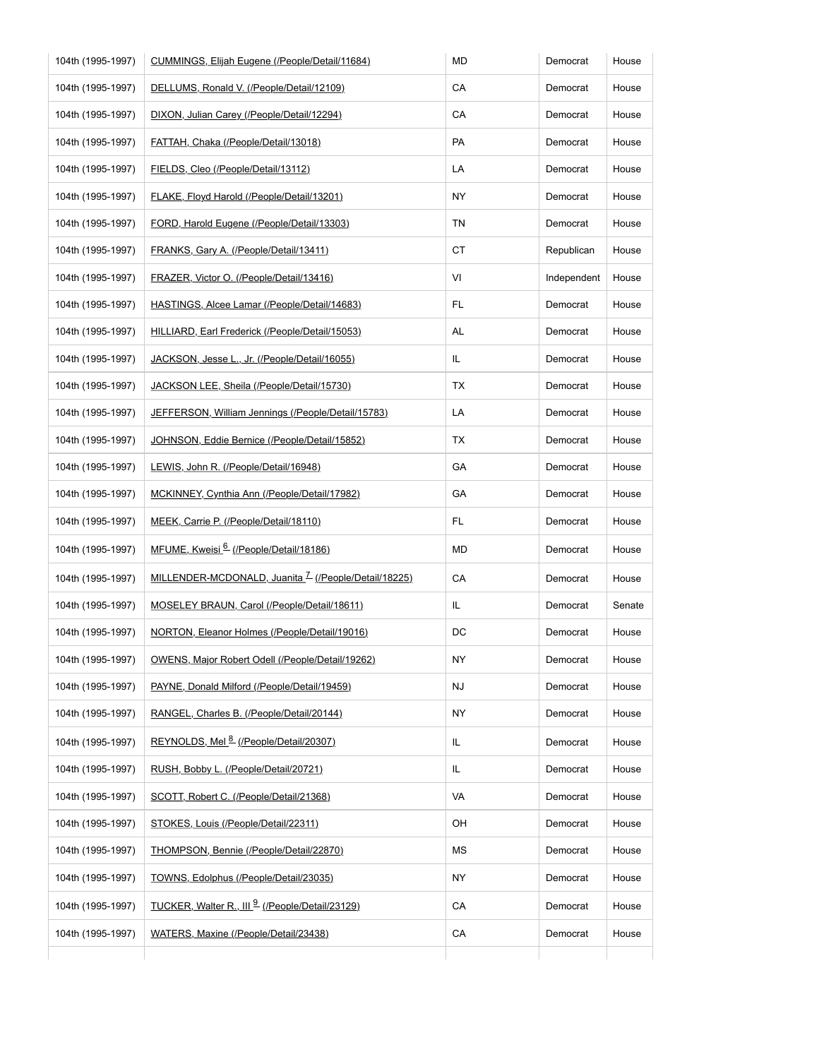| | | | | |
|---|---|---|---|---|
| 104th (1995-1997) | CUMMINGS, Elijah Eugene (/People/Detail/11684) | MD | Democrat | House |
| 104th (1995-1997) | DELLUMS, Ronald V. (/People/Detail/12109) | CA | Democrat | House |
| 104th (1995-1997) | DIXON, Julian Carey (/People/Detail/12294) | CA | Democrat | House |
| 104th (1995-1997) | FATTAH, Chaka (/People/Detail/13018) | PA | Democrat | House |
| 104th (1995-1997) | FIELDS, Cleo (/People/Detail/13112) | LA | Democrat | House |
| 104th (1995-1997) | FLAKE, Floyd Harold (/People/Detail/13201) | NY | Democrat | House |
| 104th (1995-1997) | FORD, Harold Eugene (/People/Detail/13303) | TN | Democrat | House |
| 104th (1995-1997) | FRANKS, Gary A. (/People/Detail/13411) | CT | Republican | House |
| 104th (1995-1997) | FRAZER, Victor O. (/People/Detail/13416) | VI | Independent | House |
| 104th (1995-1997) | HASTINGS, Alcee Lamar (/People/Detail/14683) | FL | Democrat | House |
| 104th (1995-1997) | HILLIARD, Earl Frederick (/People/Detail/15053) | AL | Democrat | House |
| 104th (1995-1997) | JACKSON, Jesse L., Jr. (/People/Detail/16055) | IL | Democrat | House |
| 104th (1995-1997) | JACKSON LEE, Sheila (/People/Detail/15730) | TX | Democrat | House |
| 104th (1995-1997) | JEFFERSON, William Jennings (/People/Detail/15783) | LA | Democrat | House |
| 104th (1995-1997) | JOHNSON, Eddie Bernice (/People/Detail/15852) | TX | Democrat | House |
| 104th (1995-1997) | LEWIS, John R. (/People/Detail/16948) | GA | Democrat | House |
| 104th (1995-1997) | MCKINNEY, Cynthia Ann (/People/Detail/17982) | GA | Democrat | House |
| 104th (1995-1997) | MEEK, Carrie P. (/People/Detail/18110) | FL | Democrat | House |
| 104th (1995-1997) | MFUME, Kweisi [6] (/People/Detail/18186) | MD | Democrat | House |
| 104th (1995-1997) | MILLENDER-MCDONALD, Juanita [7] (/People/Detail/18225) | CA | Democrat | House |
| 104th (1995-1997) | MOSELEY BRAUN, Carol (/People/Detail/18611) | IL | Democrat | Senate |
| 104th (1995-1997) | NORTON, Eleanor Holmes (/People/Detail/19016) | DC | Democrat | House |
| 104th (1995-1997) | OWENS, Major Robert Odell (/People/Detail/19262) | NY | Democrat | House |
| 104th (1995-1997) | PAYNE, Donald Milford (/People/Detail/19459) | NJ | Democrat | House |
| 104th (1995-1997) | RANGEL, Charles B. (/People/Detail/20144) | NY | Democrat | House |
| 104th (1995-1997) | REYNOLDS, Mel [8] (/People/Detail/20307) | IL | Democrat | House |
| 104th (1995-1997) | RUSH, Bobby L. (/People/Detail/20721) | IL | Democrat | House |
| 104th (1995-1997) | SCOTT, Robert C. (/People/Detail/21368) | VA | Democrat | House |
| 104th (1995-1997) | STOKES, Louis (/People/Detail/22311) | OH | Democrat | House |
| 104th (1995-1997) | THOMPSON, Bennie (/People/Detail/22870) | MS | Democrat | House |
| 104th (1995-1997) | TOWNS, Edolphus (/People/Detail/23035) | NY | Democrat | House |
| 104th (1995-1997) | TUCKER, Walter R., III [9] (/People/Detail/23129) | CA | Democrat | House |
| 104th (1995-1997) | WATERS, Maxine (/People/Detail/23438) | CA | Democrat | House |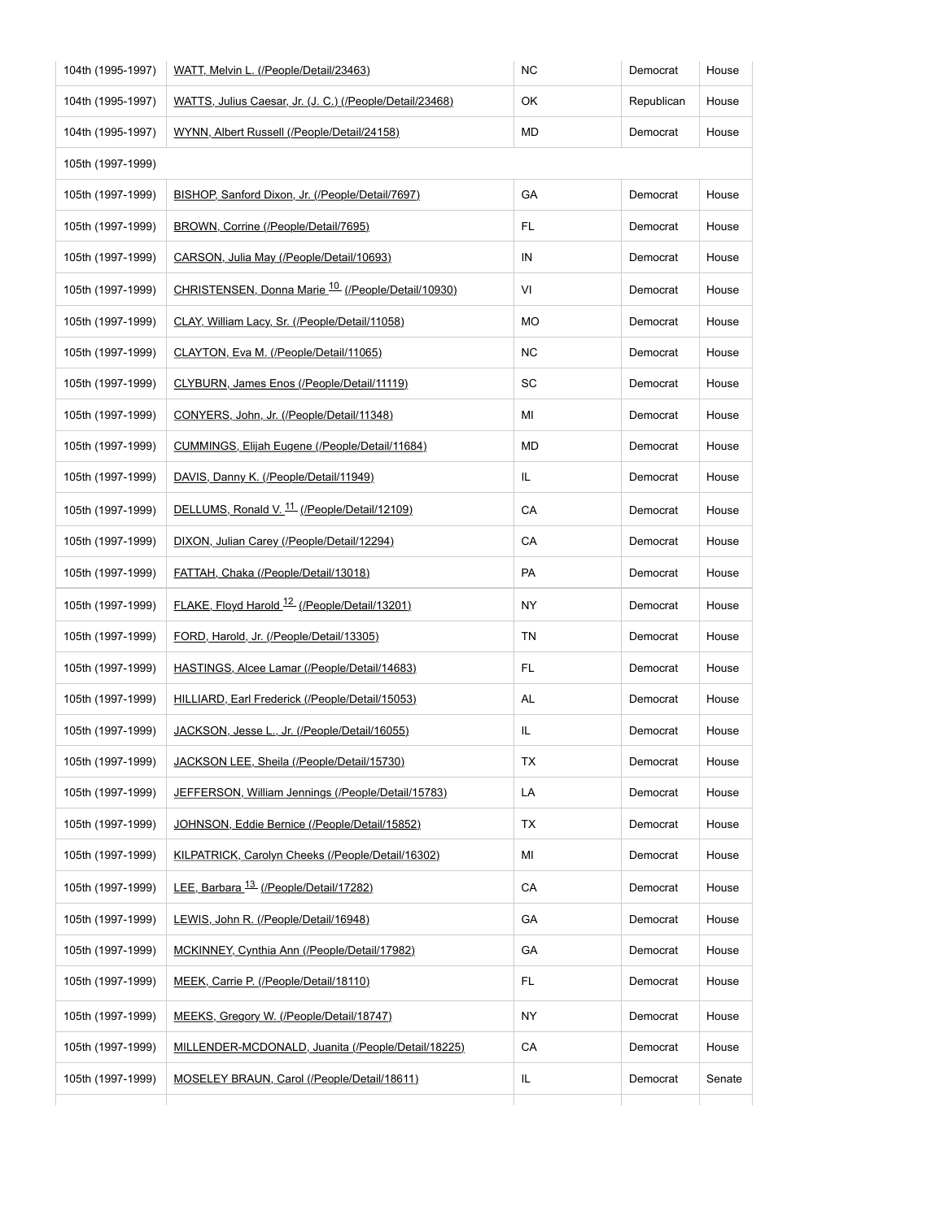| | | | | |
|---|---|---|---|---|
| 104th (1995-1997) | WATT, Melvin L. (/People/Detail/23463) | NC | Democrat | House |
| 104th (1995-1997) | WATTS, Julius Caesar, Jr. (J. C.) (/People/Detail/23468) | OK | Republican | House |
| 104th (1995-1997) | WYNN, Albert Russell (/People/Detail/24158) | MD | Democrat | House |
| 105th (1997-1999) | | | | |
| 105th (1997-1999) | BISHOP, Sanford Dixon, Jr. (/People/Detail/7697) | GA | Democrat | House |
| 105th (1997-1999) | BROWN, Corrine (/People/Detail/7695) | FL | Democrat | House |
| 105th (1997-1999) | CARSON, Julia May (/People/Detail/10693) | IN | Democrat | House |
| 105th (1997-1999) | CHRISTENSEN, Donna Marie [10] (/People/Detail/10930) | VI | Democrat | House |
| 105th (1997-1999) | CLAY, William Lacy, Sr. (/People/Detail/11058) | MO | Democrat | House |
| 105th (1997-1999) | CLAYTON, Eva M. (/People/Detail/11065) | NC | Democrat | House |
| 105th (1997-1999) | CLYBURN, James Enos (/People/Detail/11119) | SC | Democrat | House |
| 105th (1997-1999) | CONYERS, John, Jr. (/People/Detail/11348) | MI | Democrat | House |
| 105th (1997-1999) | CUMMINGS, Elijah Eugene (/People/Detail/11684) | MD | Democrat | House |
| 105th (1997-1999) | DAVIS, Danny K. (/People/Detail/11949) | IL | Democrat | House |
| 105th (1997-1999) | DELLUMS, Ronald V. [11] (/People/Detail/12109) | CA | Democrat | House |
| 105th (1997-1999) | DIXON, Julian Carey (/People/Detail/12294) | CA | Democrat | House |
| 105th (1997-1999) | FATTAH, Chaka (/People/Detail/13018) | PA | Democrat | House |
| 105th (1997-1999) | FLAKE, Floyd Harold [12] (/People/Detail/13201) | NY | Democrat | House |
| 105th (1997-1999) | FORD, Harold, Jr. (/People/Detail/13305) | TN | Democrat | House |
| 105th (1997-1999) | HASTINGS, Alcee Lamar (/People/Detail/14683) | FL | Democrat | House |
| 105th (1997-1999) | HILLIARD, Earl Frederick (/People/Detail/15053) | AL | Democrat | House |
| 105th (1997-1999) | JACKSON, Jesse L., Jr. (/People/Detail/16055) | IL | Democrat | House |
| 105th (1997-1999) | JACKSON LEE, Sheila (/People/Detail/15730) | TX | Democrat | House |
| 105th (1997-1999) | JEFFERSON, William Jennings (/People/Detail/15783) | LA | Democrat | House |
| 105th (1997-1999) | JOHNSON, Eddie Bernice (/People/Detail/15852) | TX | Democrat | House |
| 105th (1997-1999) | KILPATRICK, Carolyn Cheeks (/People/Detail/16302) | MI | Democrat | House |
| 105th (1997-1999) | LEE, Barbara [13] (/People/Detail/17282) | CA | Democrat | House |
| 105th (1997-1999) | LEWIS, John R. (/People/Detail/16948) | GA | Democrat | House |
| 105th (1997-1999) | MCKINNEY, Cynthia Ann (/People/Detail/17982) | GA | Democrat | House |
| 105th (1997-1999) | MEEK, Carrie P. (/People/Detail/18110) | FL | Democrat | House |
| 105th (1997-1999) | MEEKS, Gregory W. (/People/Detail/18747) | NY | Democrat | House |
| 105th (1997-1999) | MILLENDER-MCDONALD, Juanita (/People/Detail/18225) | CA | Democrat | House |
| 105th (1997-1999) | MOSELEY BRAUN, Carol (/People/Detail/18611) | IL | Democrat | Senate |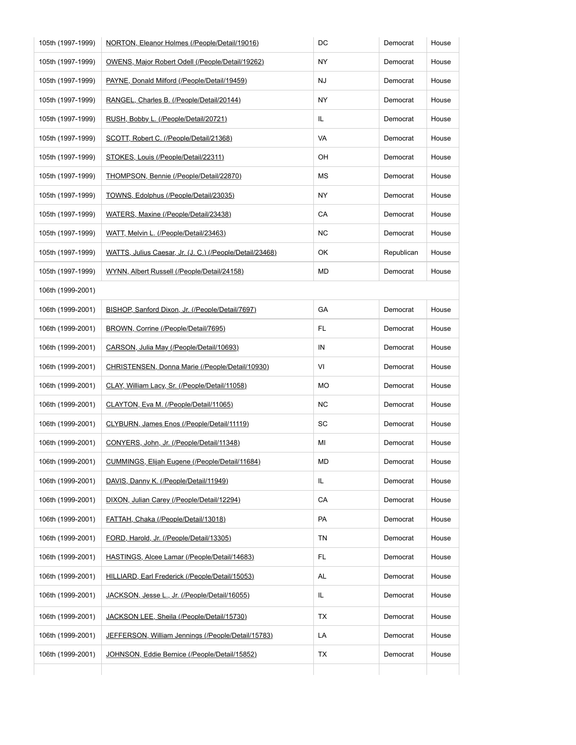| | | | | |
|---|---|---|---|---|
| 105th (1997-1999) | NORTON, Eleanor Holmes (/People/Detail/19016) | DC | Democrat | House |
| 105th (1997-1999) | OWENS, Major Robert Odell (/People/Detail/19262) | NY | Democrat | House |
| 105th (1997-1999) | PAYNE, Donald Milford (/People/Detail/19459) | NJ | Democrat | House |
| 105th (1997-1999) | RANGEL, Charles B. (/People/Detail/20144) | NY | Democrat | House |
| 105th (1997-1999) | RUSH, Bobby L. (/People/Detail/20721) | IL | Democrat | House |
| 105th (1997-1999) | SCOTT, Robert C. (/People/Detail/21368) | VA | Democrat | House |
| 105th (1997-1999) | STOKES, Louis (/People/Detail/22311) | OH | Democrat | House |
| 105th (1997-1999) | THOMPSON, Bennie (/People/Detail/22870) | MS | Democrat | House |
| 105th (1997-1999) | TOWNS, Edolphus (/People/Detail/23035) | NY | Democrat | House |
| 105th (1997-1999) | WATERS, Maxine (/People/Detail/23438) | CA | Democrat | House |
| 105th (1997-1999) | WATT, Melvin L. (/People/Detail/23463) | NC | Democrat | House |
| 105th (1997-1999) | WATTS, Julius Caesar, Jr. (J. C.) (/People/Detail/23468) | OK | Republican | House |
| 105th (1997-1999) | WYNN, Albert Russell (/People/Detail/24158) | MD | Democrat | House |
| 106th (1999-2001) | | | | |
| 106th (1999-2001) | BISHOP, Sanford Dixon, Jr. (/People/Detail/7697) | GA | Democrat | House |
| 106th (1999-2001) | BROWN, Corrine (/People/Detail/7695) | FL | Democrat | House |
| 106th (1999-2001) | CARSON, Julia May (/People/Detail/10693) | IN | Democrat | House |
| 106th (1999-2001) | CHRISTENSEN, Donna Marie (/People/Detail/10930) | VI | Democrat | House |
| 106th (1999-2001) | CLAY, William Lacy, Sr. (/People/Detail/11058) | MO | Democrat | House |
| 106th (1999-2001) | CLAYTON, Eva M. (/People/Detail/11065) | NC | Democrat | House |
| 106th (1999-2001) | CLYBURN, James Enos (/People/Detail/11119) | SC | Democrat | House |
| 106th (1999-2001) | CONYERS, John, Jr. (/People/Detail/11348) | MI | Democrat | House |
| 106th (1999-2001) | CUMMINGS, Elijah Eugene (/People/Detail/11684) | MD | Democrat | House |
| 106th (1999-2001) | DAVIS, Danny K. (/People/Detail/11949) | IL | Democrat | House |
| 106th (1999-2001) | DIXON, Julian Carey (/People/Detail/12294) | CA | Democrat | House |
| 106th (1999-2001) | FATTAH, Chaka (/People/Detail/13018) | PA | Democrat | House |
| 106th (1999-2001) | FORD, Harold, Jr. (/People/Detail/13305) | TN | Democrat | House |
| 106th (1999-2001) | HASTINGS, Alcee Lamar (/People/Detail/14683) | FL | Democrat | House |
| 106th (1999-2001) | HILLIARD, Earl Frederick (/People/Detail/15053) | AL | Democrat | House |
| 106th (1999-2001) | JACKSON, Jesse L., Jr. (/People/Detail/16055) | IL | Democrat | House |
| 106th (1999-2001) | JACKSON LEE, Sheila (/People/Detail/15730) | TX | Democrat | House |
| 106th (1999-2001) | JEFFERSON, William Jennings (/People/Detail/15783) | LA | Democrat | House |
| 106th (1999-2001) | JOHNSON, Eddie Bernice (/People/Detail/15852) | TX | Democrat | House |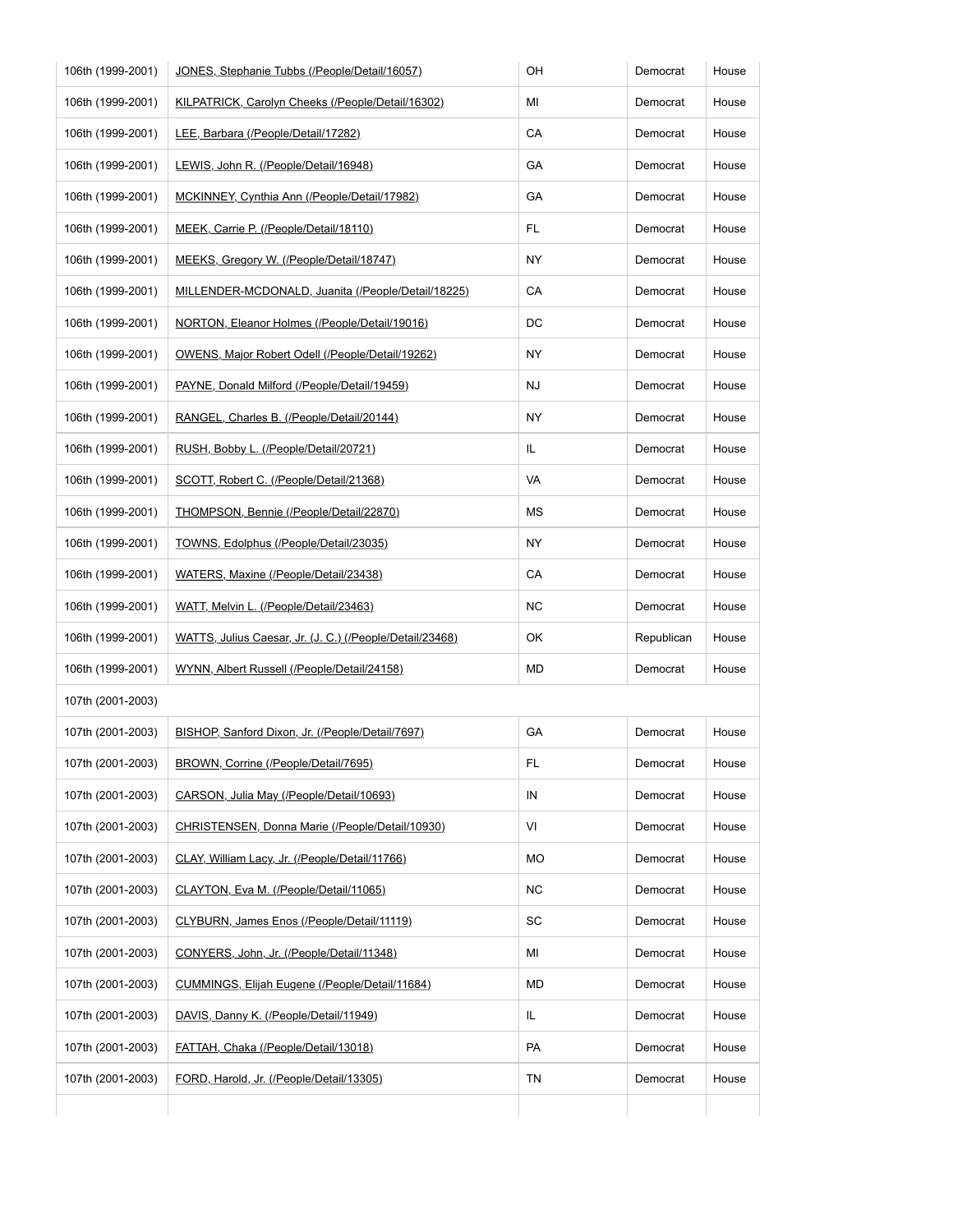| | | | | |
|---|---|---|---|---|
| 106th (1999-2001) | JONES, Stephanie Tubbs (/People/Detail/16057) | OH | Democrat | House |
| 106th (1999-2001) | KILPATRICK, Carolyn Cheeks (/People/Detail/16302) | MI | Democrat | House |
| 106th (1999-2001) | LEE, Barbara (/People/Detail/17282) | CA | Democrat | House |
| 106th (1999-2001) | LEWIS, John R. (/People/Detail/16948) | GA | Democrat | House |
| 106th (1999-2001) | MCKINNEY, Cynthia Ann (/People/Detail/17982) | GA | Democrat | House |
| 106th (1999-2001) | MEEK, Carrie P. (/People/Detail/18110) | FL | Democrat | House |
| 106th (1999-2001) | MEEKS, Gregory W. (/People/Detail/18747) | NY | Democrat | House |
| 106th (1999-2001) | MILLENDER-MCDONALD, Juanita (/People/Detail/18225) | CA | Democrat | House |
| 106th (1999-2001) | NORTON, Eleanor Holmes (/People/Detail/19016) | DC | Democrat | House |
| 106th (1999-2001) | OWENS, Major Robert Odell (/People/Detail/19262) | NY | Democrat | House |
| 106th (1999-2001) | PAYNE, Donald Milford (/People/Detail/19459) | NJ | Democrat | House |
| 106th (1999-2001) | RANGEL, Charles B. (/People/Detail/20144) | NY | Democrat | House |
| 106th (1999-2001) | RUSH, Bobby L. (/People/Detail/20721) | IL | Democrat | House |
| 106th (1999-2001) | SCOTT, Robert C. (/People/Detail/21368) | VA | Democrat | House |
| 106th (1999-2001) | THOMPSON, Bennie (/People/Detail/22870) | MS | Democrat | House |
| 106th (1999-2001) | TOWNS, Edolphus (/People/Detail/23035) | NY | Democrat | House |
| 106th (1999-2001) | WATERS, Maxine (/People/Detail/23438) | CA | Democrat | House |
| 106th (1999-2001) | WATT, Melvin L. (/People/Detail/23463) | NC | Democrat | House |
| 106th (1999-2001) | WATTS, Julius Caesar, Jr. (J. C.) (/People/Detail/23468) | OK | Republican | House |
| 106th (1999-2001) | WYNN, Albert Russell (/People/Detail/24158) | MD | Democrat | House |
| 107th (2001-2003) | | | | |
| 107th (2001-2003) | BISHOP, Sanford Dixon, Jr. (/People/Detail/7697) | GA | Democrat | House |
| 107th (2001-2003) | BROWN, Corrine (/People/Detail/7695) | FL | Democrat | House |
| 107th (2001-2003) | CARSON, Julia May (/People/Detail/10693) | IN | Democrat | House |
| 107th (2001-2003) | CHRISTENSEN, Donna Marie (/People/Detail/10930) | VI | Democrat | House |
| 107th (2001-2003) | CLAY, William Lacy, Jr. (/People/Detail/11766) | MO | Democrat | House |
| 107th (2001-2003) | CLAYTON, Eva M. (/People/Detail/11065) | NC | Democrat | House |
| 107th (2001-2003) | CLYBURN, James Enos (/People/Detail/11119) | SC | Democrat | House |
| 107th (2001-2003) | CONYERS, John, Jr. (/People/Detail/11348) | MI | Democrat | House |
| 107th (2001-2003) | CUMMINGS, Elijah Eugene (/People/Detail/11684) | MD | Democrat | House |
| 107th (2001-2003) | DAVIS, Danny K. (/People/Detail/11949) | IL | Democrat | House |
| 107th (2001-2003) | FATTAH, Chaka (/People/Detail/13018) | PA | Democrat | House |
| 107th (2001-2003) | FORD, Harold, Jr. (/People/Detail/13305) | TN | Democrat | House |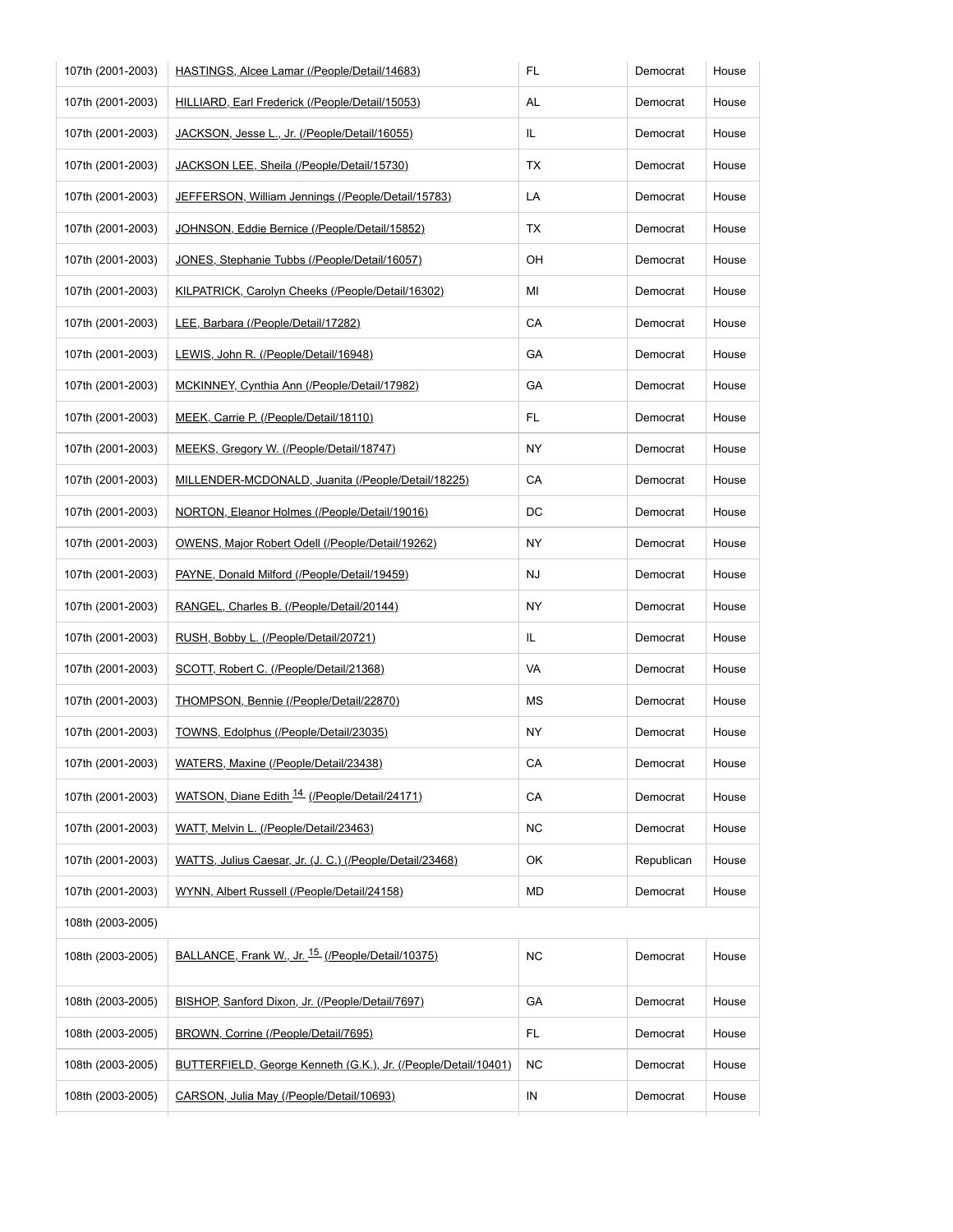| | | | | |
|---|---|---|---|---|
| 107th (2001-2003) | HASTINGS, Alcee Lamar (/People/Detail/14683) | FL | Democrat | House |
| 107th (2001-2003) | HILLIARD, Earl Frederick (/People/Detail/15053) | AL | Democrat | House |
| 107th (2001-2003) | JACKSON, Jesse L., Jr. (/People/Detail/16055) | IL | Democrat | House |
| 107th (2001-2003) | JACKSON LEE, Sheila (/People/Detail/15730) | TX | Democrat | House |
| 107th (2001-2003) | JEFFERSON, William Jennings (/People/Detail/15783) | LA | Democrat | House |
| 107th (2001-2003) | JOHNSON, Eddie Bernice (/People/Detail/15852) | TX | Democrat | House |
| 107th (2001-2003) | JONES, Stephanie Tubbs (/People/Detail/16057) | OH | Democrat | House |
| 107th (2001-2003) | KILPATRICK, Carolyn Cheeks (/People/Detail/16302) | MI | Democrat | House |
| 107th (2001-2003) | LEE, Barbara (/People/Detail/17282) | CA | Democrat | House |
| 107th (2001-2003) | LEWIS, John R. (/People/Detail/16948) | GA | Democrat | House |
| 107th (2001-2003) | MCKINNEY, Cynthia Ann (/People/Detail/17982) | GA | Democrat | House |
| 107th (2001-2003) | MEEK, Carrie P. (/People/Detail/18110) | FL | Democrat | House |
| 107th (2001-2003) | MEEKS, Gregory W. (/People/Detail/18747) | NY | Democrat | House |
| 107th (2001-2003) | MILLENDER-MCDONALD, Juanita (/People/Detail/18225) | CA | Democrat | House |
| 107th (2001-2003) | NORTON, Eleanor Holmes (/People/Detail/19016) | DC | Democrat | House |
| 107th (2001-2003) | OWENS, Major Robert Odell (/People/Detail/19262) | NY | Democrat | House |
| 107th (2001-2003) | PAYNE, Donald Milford (/People/Detail/19459) | NJ | Democrat | House |
| 107th (2001-2003) | RANGEL, Charles B. (/People/Detail/20144) | NY | Democrat | House |
| 107th (2001-2003) | RUSH, Bobby L. (/People/Detail/20721) | IL | Democrat | House |
| 107th (2001-2003) | SCOTT, Robert C. (/People/Detail/21368) | VA | Democrat | House |
| 107th (2001-2003) | THOMPSON, Bennie (/People/Detail/22870) | MS | Democrat | House |
| 107th (2001-2003) | TOWNS, Edolphus (/People/Detail/23035) | NY | Democrat | House |
| 107th (2001-2003) | WATERS, Maxine (/People/Detail/23438) | CA | Democrat | House |
| 107th (2001-2003) | WATSON, Diane Edith [14] (/People/Detail/24171) | CA | Democrat | House |
| 107th (2001-2003) | WATT, Melvin L. (/People/Detail/23463) | NC | Democrat | House |
| 107th (2001-2003) | WATTS, Julius Caesar, Jr. (J. C.) (/People/Detail/23468) | OK | Republican | House |
| 107th (2001-2003) | WYNN, Albert Russell (/People/Detail/24158) | MD | Democrat | House |
| 108th (2003-2005) | | | | |
| 108th (2003-2005) | BALLANCE, Frank W., Jr. [15] (/People/Detail/10375) | NC | Democrat | House |
| 108th (2003-2005) | BISHOP, Sanford Dixon, Jr. (/People/Detail/7697) | GA | Democrat | House |
| 108th (2003-2005) | BROWN, Corrine (/People/Detail/7695) | FL | Democrat | House |
| 108th (2003-2005) | BUTTERFIELD, George Kenneth (G.K.), Jr. (/People/Detail/10401) | NC | Democrat | House |
| 108th (2003-2005) | CARSON, Julia May (/People/Detail/10693) | IN | Democrat | House |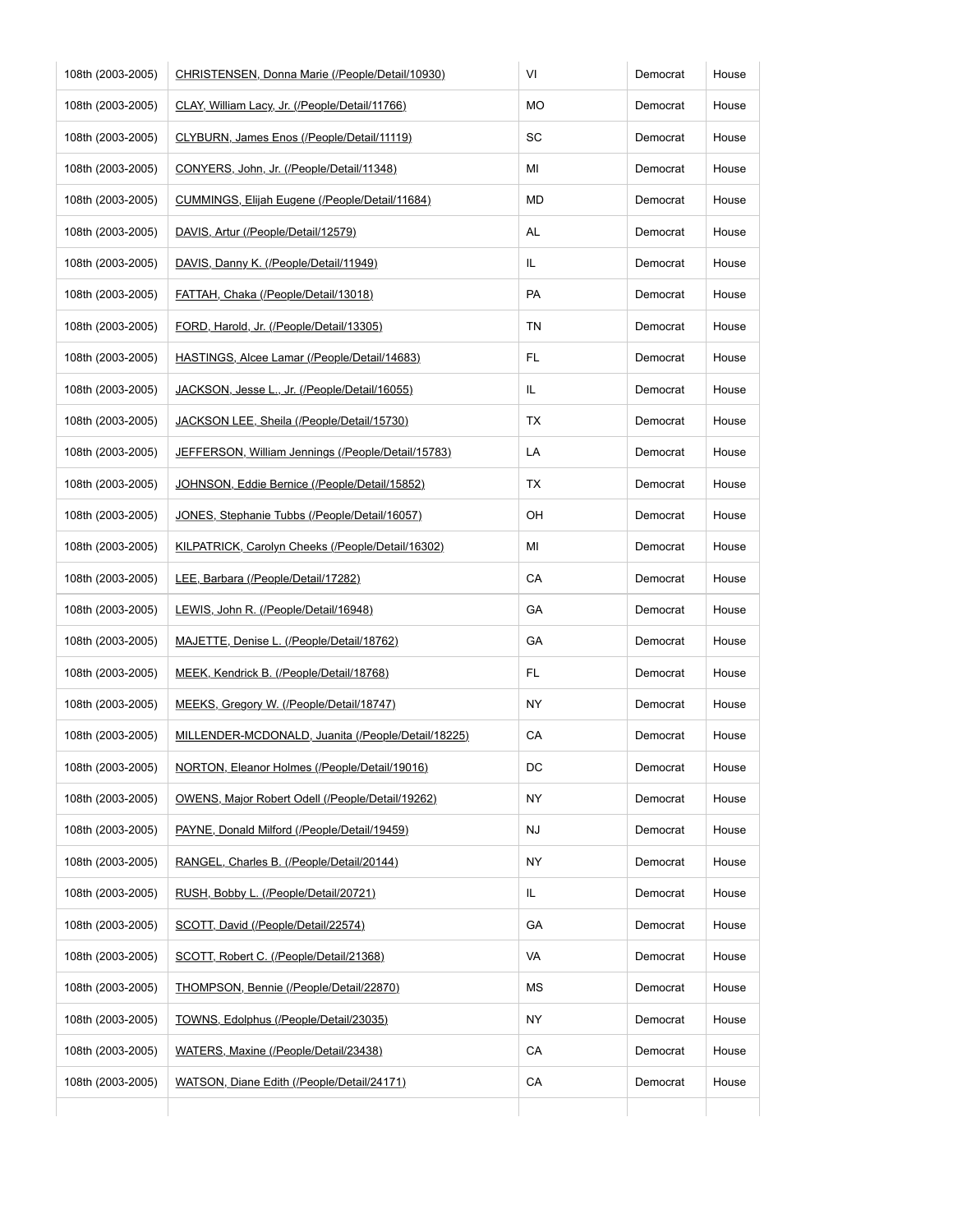| | | | | |
|---|---|---|---|---|
| 108th (2003-2005) | CHRISTENSEN, Donna Marie (/People/Detail/10930) | VI | Democrat | House |
| 108th (2003-2005) | CLAY, William Lacy, Jr. (/People/Detail/11766) | MO | Democrat | House |
| 108th (2003-2005) | CLYBURN, James Enos (/People/Detail/11119) | SC | Democrat | House |
| 108th (2003-2005) | CONYERS, John, Jr. (/People/Detail/11348) | MI | Democrat | House |
| 108th (2003-2005) | CUMMINGS, Elijah Eugene (/People/Detail/11684) | MD | Democrat | House |
| 108th (2003-2005) | DAVIS, Artur (/People/Detail/12579) | AL | Democrat | House |
| 108th (2003-2005) | DAVIS, Danny K. (/People/Detail/11949) | IL | Democrat | House |
| 108th (2003-2005) | FATTAH, Chaka (/People/Detail/13018) | PA | Democrat | House |
| 108th (2003-2005) | FORD, Harold, Jr. (/People/Detail/13305) | TN | Democrat | House |
| 108th (2003-2005) | HASTINGS, Alcee Lamar (/People/Detail/14683) | FL | Democrat | House |
| 108th (2003-2005) | JACKSON, Jesse L., Jr. (/People/Detail/16055) | IL | Democrat | House |
| 108th (2003-2005) | JACKSON LEE, Sheila (/People/Detail/15730) | TX | Democrat | House |
| 108th (2003-2005) | JEFFERSON, William Jennings (/People/Detail/15783) | LA | Democrat | House |
| 108th (2003-2005) | JOHNSON, Eddie Bernice (/People/Detail/15852) | TX | Democrat | House |
| 108th (2003-2005) | JONES, Stephanie Tubbs (/People/Detail/16057) | OH | Democrat | House |
| 108th (2003-2005) | KILPATRICK, Carolyn Cheeks (/People/Detail/16302) | MI | Democrat | House |
| 108th (2003-2005) | LEE, Barbara (/People/Detail/17282) | CA | Democrat | House |
| 108th (2003-2005) | LEWIS, John R. (/People/Detail/16948) | GA | Democrat | House |
| 108th (2003-2005) | MAJETTE, Denise L. (/People/Detail/18762) | GA | Democrat | House |
| 108th (2003-2005) | MEEK, Kendrick B. (/People/Detail/18768) | FL | Democrat | House |
| 108th (2003-2005) | MEEKS, Gregory W. (/People/Detail/18747) | NY | Democrat | House |
| 108th (2003-2005) | MILLENDER-MCDONALD, Juanita (/People/Detail/18225) | CA | Democrat | House |
| 108th (2003-2005) | NORTON, Eleanor Holmes (/People/Detail/19016) | DC | Democrat | House |
| 108th (2003-2005) | OWENS, Major Robert Odell (/People/Detail/19262) | NY | Democrat | House |
| 108th (2003-2005) | PAYNE, Donald Milford (/People/Detail/19459) | NJ | Democrat | House |
| 108th (2003-2005) | RANGEL, Charles B. (/People/Detail/20144) | NY | Democrat | House |
| 108th (2003-2005) | RUSH, Bobby L. (/People/Detail/20721) | IL | Democrat | House |
| 108th (2003-2005) | SCOTT, David (/People/Detail/22574) | GA | Democrat | House |
| 108th (2003-2005) | SCOTT, Robert C. (/People/Detail/21368) | VA | Democrat | House |
| 108th (2003-2005) | THOMPSON, Bennie (/People/Detail/22870) | MS | Democrat | House |
| 108th (2003-2005) | TOWNS, Edolphus (/People/Detail/23035) | NY | Democrat | House |
| 108th (2003-2005) | WATERS, Maxine (/People/Detail/23438) | CA | Democrat | House |
| 108th (2003-2005) | WATSON, Diane Edith (/People/Detail/24171) | CA | Democrat | House |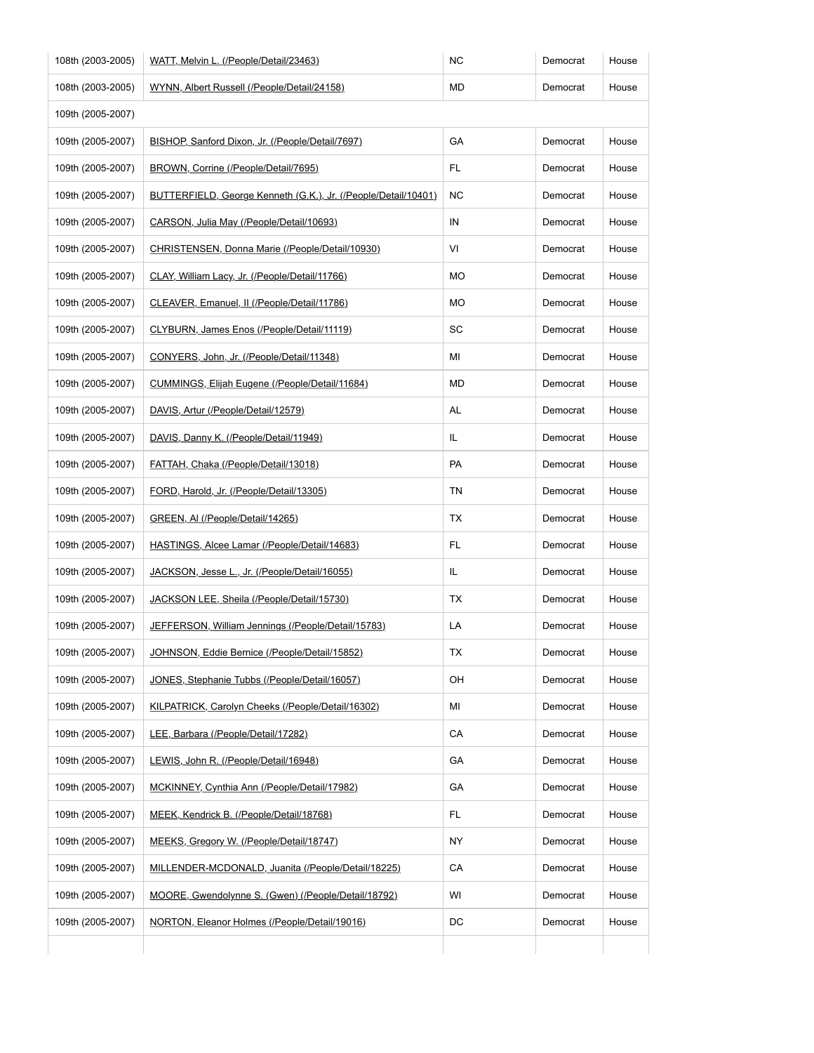| 108th (2003-2005) | WATT, Melvin L. (/People/Detail/23463) | NC | Democrat | House |
|---|---|---|---|---|
| 108th (2003-2005) | WYNN, Albert Russell (/People/Detail/24158) | MD | Democrat | House |
| 109th (2005-2007) | | | | |
| 109th (2005-2007) | BISHOP, Sanford Dixon, Jr. (/People/Detail/7697) | GA | Democrat | House |
| 109th (2005-2007) | BROWN, Corrine (/People/Detail/7695) | FL | Democrat | House |
| 109th (2005-2007) | BUTTERFIELD, George Kenneth (G.K.), Jr. (/People/Detail/10401) | NC | Democrat | House |
| 109th (2005-2007) | CARSON, Julia May (/People/Detail/10693) | IN | Democrat | House |
| 109th (2005-2007) | CHRISTENSEN, Donna Marie (/People/Detail/10930) | VI | Democrat | House |
| 109th (2005-2007) | CLAY, William Lacy, Jr. (/People/Detail/11766) | MO | Democrat | House |
| 109th (2005-2007) | CLEAVER, Emanuel, II (/People/Detail/11786) | MO | Democrat | House |
| 109th (2005-2007) | CLYBURN, James Enos (/People/Detail/11119) | SC | Democrat | House |
| 109th (2005-2007) | CONYERS, John, Jr. (/People/Detail/11348) | MI | Democrat | House |
| 109th (2005-2007) | CUMMINGS, Elijah Eugene (/People/Detail/11684) | MD | Democrat | House |
| 109th (2005-2007) | DAVIS, Artur (/People/Detail/12579) | AL | Democrat | House |
| 109th (2005-2007) | DAVIS, Danny K. (/People/Detail/11949) | IL | Democrat | House |
| 109th (2005-2007) | FATTAH, Chaka (/People/Detail/13018) | PA | Democrat | House |
| 109th (2005-2007) | FORD, Harold, Jr. (/People/Detail/13305) | TN | Democrat | House |
| 109th (2005-2007) | GREEN, Al (/People/Detail/14265) | TX | Democrat | House |
| 109th (2005-2007) | HASTINGS, Alcee Lamar (/People/Detail/14683) | FL | Democrat | House |
| 109th (2005-2007) | JACKSON, Jesse L., Jr. (/People/Detail/16055) | IL | Democrat | House |
| 109th (2005-2007) | JACKSON LEE, Sheila (/People/Detail/15730) | TX | Democrat | House |
| 109th (2005-2007) | JEFFERSON, William Jennings (/People/Detail/15783) | LA | Democrat | House |
| 109th (2005-2007) | JOHNSON, Eddie Bernice (/People/Detail/15852) | TX | Democrat | House |
| 109th (2005-2007) | JONES, Stephanie Tubbs (/People/Detail/16057) | OH | Democrat | House |
| 109th (2005-2007) | KILPATRICK, Carolyn Cheeks (/People/Detail/16302) | MI | Democrat | House |
| 109th (2005-2007) | LEE, Barbara (/People/Detail/17282) | CA | Democrat | House |
| 109th (2005-2007) | LEWIS, John R. (/People/Detail/16948) | GA | Democrat | House |
| 109th (2005-2007) | MCKINNEY, Cynthia Ann (/People/Detail/17982) | GA | Democrat | House |
| 109th (2005-2007) | MEEK, Kendrick B. (/People/Detail/18768) | FL | Democrat | House |
| 109th (2005-2007) | MEEKS, Gregory W. (/People/Detail/18747) | NY | Democrat | House |
| 109th (2005-2007) | MILLENDER-MCDONALD, Juanita (/People/Detail/18225) | CA | Democrat | House |
| 109th (2005-2007) | MOORE, Gwendolynne S. (Gwen) (/People/Detail/18792) | WI | Democrat | House |
| 109th (2005-2007) | NORTON, Eleanor Holmes (/People/Detail/19016) | DC | Democrat | House |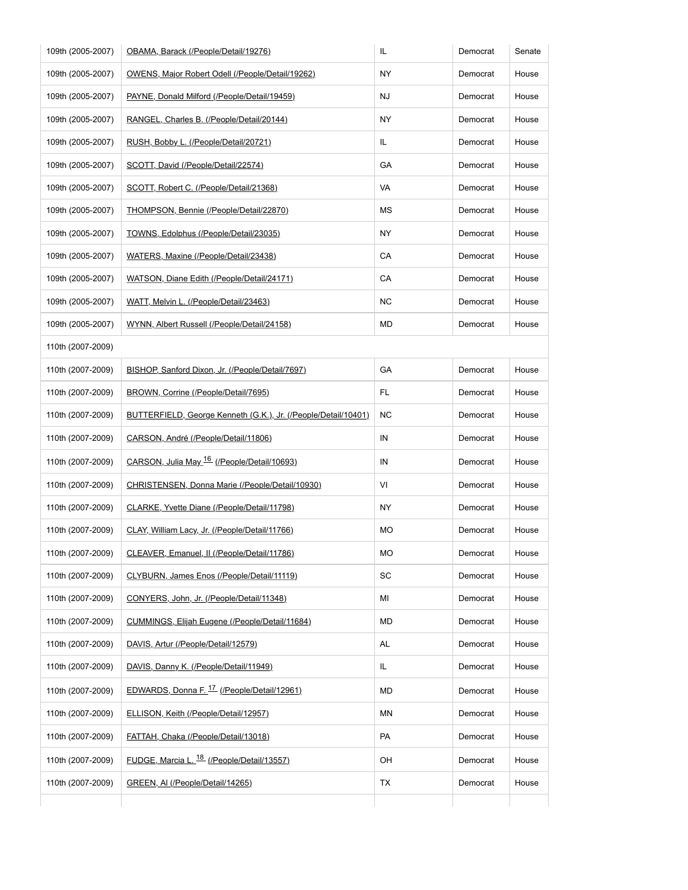| | | | | |
|---|---|---|---|---|
| 109th (2005-2007) | OBAMA, Barack (/People/Detail/19276) | IL | Democrat | Senate |
| 109th (2005-2007) | OWENS, Major Robert Odell (/People/Detail/19262) | NY | Democrat | House |
| 109th (2005-2007) | PAYNE, Donald Milford (/People/Detail/19459) | NJ | Democrat | House |
| 109th (2005-2007) | RANGEL, Charles B. (/People/Detail/20144) | NY | Democrat | House |
| 109th (2005-2007) | RUSH, Bobby L. (/People/Detail/20721) | IL | Democrat | House |
| 109th (2005-2007) | SCOTT, David (/People/Detail/22574) | GA | Democrat | House |
| 109th (2005-2007) | SCOTT, Robert C. (/People/Detail/21368) | VA | Democrat | House |
| 109th (2005-2007) | THOMPSON, Bennie (/People/Detail/22870) | MS | Democrat | House |
| 109th (2005-2007) | TOWNS, Edolphus (/People/Detail/23035) | NY | Democrat | House |
| 109th (2005-2007) | WATERS, Maxine (/People/Detail/23438) | CA | Democrat | House |
| 109th (2005-2007) | WATSON, Diane Edith (/People/Detail/24171) | CA | Democrat | House |
| 109th (2005-2007) | WATT, Melvin L. (/People/Detail/23463) | NC | Democrat | House |
| 109th (2005-2007) | WYNN, Albert Russell (/People/Detail/24158) | MD | Democrat | House |
| 110th (2007-2009) | | | | |
| 110th (2007-2009) | BISHOP, Sanford Dixon, Jr. (/People/Detail/7697) | GA | Democrat | House |
| 110th (2007-2009) | BROWN, Corrine (/People/Detail/7695) | FL | Democrat | House |
| 110th (2007-2009) | BUTTERFIELD, George Kenneth (G.K.), Jr. (/People/Detail/10401) | NC | Democrat | House |
| 110th (2007-2009) | CARSON, André (/People/Detail/11806) | IN | Democrat | House |
| 110th (2007-2009) | CARSON, Julia May [16] (/People/Detail/10693) | IN | Democrat | House |
| 110th (2007-2009) | CHRISTENSEN, Donna Marie (/People/Detail/10930) | VI | Democrat | House |
| 110th (2007-2009) | CLARKE, Yvette Diane (/People/Detail/11798) | NY | Democrat | House |
| 110th (2007-2009) | CLAY, William Lacy, Jr. (/People/Detail/11766) | MO | Democrat | House |
| 110th (2007-2009) | CLEAVER, Emanuel, II (/People/Detail/11786) | MO | Democrat | House |
| 110th (2007-2009) | CLYBURN, James Enos (/People/Detail/11119) | SC | Democrat | House |
| 110th (2007-2009) | CONYERS, John, Jr. (/People/Detail/11348) | MI | Democrat | House |
| 110th (2007-2009) | CUMMINGS, Elijah Eugene (/People/Detail/11684) | MD | Democrat | House |
| 110th (2007-2009) | DAVIS, Artur (/People/Detail/12579) | AL | Democrat | House |
| 110th (2007-2009) | DAVIS, Danny K. (/People/Detail/11949) | IL | Democrat | House |
| 110th (2007-2009) | EDWARDS, Donna F. [17] (/People/Detail/12961) | MD | Democrat | House |
| 110th (2007-2009) | ELLISON, Keith (/People/Detail/12957) | MN | Democrat | House |
| 110th (2007-2009) | FATTAH, Chaka (/People/Detail/13018) | PA | Democrat | House |
| 110th (2007-2009) | FUDGE, Marcia L. [18] (/People/Detail/13557) | OH | Democrat | House |
| 110th (2007-2009) | GREEN, Al (/People/Detail/14265) | TX | Democrat | House |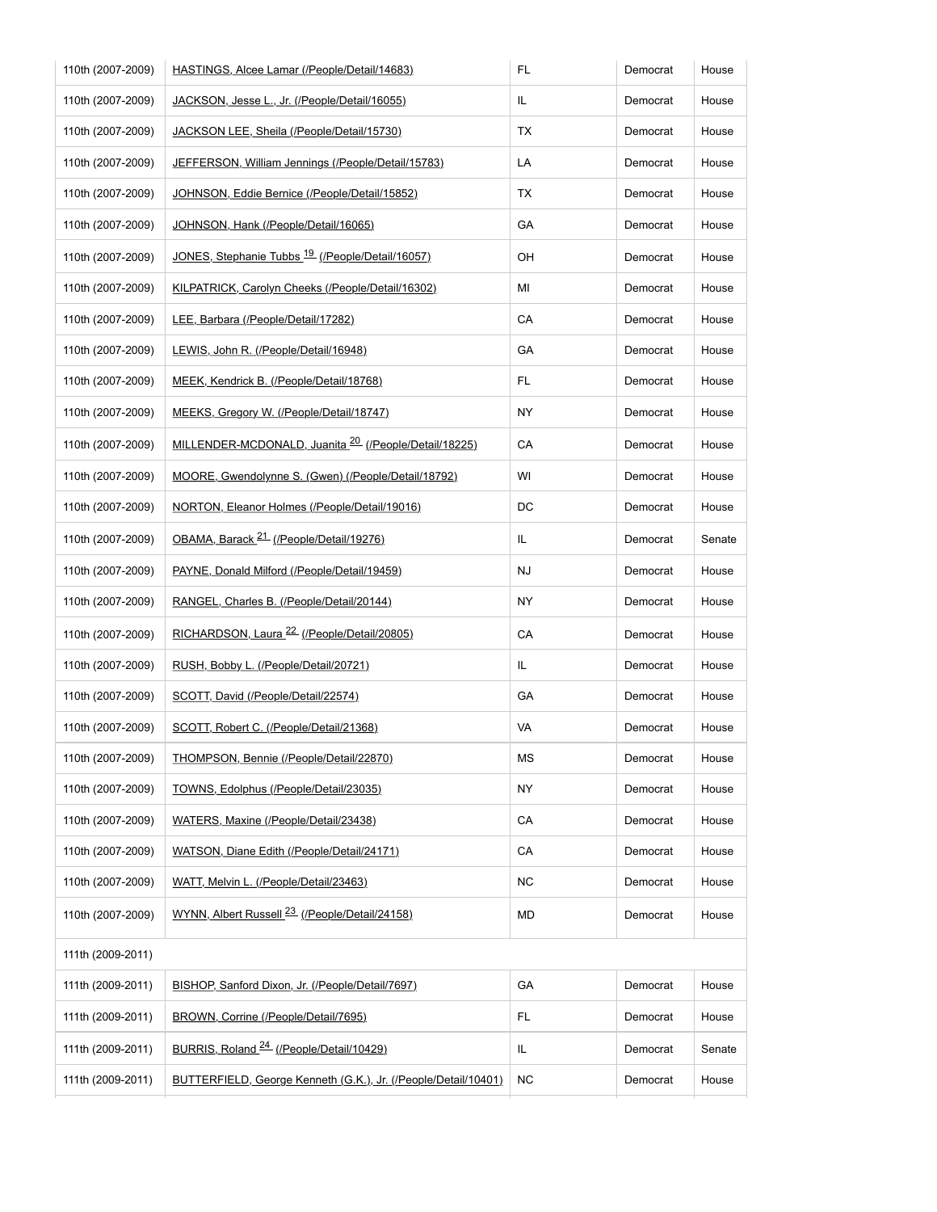| | | | | |
|---|---|---|---|---|
| 110th (2007-2009) | HASTINGS, Alcee Lamar (/People/Detail/14683) | FL | Democrat | House |
| 110th (2007-2009) | JACKSON, Jesse L., Jr. (/People/Detail/16055) | IL | Democrat | House |
| 110th (2007-2009) | JACKSON LEE, Sheila (/People/Detail/15730) | TX | Democrat | House |
| 110th (2007-2009) | JEFFERSON, William Jennings (/People/Detail/15783) | LA | Democrat | House |
| 110th (2007-2009) | JOHNSON, Eddie Bernice (/People/Detail/15852) | TX | Democrat | House |
| 110th (2007-2009) | JOHNSON, Hank (/People/Detail/16065) | GA | Democrat | House |
| 110th (2007-2009) | JONES, Stephanie Tubbs [19] (/People/Detail/16057) | OH | Democrat | House |
| 110th (2007-2009) | KILPATRICK, Carolyn Cheeks (/People/Detail/16302) | MI | Democrat | House |
| 110th (2007-2009) | LEE, Barbara (/People/Detail/17282) | CA | Democrat | House |
| 110th (2007-2009) | LEWIS, John R. (/People/Detail/16948) | GA | Democrat | House |
| 110th (2007-2009) | MEEK, Kendrick B. (/People/Detail/18768) | FL | Democrat | House |
| 110th (2007-2009) | MEEKS, Gregory W. (/People/Detail/18747) | NY | Democrat | House |
| 110th (2007-2009) | MILLENDER-MCDONALD, Juanita [20] (/People/Detail/18225) | CA | Democrat | House |
| 110th (2007-2009) | MOORE, Gwendolynne S. (Gwen) (/People/Detail/18792) | WI | Democrat | House |
| 110th (2007-2009) | NORTON, Eleanor Holmes (/People/Detail/19016) | DC | Democrat | House |
| 110th (2007-2009) | OBAMA, Barack [21] (/People/Detail/19276) | IL | Democrat | Senate |
| 110th (2007-2009) | PAYNE, Donald Milford (/People/Detail/19459) | NJ | Democrat | House |
| 110th (2007-2009) | RANGEL, Charles B. (/People/Detail/20144) | NY | Democrat | House |
| 110th (2007-2009) | RICHARDSON, Laura [22] (/People/Detail/20805) | CA | Democrat | House |
| 110th (2007-2009) | RUSH, Bobby L. (/People/Detail/20721) | IL | Democrat | House |
| 110th (2007-2009) | SCOTT, David (/People/Detail/22574) | GA | Democrat | House |
| 110th (2007-2009) | SCOTT, Robert C. (/People/Detail/21368) | VA | Democrat | House |
| 110th (2007-2009) | THOMPSON, Bennie (/People/Detail/22870) | MS | Democrat | House |
| 110th (2007-2009) | TOWNS, Edolphus (/People/Detail/23035) | NY | Democrat | House |
| 110th (2007-2009) | WATERS, Maxine (/People/Detail/23438) | CA | Democrat | House |
| 110th (2007-2009) | WATSON, Diane Edith (/People/Detail/24171) | CA | Democrat | House |
| 110th (2007-2009) | WATT, Melvin L. (/People/Detail/23463) | NC | Democrat | House |
| 110th (2007-2009) | WYNN, Albert Russell [23] (/People/Detail/24158) | MD | Democrat | House |
| 111th (2009-2011) | | | | |
| 111th (2009-2011) | BISHOP, Sanford Dixon, Jr. (/People/Detail/7697) | GA | Democrat | House |
| 111th (2009-2011) | BROWN, Corrine (/People/Detail/7695) | FL | Democrat | House |
| 111th (2009-2011) | BURRIS, Roland [24] (/People/Detail/10429) | IL | Democrat | Senate |
| 111th (2009-2011) | BUTTERFIELD, George Kenneth (G.K.), Jr. (/People/Detail/10401) | NC | Democrat | House |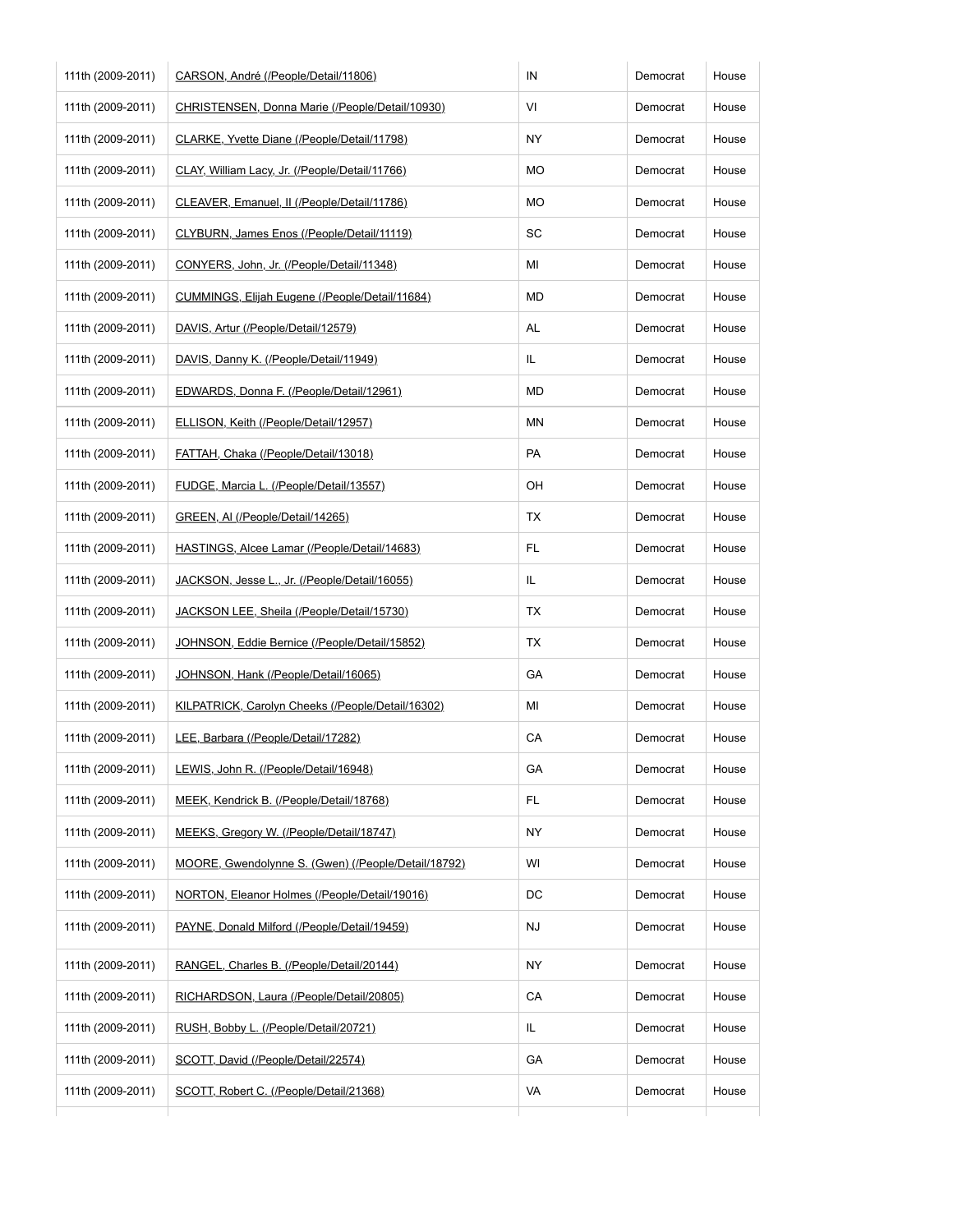| | | | | |
|---|---|---|---|---|
| 111th (2009-2011) | CARSON, André (/People/Detail/11806) | IN | Democrat | House |
| 111th (2009-2011) | CHRISTENSEN, Donna Marie (/People/Detail/10930) | VI | Democrat | House |
| 111th (2009-2011) | CLARKE, Yvette Diane (/People/Detail/11798) | NY | Democrat | House |
| 111th (2009-2011) | CLAY, William Lacy, Jr. (/People/Detail/11766) | MO | Democrat | House |
| 111th (2009-2011) | CLEAVER, Emanuel, II (/People/Detail/11786) | MO | Democrat | House |
| 111th (2009-2011) | CLYBURN, James Enos (/People/Detail/11119) | SC | Democrat | House |
| 111th (2009-2011) | CONYERS, John, Jr. (/People/Detail/11348) | MI | Democrat | House |
| 111th (2009-2011) | CUMMINGS, Elijah Eugene (/People/Detail/11684) | MD | Democrat | House |
| 111th (2009-2011) | DAVIS, Artur (/People/Detail/12579) | AL | Democrat | House |
| 111th (2009-2011) | DAVIS, Danny K. (/People/Detail/11949) | IL | Democrat | House |
| 111th (2009-2011) | EDWARDS, Donna F. (/People/Detail/12961) | MD | Democrat | House |
| 111th (2009-2011) | ELLISON, Keith (/People/Detail/12957) | MN | Democrat | House |
| 111th (2009-2011) | FATTAH, Chaka (/People/Detail/13018) | PA | Democrat | House |
| 111th (2009-2011) | FUDGE, Marcia L. (/People/Detail/13557) | OH | Democrat | House |
| 111th (2009-2011) | GREEN, Al (/People/Detail/14265) | TX | Democrat | House |
| 111th (2009-2011) | HASTINGS, Alcee Lamar (/People/Detail/14683) | FL | Democrat | House |
| 111th (2009-2011) | JACKSON, Jesse L., Jr. (/People/Detail/16055) | IL | Democrat | House |
| 111th (2009-2011) | JACKSON LEE, Sheila (/People/Detail/15730) | TX | Democrat | House |
| 111th (2009-2011) | JOHNSON, Eddie Bernice (/People/Detail/15852) | TX | Democrat | House |
| 111th (2009-2011) | JOHNSON, Hank (/People/Detail/16065) | GA | Democrat | House |
| 111th (2009-2011) | KILPATRICK, Carolyn Cheeks (/People/Detail/16302) | MI | Democrat | House |
| 111th (2009-2011) | LEE, Barbara (/People/Detail/17282) | CA | Democrat | House |
| 111th (2009-2011) | LEWIS, John R. (/People/Detail/16948) | GA | Democrat | House |
| 111th (2009-2011) | MEEK, Kendrick B. (/People/Detail/18768) | FL | Democrat | House |
| 111th (2009-2011) | MEEKS, Gregory W. (/People/Detail/18747) | NY | Democrat | House |
| 111th (2009-2011) | MOORE, Gwendolynne S. (Gwen) (/People/Detail/18792) | WI | Democrat | House |
| 111th (2009-2011) | NORTON, Eleanor Holmes (/People/Detail/19016) | DC | Democrat | House |
| 111th (2009-2011) | PAYNE, Donald Milford (/People/Detail/19459) | NJ | Democrat | House |
| 111th (2009-2011) | RANGEL, Charles B. (/People/Detail/20144) | NY | Democrat | House |
| 111th (2009-2011) | RICHARDSON, Laura (/People/Detail/20805) | CA | Democrat | House |
| 111th (2009-2011) | RUSH, Bobby L. (/People/Detail/20721) | IL | Democrat | House |
| 111th (2009-2011) | SCOTT, David (/People/Detail/22574) | GA | Democrat | House |
| 111th (2009-2011) | SCOTT, Robert C. (/People/Detail/21368) | VA | Democrat | House |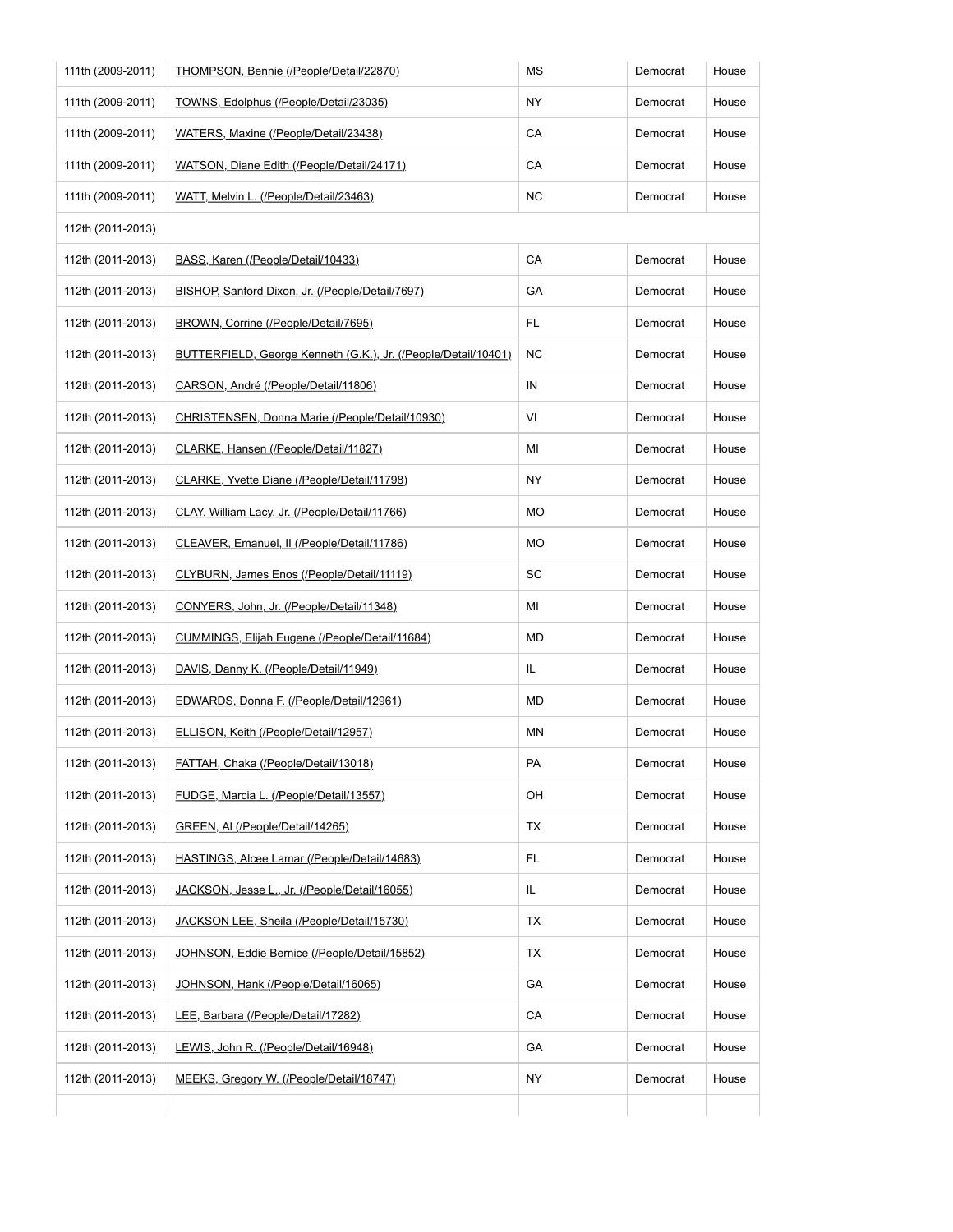| | | | | |
|---|---|---|---|---|
| 111th (2009-2011) | THOMPSON, Bennie (/People/Detail/22870) | MS | Democrat | House |
| 111th (2009-2011) | TOWNS, Edolphus (/People/Detail/23035) | NY | Democrat | House |
| 111th (2009-2011) | WATERS, Maxine (/People/Detail/23438) | CA | Democrat | House |
| 111th (2009-2011) | WATSON, Diane Edith (/People/Detail/24171) | CA | Democrat | House |
| 111th (2009-2011) | WATT, Melvin L. (/People/Detail/23463) | NC | Democrat | House |
| 112th (2011-2013) | | | | |
| 112th (2011-2013) | BASS, Karen (/People/Detail/10433) | CA | Democrat | House |
| 112th (2011-2013) | BISHOP, Sanford Dixon, Jr. (/People/Detail/7697) | GA | Democrat | House |
| 112th (2011-2013) | BROWN, Corrine (/People/Detail/7695) | FL | Democrat | House |
| 112th (2011-2013) | BUTTERFIELD, George Kenneth (G.K.), Jr. (/People/Detail/10401) | NC | Democrat | House |
| 112th (2011-2013) | CARSON, André (/People/Detail/11806) | IN | Democrat | House |
| 112th (2011-2013) | CHRISTENSEN, Donna Marie (/People/Detail/10930) | VI | Democrat | House |
| 112th (2011-2013) | CLARKE, Hansen (/People/Detail/11827) | MI | Democrat | House |
| 112th (2011-2013) | CLARKE, Yvette Diane (/People/Detail/11798) | NY | Democrat | House |
| 112th (2011-2013) | CLAY, William Lacy, Jr. (/People/Detail/11766) | MO | Democrat | House |
| 112th (2011-2013) | CLEAVER, Emanuel, II (/People/Detail/11786) | MO | Democrat | House |
| 112th (2011-2013) | CLYBURN, James Enos (/People/Detail/11119) | SC | Democrat | House |
| 112th (2011-2013) | CONYERS, John, Jr. (/People/Detail/11348) | MI | Democrat | House |
| 112th (2011-2013) | CUMMINGS, Elijah Eugene (/People/Detail/11684) | MD | Democrat | House |
| 112th (2011-2013) | DAVIS, Danny K. (/People/Detail/11949) | IL | Democrat | House |
| 112th (2011-2013) | EDWARDS, Donna F. (/People/Detail/12961) | MD | Democrat | House |
| 112th (2011-2013) | ELLISON, Keith (/People/Detail/12957) | MN | Democrat | House |
| 112th (2011-2013) | FATTAH, Chaka (/People/Detail/13018) | PA | Democrat | House |
| 112th (2011-2013) | FUDGE, Marcia L. (/People/Detail/13557) | OH | Democrat | House |
| 112th (2011-2013) | GREEN, Al (/People/Detail/14265) | TX | Democrat | House |
| 112th (2011-2013) | HASTINGS, Alcee Lamar (/People/Detail/14683) | FL | Democrat | House |
| 112th (2011-2013) | JACKSON, Jesse L., Jr. (/People/Detail/16055) | IL | Democrat | House |
| 112th (2011-2013) | JACKSON LEE, Sheila (/People/Detail/15730) | TX | Democrat | House |
| 112th (2011-2013) | JOHNSON, Eddie Bernice (/People/Detail/15852) | TX | Democrat | House |
| 112th (2011-2013) | JOHNSON, Hank (/People/Detail/16065) | GA | Democrat | House |
| 112th (2011-2013) | LEE, Barbara (/People/Detail/17282) | CA | Democrat | House |
| 112th (2011-2013) | LEWIS, John R. (/People/Detail/16948) | GA | Democrat | House |
| 112th (2011-2013) | MEEKS, Gregory W. (/People/Detail/18747) | NY | Democrat | House |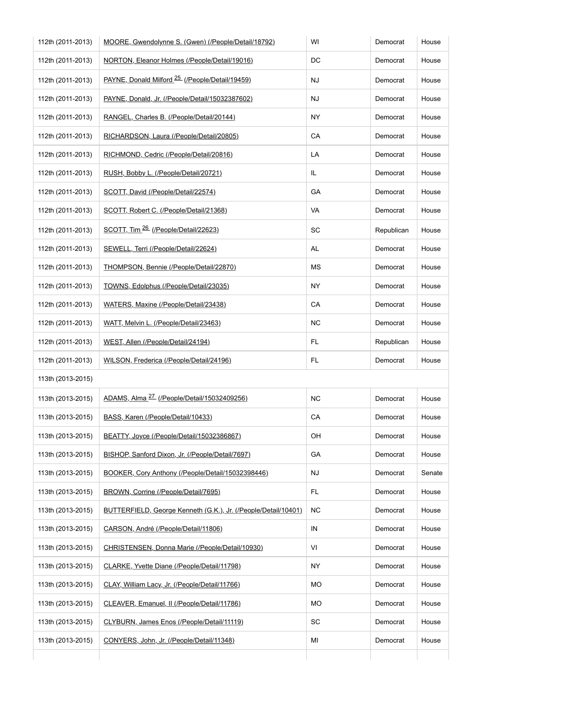| | | | | |
|---|---|---|---|---|
| 112th (2011-2013) | MOORE, Gwendolynne S. (Gwen) (/People/Detail/18792) | WI | Democrat | House |
| 112th (2011-2013) | NORTON, Eleanor Holmes (/People/Detail/19016) | DC | Democrat | House |
| 112th (2011-2013) | PAYNE, Donald Milford [25] (/People/Detail/19459) | NJ | Democrat | House |
| 112th (2011-2013) | PAYNE, Donald, Jr. (/People/Detail/15032387602) | NJ | Democrat | House |
| 112th (2011-2013) | RANGEL, Charles B. (/People/Detail/20144) | NY | Democrat | House |
| 112th (2011-2013) | RICHARDSON, Laura (/People/Detail/20805) | CA | Democrat | House |
| 112th (2011-2013) | RICHMOND, Cedric (/People/Detail/20816) | LA | Democrat | House |
| 112th (2011-2013) | RUSH, Bobby L. (/People/Detail/20721) | IL | Democrat | House |
| 112th (2011-2013) | SCOTT, David (/People/Detail/22574) | GA | Democrat | House |
| 112th (2011-2013) | SCOTT, Robert C. (/People/Detail/21368) | VA | Democrat | House |
| 112th (2011-2013) | SCOTT, Tim [26] (/People/Detail/22623) | SC | Republican | House |
| 112th (2011-2013) | SEWELL, Terri (/People/Detail/22624) | AL | Democrat | House |
| 112th (2011-2013) | THOMPSON, Bennie (/People/Detail/22870) | MS | Democrat | House |
| 112th (2011-2013) | TOWNS, Edolphus (/People/Detail/23035) | NY | Democrat | House |
| 112th (2011-2013) | WATERS, Maxine (/People/Detail/23438) | CA | Democrat | House |
| 112th (2011-2013) | WATT, Melvin L. (/People/Detail/23463) | NC | Democrat | House |
| 112th (2011-2013) | WEST, Allen (/People/Detail/24194) | FL | Republican | House |
| 112th (2011-2013) | WILSON, Frederica (/People/Detail/24196) | FL | Democrat | House |
| 113th (2013-2015) | | | | |
| 113th (2013-2015) | ADAMS, Alma [27] (/People/Detail/15032409256) | NC | Democrat | House |
| 113th (2013-2015) | BASS, Karen (/People/Detail/10433) | CA | Democrat | House |
| 113th (2013-2015) | BEATTY, Joyce (/People/Detail/15032386867) | OH | Democrat | House |
| 113th (2013-2015) | BISHOP, Sanford Dixon, Jr. (/People/Detail/7697) | GA | Democrat | House |
| 113th (2013-2015) | BOOKER, Cory Anthony (/People/Detail/15032398446) | NJ | Democrat | Senate |
| 113th (2013-2015) | BROWN, Corrine (/People/Detail/7695) | FL | Democrat | House |
| 113th (2013-2015) | BUTTERFIELD, George Kenneth (G.K.), Jr. (/People/Detail/10401) | NC | Democrat | House |
| 113th (2013-2015) | CARSON, André (/People/Detail/11806) | IN | Democrat | House |
| 113th (2013-2015) | CHRISTENSEN, Donna Marie (/People/Detail/10930) | VI | Democrat | House |
| 113th (2013-2015) | CLARKE, Yvette Diane (/People/Detail/11798) | NY | Democrat | House |
| 113th (2013-2015) | CLAY, William Lacy, Jr. (/People/Detail/11766) | MO | Democrat | House |
| 113th (2013-2015) | CLEAVER, Emanuel, II (/People/Detail/11786) | MO | Democrat | House |
| 113th (2013-2015) | CLYBURN, James Enos (/People/Detail/11119) | SC | Democrat | House |
| 113th (2013-2015) | CONYERS, John, Jr. (/People/Detail/11348) | MI | Democrat | House |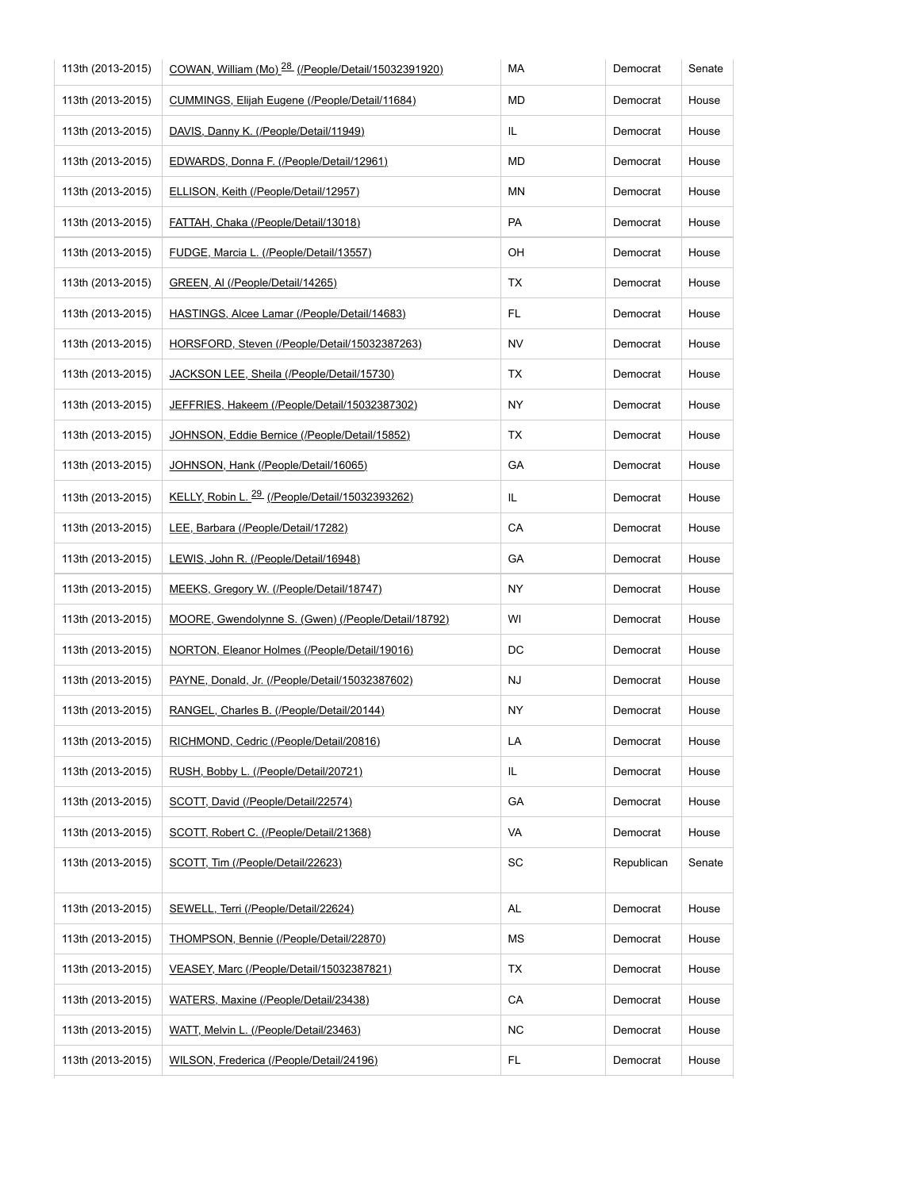| | | | | |
|---|---|---|---|---|
| 113th (2013-2015) | COWAN, William (Mo) [28] (/People/Detail/15032391920) | MA | Democrat | Senate |
| 113th (2013-2015) | CUMMINGS, Elijah Eugene (/People/Detail/11684) | MD | Democrat | House |
| 113th (2013-2015) | DAVIS, Danny K. (/People/Detail/11949) | IL | Democrat | House |
| 113th (2013-2015) | EDWARDS, Donna F. (/People/Detail/12961) | MD | Democrat | House |
| 113th (2013-2015) | ELLISON, Keith (/People/Detail/12957) | MN | Democrat | House |
| 113th (2013-2015) | FATTAH, Chaka (/People/Detail/13018) | PA | Democrat | House |
| 113th (2013-2015) | FUDGE, Marcia L. (/People/Detail/13557) | OH | Democrat | House |
| 113th (2013-2015) | GREEN, Al (/People/Detail/14265) | TX | Democrat | House |
| 113th (2013-2015) | HASTINGS, Alcee Lamar (/People/Detail/14683) | FL | Democrat | House |
| 113th (2013-2015) | HORSFORD, Steven (/People/Detail/15032387263) | NV | Democrat | House |
| 113th (2013-2015) | JACKSON LEE, Sheila (/People/Detail/15730) | TX | Democrat | House |
| 113th (2013-2015) | JEFFRIES, Hakeem (/People/Detail/15032387302) | NY | Democrat | House |
| 113th (2013-2015) | JOHNSON, Eddie Bernice (/People/Detail/15852) | TX | Democrat | House |
| 113th (2013-2015) | JOHNSON, Hank (/People/Detail/16065) | GA | Democrat | House |
| 113th (2013-2015) | KELLY, Robin L. [29] (/People/Detail/15032393262) | IL | Democrat | House |
| 113th (2013-2015) | LEE, Barbara (/People/Detail/17282) | CA | Democrat | House |
| 113th (2013-2015) | LEWIS, John R. (/People/Detail/16948) | GA | Democrat | House |
| 113th (2013-2015) | MEEKS, Gregory W. (/People/Detail/18747) | NY | Democrat | House |
| 113th (2013-2015) | MOORE, Gwendolynne S. (Gwen) (/People/Detail/18792) | WI | Democrat | House |
| 113th (2013-2015) | NORTON, Eleanor Holmes (/People/Detail/19016) | DC | Democrat | House |
| 113th (2013-2015) | PAYNE, Donald, Jr. (/People/Detail/15032387602) | NJ | Democrat | House |
| 113th (2013-2015) | RANGEL, Charles B. (/People/Detail/20144) | NY | Democrat | House |
| 113th (2013-2015) | RICHMOND, Cedric (/People/Detail/20816) | LA | Democrat | House |
| 113th (2013-2015) | RUSH, Bobby L. (/People/Detail/20721) | IL | Democrat | House |
| 113th (2013-2015) | SCOTT, David (/People/Detail/22574) | GA | Democrat | House |
| 113th (2013-2015) | SCOTT, Robert C. (/People/Detail/21368) | VA | Democrat | House |
| 113th (2013-2015) | SCOTT, Tim (/People/Detail/22623) | SC | Republican | Senate |
| 113th (2013-2015) | SEWELL, Terri (/People/Detail/22624) | AL | Democrat | House |
| 113th (2013-2015) | THOMPSON, Bennie (/People/Detail/22870) | MS | Democrat | House |
| 113th (2013-2015) | VEASEY, Marc (/People/Detail/15032387821) | TX | Democrat | House |
| 113th (2013-2015) | WATERS, Maxine (/People/Detail/23438) | CA | Democrat | House |
| 113th (2013-2015) | WATT, Melvin L. (/People/Detail/23463) | NC | Democrat | House |
| 113th (2013-2015) | WILSON, Frederica (/People/Detail/24196) | FL | Democrat | House |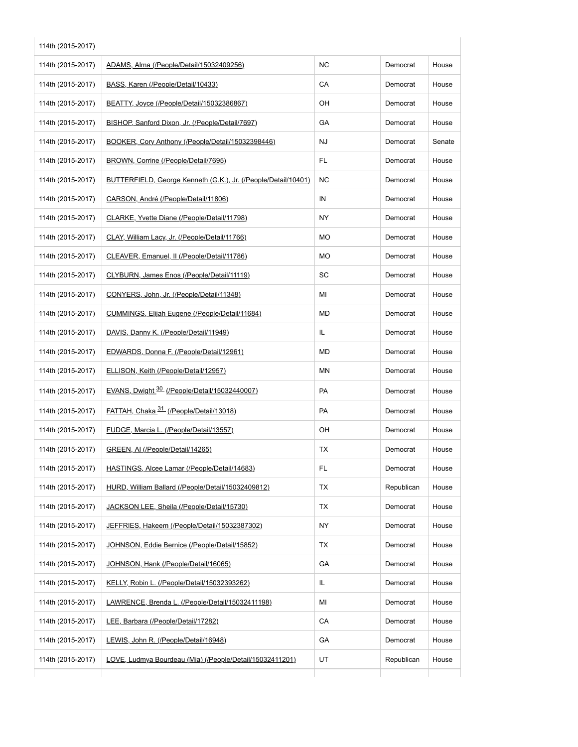| 114th (2015-2017) | | | | |
|---|---|---|---|---|
| 114th (2015-2017) | ADAMS, Alma (/People/Detail/15032409256) | NC | Democrat | House |
| 114th (2015-2017) | BASS, Karen (/People/Detail/10433) | CA | Democrat | House |
| 114th (2015-2017) | BEATTY, Joyce (/People/Detail/15032386867) | OH | Democrat | House |
| 114th (2015-2017) | BISHOP, Sanford Dixon, Jr. (/People/Detail/7697) | GA | Democrat | House |
| 114th (2015-2017) | BOOKER, Cory Anthony (/People/Detail/15032398446) | NJ | Democrat | Senate |
| 114th (2015-2017) | BROWN, Corrine (/People/Detail/7695) | FL | Democrat | House |
| 114th (2015-2017) | BUTTERFIELD, George Kenneth (G.K.), Jr. (/People/Detail/10401) | NC | Democrat | House |
| 114th (2015-2017) | CARSON, André (/People/Detail/11806) | IN | Democrat | House |
| 114th (2015-2017) | CLARKE, Yvette Diane (/People/Detail/11798) | NY | Democrat | House |
| 114th (2015-2017) | CLAY, William Lacy, Jr. (/People/Detail/11766) | MO | Democrat | House |
| 114th (2015-2017) | CLEAVER, Emanuel, II (/People/Detail/11786) | MO | Democrat | House |
| 114th (2015-2017) | CLYBURN, James Enos (/People/Detail/11119) | SC | Democrat | House |
| 114th (2015-2017) | CONYERS, John, Jr. (/People/Detail/11348) | MI | Democrat | House |
| 114th (2015-2017) | CUMMINGS, Elijah Eugene (/People/Detail/11684) | MD | Democrat | House |
| 114th (2015-2017) | DAVIS, Danny K. (/People/Detail/11949) | IL | Democrat | House |
| 114th (2015-2017) | EDWARDS, Donna F. (/People/Detail/12961) | MD | Democrat | House |
| 114th (2015-2017) | ELLISON, Keith (/People/Detail/12957) | MN | Democrat | House |
| 114th (2015-2017) | EVANS, Dwight [30] (/People/Detail/15032440007) | PA | Democrat | House |
| 114th (2015-2017) | FATTAH, Chaka [31] (/People/Detail/13018) | PA | Democrat | House |
| 114th (2015-2017) | FUDGE, Marcia L. (/People/Detail/13557) | OH | Democrat | House |
| 114th (2015-2017) | GREEN, Al (/People/Detail/14265) | TX | Democrat | House |
| 114th (2015-2017) | HASTINGS, Alcee Lamar (/People/Detail/14683) | FL | Democrat | House |
| 114th (2015-2017) | HURD, William Ballard (/People/Detail/15032409812) | TX | Republican | House |
| 114th (2015-2017) | JACKSON LEE, Sheila (/People/Detail/15730) | TX | Democrat | House |
| 114th (2015-2017) | JEFFRIES, Hakeem (/People/Detail/15032387302) | NY | Democrat | House |
| 114th (2015-2017) | JOHNSON, Eddie Bernice (/People/Detail/15852) | TX | Democrat | House |
| 114th (2015-2017) | JOHNSON, Hank (/People/Detail/16065) | GA | Democrat | House |
| 114th (2015-2017) | KELLY, Robin L. (/People/Detail/15032393262) | IL | Democrat | House |
| 114th (2015-2017) | LAWRENCE, Brenda L. (/People/Detail/15032411198) | MI | Democrat | House |
| 114th (2015-2017) | LEE, Barbara (/People/Detail/17282) | CA | Democrat | House |
| 114th (2015-2017) | LEWIS, John R. (/People/Detail/16948) | GA | Democrat | House |
| 114th (2015-2017) | LOVE, Ludmya Bourdeau (Mia) (/People/Detail/15032411201) | UT | Republican | House |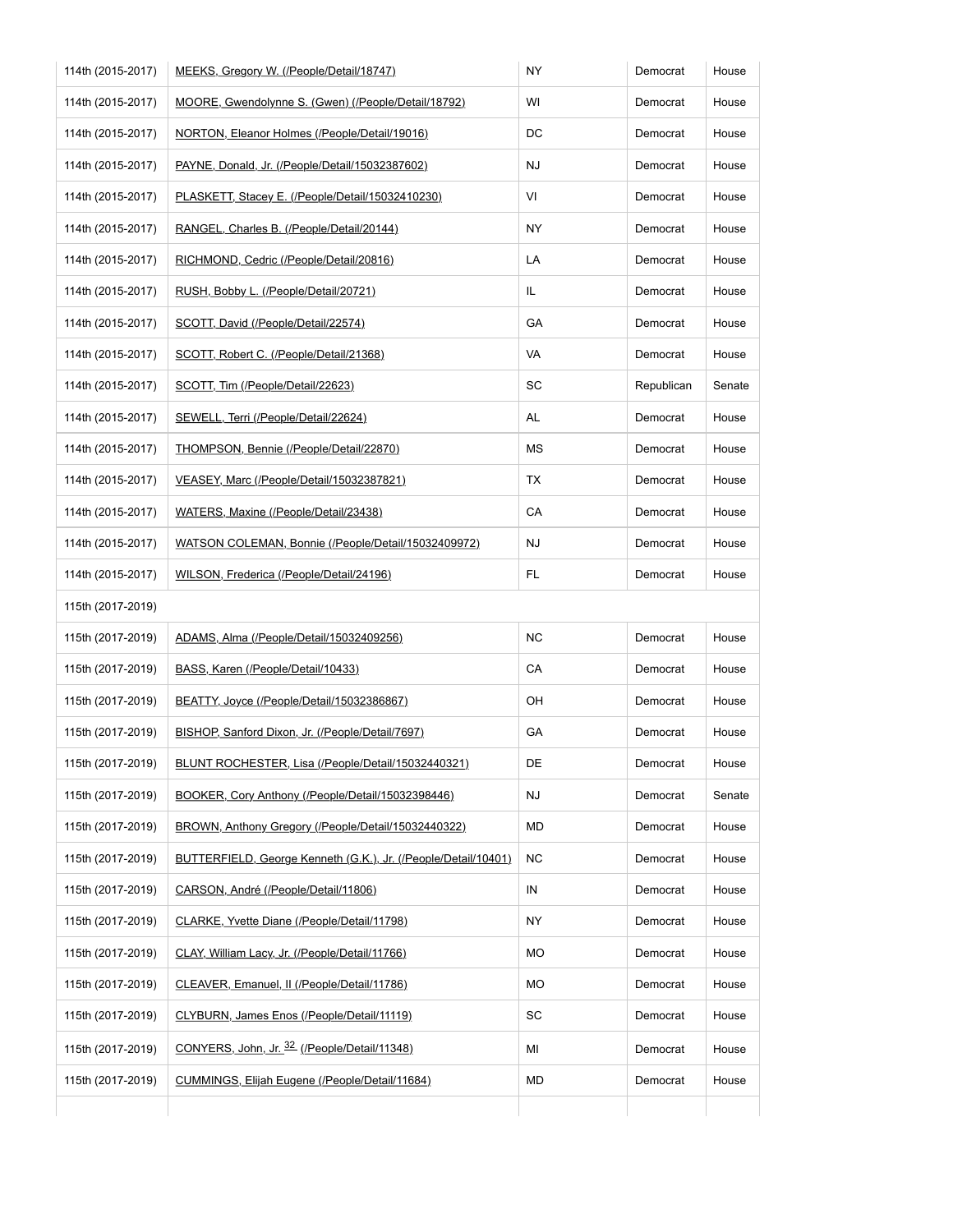| | | | | |
|---|---|---|---|---|
| 114th (2015-2017) | MEEKS, Gregory W. (/People/Detail/18747) | NY | Democrat | House |
| 114th (2015-2017) | MOORE, Gwendolynne S. (Gwen) (/People/Detail/18792) | WI | Democrat | House |
| 114th (2015-2017) | NORTON, Eleanor Holmes (/People/Detail/19016) | DC | Democrat | House |
| 114th (2015-2017) | PAYNE, Donald, Jr. (/People/Detail/15032387602) | NJ | Democrat | House |
| 114th (2015-2017) | PLASKETT, Stacey E. (/People/Detail/15032410230) | VI | Democrat | House |
| 114th (2015-2017) | RANGEL, Charles B. (/People/Detail/20144) | NY | Democrat | House |
| 114th (2015-2017) | RICHMOND, Cedric (/People/Detail/20816) | LA | Democrat | House |
| 114th (2015-2017) | RUSH, Bobby L. (/People/Detail/20721) | IL | Democrat | House |
| 114th (2015-2017) | SCOTT, David (/People/Detail/22574) | GA | Democrat | House |
| 114th (2015-2017) | SCOTT, Robert C. (/People/Detail/21368) | VA | Democrat | House |
| 114th (2015-2017) | SCOTT, Tim (/People/Detail/22623) | SC | Republican | Senate |
| 114th (2015-2017) | SEWELL, Terri (/People/Detail/22624) | AL | Democrat | House |
| 114th (2015-2017) | THOMPSON, Bennie (/People/Detail/22870) | MS | Democrat | House |
| 114th (2015-2017) | VEASEY, Marc (/People/Detail/15032387821) | TX | Democrat | House |
| 114th (2015-2017) | WATERS, Maxine (/People/Detail/23438) | CA | Democrat | House |
| 114th (2015-2017) | WATSON COLEMAN, Bonnie (/People/Detail/15032409972) | NJ | Democrat | House |
| 114th (2015-2017) | WILSON, Frederica (/People/Detail/24196) | FL | Democrat | House |
| 115th (2017-2019) | | | | |
| 115th (2017-2019) | ADAMS, Alma (/People/Detail/15032409256) | NC | Democrat | House |
| 115th (2017-2019) | BASS, Karen (/People/Detail/10433) | CA | Democrat | House |
| 115th (2017-2019) | BEATTY, Joyce (/People/Detail/15032386867) | OH | Democrat | House |
| 115th (2017-2019) | BISHOP, Sanford Dixon, Jr. (/People/Detail/7697) | GA | Democrat | House |
| 115th (2017-2019) | BLUNT ROCHESTER, Lisa (/People/Detail/15032440321) | DE | Democrat | House |
| 115th (2017-2019) | BOOKER, Cory Anthony (/People/Detail/15032398446) | NJ | Democrat | Senate |
| 115th (2017-2019) | BROWN, Anthony Gregory (/People/Detail/15032440322) | MD | Democrat | House |
| 115th (2017-2019) | BUTTERFIELD, George Kenneth (G.K.), Jr. (/People/Detail/10401) | NC | Democrat | House |
| 115th (2017-2019) | CARSON, André (/People/Detail/11806) | IN | Democrat | House |
| 115th (2017-2019) | CLARKE, Yvette Diane (/People/Detail/11798) | NY | Democrat | House |
| 115th (2017-2019) | CLAY, William Lacy, Jr. (/People/Detail/11766) | MO | Democrat | House |
| 115th (2017-2019) | CLEAVER, Emanuel, II (/People/Detail/11786) | MO | Democrat | House |
| 115th (2017-2019) | CLYBURN, James Enos (/People/Detail/11119) | SC | Democrat | House |
| 115th (2017-2019) | CONYERS, John, Jr. [32] (/People/Detail/11348) | MI | Democrat | House |
| 115th (2017-2019) | CUMMINGS, Elijah Eugene (/People/Detail/11684) | MD | Democrat | House |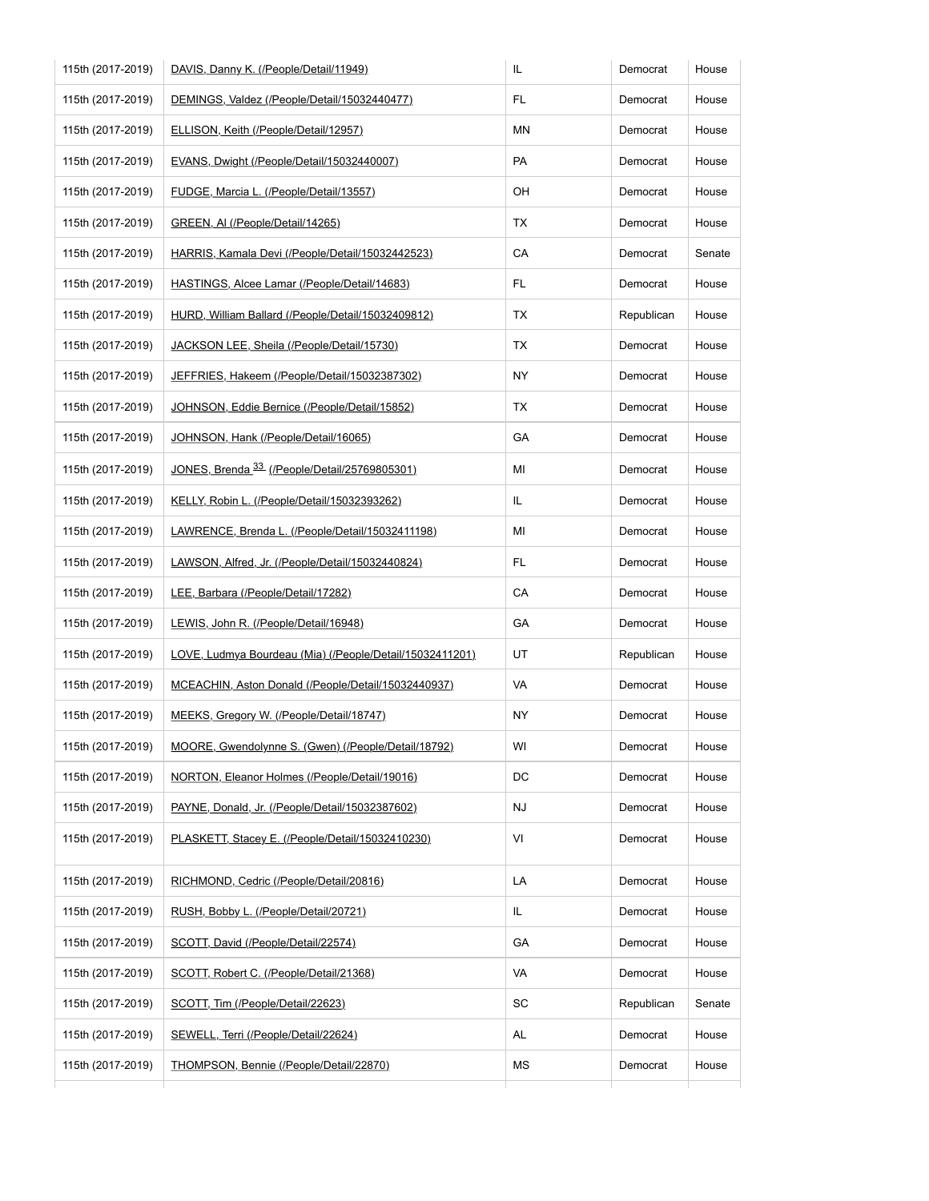| | | | | |
|---|---|---|---|---|
| 115th (2017-2019) | DAVIS, Danny K. (/People/Detail/11949) | IL | Democrat | House |
| 115th (2017-2019) | DEMINGS, Valdez (/People/Detail/15032440477) | FL | Democrat | House |
| 115th (2017-2019) | ELLISON, Keith (/People/Detail/12957) | MN | Democrat | House |
| 115th (2017-2019) | EVANS, Dwight (/People/Detail/15032440007) | PA | Democrat | House |
| 115th (2017-2019) | FUDGE, Marcia L. (/People/Detail/13557) | OH | Democrat | House |
| 115th (2017-2019) | GREEN, Al (/People/Detail/14265) | TX | Democrat | House |
| 115th (2017-2019) | HARRIS, Kamala Devi (/People/Detail/15032442523) | CA | Democrat | Senate |
| 115th (2017-2019) | HASTINGS, Alcee Lamar (/People/Detail/14683) | FL | Democrat | House |
| 115th (2017-2019) | HURD, William Ballard (/People/Detail/15032409812) | TX | Republican | House |
| 115th (2017-2019) | JACKSON LEE, Sheila (/People/Detail/15730) | TX | Democrat | House |
| 115th (2017-2019) | JEFFRIES, Hakeem (/People/Detail/15032387302) | NY | Democrat | House |
| 115th (2017-2019) | JOHNSON, Eddie Bernice (/People/Detail/15852) | TX | Democrat | House |
| 115th (2017-2019) | JOHNSON, Hank (/People/Detail/16065) | GA | Democrat | House |
| 115th (2017-2019) | JONES, Brenda [33] (/People/Detail/25769805301) | MI | Democrat | House |
| 115th (2017-2019) | KELLY, Robin L. (/People/Detail/15032393262) | IL | Democrat | House |
| 115th (2017-2019) | LAWRENCE, Brenda L. (/People/Detail/15032411198) | MI | Democrat | House |
| 115th (2017-2019) | LAWSON, Alfred, Jr. (/People/Detail/15032440824) | FL | Democrat | House |
| 115th (2017-2019) | LEE, Barbara (/People/Detail/17282) | CA | Democrat | House |
| 115th (2017-2019) | LEWIS, John R. (/People/Detail/16948) | GA | Democrat | House |
| 115th (2017-2019) | LOVE, Ludmya Bourdeau (Mia) (/People/Detail/15032411201) | UT | Republican | House |
| 115th (2017-2019) | MCEACHIN, Aston Donald (/People/Detail/15032440937) | VA | Democrat | House |
| 115th (2017-2019) | MEEKS, Gregory W. (/People/Detail/18747) | NY | Democrat | House |
| 115th (2017-2019) | MOORE, Gwendolynne S. (Gwen) (/People/Detail/18792) | WI | Democrat | House |
| 115th (2017-2019) | NORTON, Eleanor Holmes (/People/Detail/19016) | DC | Democrat | House |
| 115th (2017-2019) | PAYNE, Donald, Jr. (/People/Detail/15032387602) | NJ | Democrat | House |
| 115th (2017-2019) | PLASKETT, Stacey E. (/People/Detail/15032410230) | VI | Democrat | House |
| 115th (2017-2019) | RICHMOND, Cedric (/People/Detail/20816) | LA | Democrat | House |
| 115th (2017-2019) | RUSH, Bobby L. (/People/Detail/20721) | IL | Democrat | House |
| 115th (2017-2019) | SCOTT, David (/People/Detail/22574) | GA | Democrat | House |
| 115th (2017-2019) | SCOTT, Robert C. (/People/Detail/21368) | VA | Democrat | House |
| 115th (2017-2019) | SCOTT, Tim (/People/Detail/22623) | SC | Republican | Senate |
| 115th (2017-2019) | SEWELL, Terri (/People/Detail/22624) | AL | Democrat | House |
| 115th (2017-2019) | THOMPSON, Bennie (/People/Detail/22870) | MS | Democrat | House |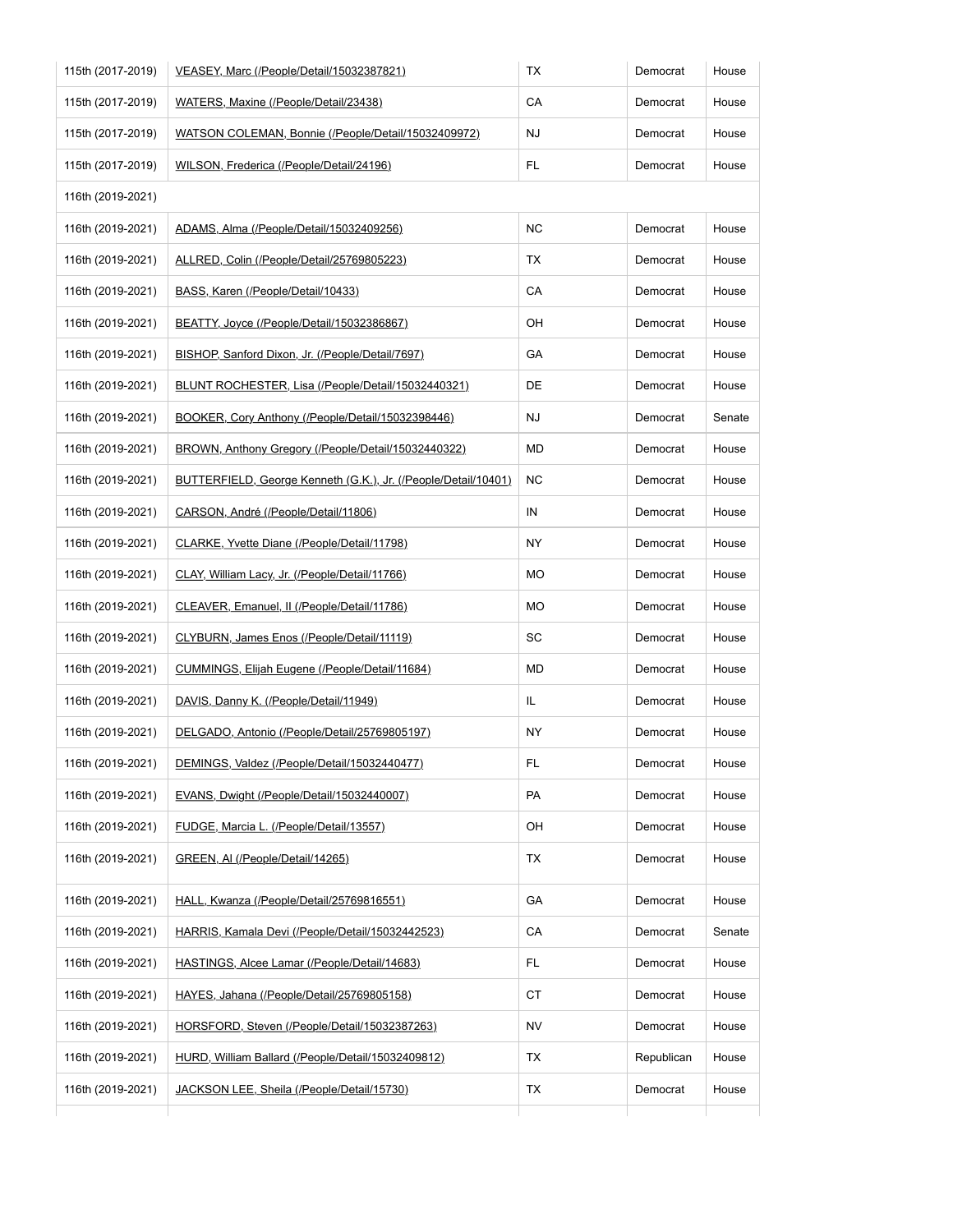| | | | | |
|---|---|---|---|---|
| 115th (2017-2019) | VEASEY, Marc (/People/Detail/15032387821) | TX | Democrat | House |
| 115th (2017-2019) | WATERS, Maxine (/People/Detail/23438) | CA | Democrat | House |
| 115th (2017-2019) | WATSON COLEMAN, Bonnie (/People/Detail/15032409972) | NJ | Democrat | House |
| 115th (2017-2019) | WILSON, Frederica (/People/Detail/24196) | FL | Democrat | House |
| 116th (2019-2021) | | | | |
| 116th (2019-2021) | ADAMS, Alma (/People/Detail/15032409256) | NC | Democrat | House |
| 116th (2019-2021) | ALLRED, Colin (/People/Detail/25769805223) | TX | Democrat | House |
| 116th (2019-2021) | BASS, Karen (/People/Detail/10433) | CA | Democrat | House |
| 116th (2019-2021) | BEATTY, Joyce (/People/Detail/15032386867) | OH | Democrat | House |
| 116th (2019-2021) | BISHOP, Sanford Dixon, Jr. (/People/Detail/7697) | GA | Democrat | House |
| 116th (2019-2021) | BLUNT ROCHESTER, Lisa (/People/Detail/15032440321) | DE | Democrat | House |
| 116th (2019-2021) | BOOKER, Cory Anthony (/People/Detail/15032398446) | NJ | Democrat | Senate |
| 116th (2019-2021) | BROWN, Anthony Gregory (/People/Detail/15032440322) | MD | Democrat | House |
| 116th (2019-2021) | BUTTERFIELD, George Kenneth (G.K.), Jr. (/People/Detail/10401) | NC | Democrat | House |
| 116th (2019-2021) | CARSON, André (/People/Detail/11806) | IN | Democrat | House |
| 116th (2019-2021) | CLARKE, Yvette Diane (/People/Detail/11798) | NY | Democrat | House |
| 116th (2019-2021) | CLAY, William Lacy, Jr. (/People/Detail/11766) | MO | Democrat | House |
| 116th (2019-2021) | CLEAVER, Emanuel, II (/People/Detail/11786) | MO | Democrat | House |
| 116th (2019-2021) | CLYBURN, James Enos (/People/Detail/11119) | SC | Democrat | House |
| 116th (2019-2021) | CUMMINGS, Elijah Eugene (/People/Detail/11684) | MD | Democrat | House |
| 116th (2019-2021) | DAVIS, Danny K. (/People/Detail/11949) | IL | Democrat | House |
| 116th (2019-2021) | DELGADO, Antonio (/People/Detail/25769805197) | NY | Democrat | House |
| 116th (2019-2021) | DEMINGS, Valdez (/People/Detail/15032440477) | FL | Democrat | House |
| 116th (2019-2021) | EVANS, Dwight (/People/Detail/15032440007) | PA | Democrat | House |
| 116th (2019-2021) | FUDGE, Marcia L. (/People/Detail/13557) | OH | Democrat | House |
| 116th (2019-2021) | GREEN, Al (/People/Detail/14265) | TX | Democrat | House |
| 116th (2019-2021) | HALL, Kwanza (/People/Detail/25769816551) | GA | Democrat | House |
| 116th (2019-2021) | HARRIS, Kamala Devi (/People/Detail/15032442523) | CA | Democrat | Senate |
| 116th (2019-2021) | HASTINGS, Alcee Lamar (/People/Detail/14683) | FL | Democrat | House |
| 116th (2019-2021) | HAYES, Jahana (/People/Detail/25769805158) | CT | Democrat | House |
| 116th (2019-2021) | HORSFORD, Steven (/People/Detail/15032387263) | NV | Democrat | House |
| 116th (2019-2021) | HURD, William Ballard (/People/Detail/15032409812) | TX | Republican | House |
| 116th (2019-2021) | JACKSON LEE, Sheila (/People/Detail/15730) | TX | Democrat | House |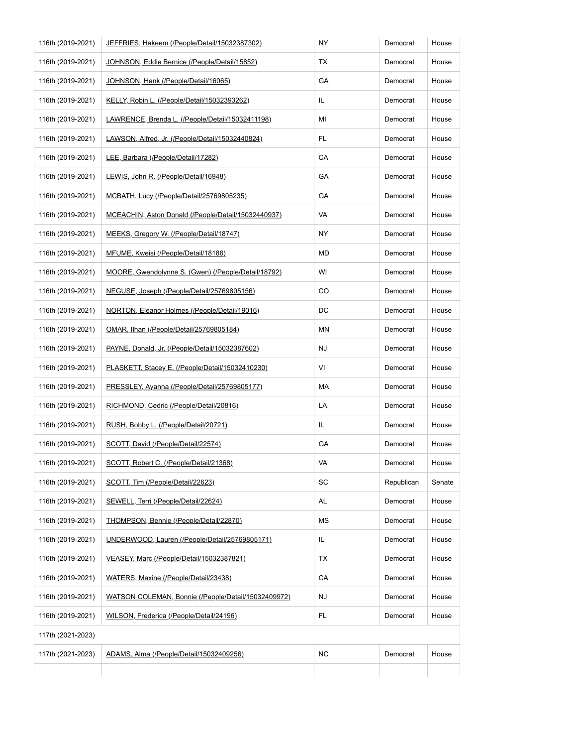| | | | | |
|---|---|---|---|---|
| 116th (2019-2021) | JOHNSON, Eddie Bernice (/People/Detail/15852) | TX | Democrat | House |
| 116th (2019-2021) | JOHNSON, Hank (/People/Detail/16065) | GA | Democrat | House |
| 116th (2019-2021) | KELLY, Robin L. (/People/Detail/15032393262) | IL | Democrat | House |
| 116th (2019-2021) | LAWRENCE, Brenda L. (/People/Detail/15032411198) | MI | Democrat | House |
| 116th (2019-2021) | LAWSON, Alfred, Jr. (/People/Detail/15032440824) | FL | Democrat | House |
| 116th (2019-2021) | LEE, Barbara (/People/Detail/17282) | CA | Democrat | House |
| 116th (2019-2021) | LEWIS, John R. (/People/Detail/16948) | GA | Democrat | House |
| 116th (2019-2021) | MCBATH, Lucy (/People/Detail/25769805235) | GA | Democrat | House |
| 116th (2019-2021) | MCEACHIN, Aston Donald (/People/Detail/15032440937) | VA | Democrat | House |
| 116th (2019-2021) | MEEKS, Gregory W. (/People/Detail/18747) | NY | Democrat | House |
| 116th (2019-2021) | MFUME, Kweisi (/People/Detail/18186) | MD | Democrat | House |
| 116th (2019-2021) | MOORE, Gwendolynne S. (Gwen) (/People/Detail/18792) | WI | Democrat | House |
| 116th (2019-2021) | NEGUSE, Joseph (/People/Detail/25769805156) | CO | Democrat | House |
| 116th (2019-2021) | NORTON, Eleanor Holmes (/People/Detail/19016) | DC | Democrat | House |
| 116th (2019-2021) | OMAR, Ilhan (/People/Detail/25769805184) | MN | Democrat | House |
| 116th (2019-2021) | PAYNE, Donald, Jr. (/People/Detail/15032387602) | NJ | Democrat | House |
| 116th (2019-2021) | PLASKETT, Stacey E. (/People/Detail/15032410230) | VI | Democrat | House |
| 116th (2019-2021) | PRESSLEY, Ayanna (/People/Detail/25769805177) | MA | Democrat | House |
| 116th (2019-2021) | RICHMOND, Cedric (/People/Detail/20816) | LA | Democrat | House |
| 116th (2019-2021) | RUSH, Bobby L. (/People/Detail/20721) | IL | Democrat | House |
| 116th (2019-2021) | SCOTT, David (/People/Detail/22574) | GA | Democrat | House |
| 116th (2019-2021) | SCOTT, Robert C. (/People/Detail/21368) | VA | Democrat | House |
| 116th (2019-2021) | SCOTT, Tim (/People/Detail/22623) | SC | Republican | Senate |
| 116th (2019-2021) | SEWELL, Terri (/People/Detail/22624) | AL | Democrat | House |
| 116th (2019-2021) | THOMPSON, Bennie (/People/Detail/22870) | MS | Democrat | House |
| 116th (2019-2021) | UNDERWOOD, Lauren (/People/Detail/25769805171) | IL | Democrat | House |
| 116th (2019-2021) | VEASEY, Marc (/People/Detail/15032387821) | TX | Democrat | House |
| 116th (2019-2021) | WATERS, Maxine (/People/Detail/23438) | CA | Democrat | House |
| 116th (2019-2021) | WATSON COLEMAN, Bonnie (/People/Detail/15032409972) | NJ | Democrat | House |
| 116th (2019-2021) | WILSON, Frederica (/People/Detail/24196) | FL | Democrat | House |
| 117th (2021-2023) | | | | |
| 117th (2021-2023) | ADAMS, Alma (/People/Detail/15032409256) | NC | Democrat | House |

| | | | | |
|---|---|---|---|---|
| 116th (2019-2021) | JEFFRIES, Hakeem (/People/Detail/15032387302) | NY | Democrat | House |
| 116th (2019-2021) | JOHNSON, Eddie Bernice (/People/Detail/15852) | TX | Democrat | House |
| 116th (2019-2021) | JOHNSON, Hank (/People/Detail/16065) | GA | Democrat | House |
| 116th (2019-2021) | KELLY, Robin L. (/People/Detail/15032393262) | IL | Democrat | House |
| 116th (2019-2021) | LAWRENCE, Brenda L. (/People/Detail/15032411198) | MI | Democrat | House |
| 116th (2019-2021) | LAWSON, Alfred, Jr. (/People/Detail/15032440824) | FL | Democrat | House |
| 116th (2019-2021) | LEE, Barbara (/People/Detail/17282) | CA | Democrat | House |
| 116th (2019-2021) | LEWIS, John R. (/People/Detail/16948) | GA | Democrat | House |
| 116th (2019-2021) | MCBATH, Lucy (/People/Detail/25769805235) | GA | Democrat | House |
| 116th (2019-2021) | MCEACHIN, Aston Donald (/People/Detail/15032440937) | VA | Democrat | House |
| 116th (2019-2021) | MEEKS, Gregory W. (/People/Detail/18747) | NY | Democrat | House |
| 116th (2019-2021) | MFUME, Kweisi (/People/Detail/18186) | MD | Democrat | House |
| 116th (2019-2021) | MOORE, Gwendolynne S. (Gwen) (/People/Detail/18792) | WI | Democrat | House |
| 116th (2019-2021) | NEGUSE, Joseph (/People/Detail/25769805156) | CO | Democrat | House |
| 116th (2019-2021) | NORTON, Eleanor Holmes (/People/Detail/19016) | DC | Democrat | House |
| 116th (2019-2021) | OMAR, Ilhan (/People/Detail/25769805184) | MN | Democrat | House |
| 116th (2019-2021) | PAYNE, Donald, Jr. (/People/Detail/15032387602) | NJ | Democrat | House |
| 116th (2019-2021) | PLASKETT, Stacey E. (/People/Detail/15032410230) | VI | Democrat | House |
| 116th (2019-2021) | PRESSLEY, Ayanna (/People/Detail/25769805177) | MA | Democrat | House |
| 116th (2019-2021) | RICHMOND, Cedric (/People/Detail/20816) | LA | Democrat | House |
| 116th (2019-2021) | RUSH, Bobby L. (/People/Detail/20721) | IL | Democrat | House |
| 116th (2019-2021) | SCOTT, David (/People/Detail/22574) | GA | Democrat | House |
| 116th (2019-2021) | SCOTT, Robert C. (/People/Detail/21368) | VA | Democrat | House |
| 116th (2019-2021) | SCOTT, Tim (/People/Detail/22623) | SC | Republican | Senate |
| 116th (2019-2021) | SEWELL, Terri (/People/Detail/22624) | AL | Democrat | House |
| 116th (2019-2021) | THOMPSON, Bennie (/People/Detail/22870) | MS | Democrat | House |
| 116th (2019-2021) | UNDERWOOD, Lauren (/People/Detail/25769805171) | IL | Democrat | House |
| 116th (2019-2021) | VEASEY, Marc (/People/Detail/15032387821) | TX | Democrat | House |
| 116th (2019-2021) | WATERS, Maxine (/People/Detail/23438) | CA | Democrat | House |
| 116th (2019-2021) | WATSON COLEMAN, Bonnie (/People/Detail/15032409972) | NJ | Democrat | House |
| 116th (2019-2021) | WILSON, Frederica (/People/Detail/24196) | FL | Democrat | House |
| 117th (2021-2023) | | | | |
| 117th (2021-2023) | ADAMS, Alma (/People/Detail/15032409256) | NC | Democrat | House |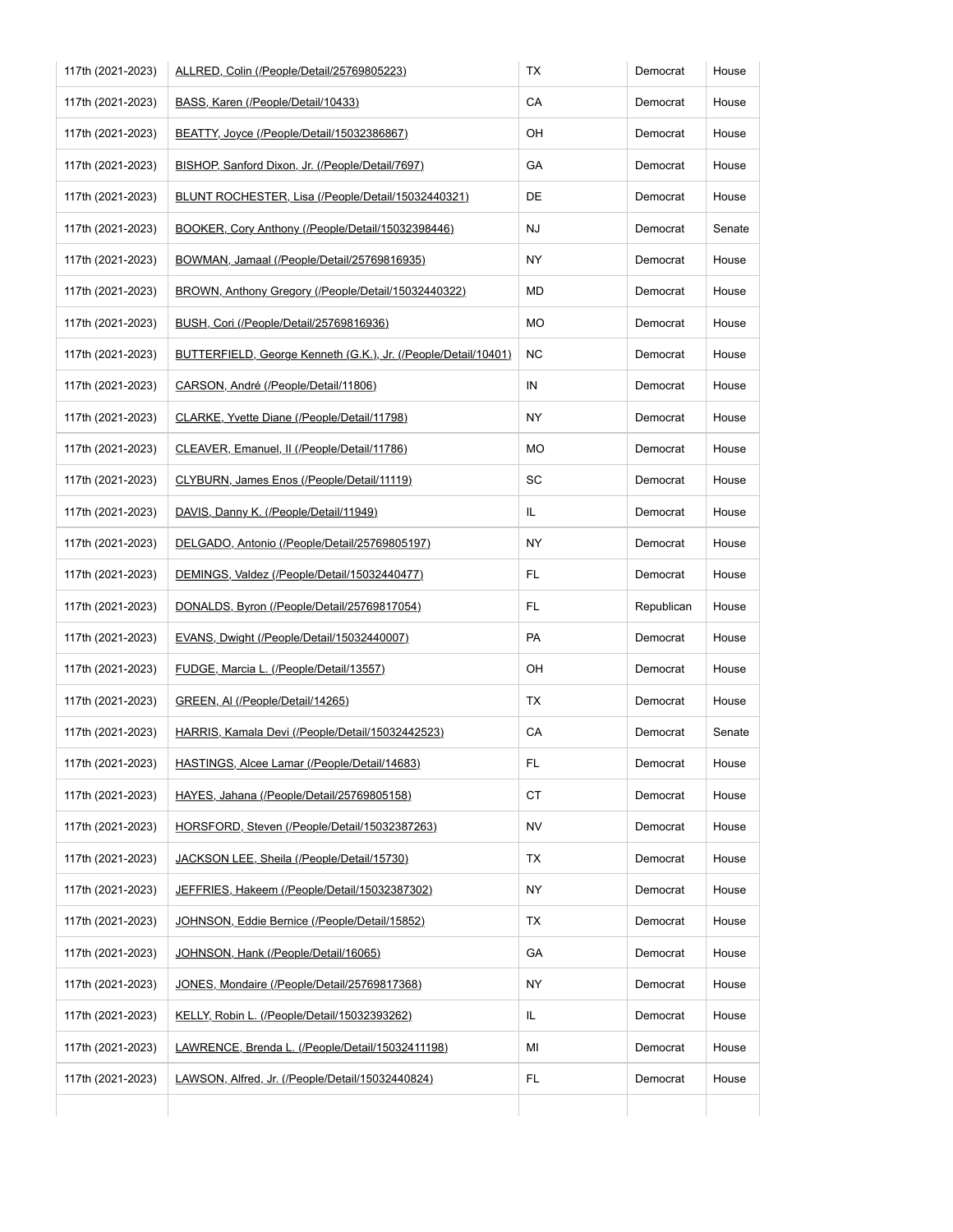| | | | | |
|---|---|---|---|---|
| 117th (2021-2023) | ALLRED, Colin (/People/Detail/25769805223) | TX | Democrat | House |
| 117th (2021-2023) | BASS, Karen (/People/Detail/10433) | CA | Democrat | House |
| 117th (2021-2023) | BEATTY, Joyce (/People/Detail/15032386867) | OH | Democrat | House |
| 117th (2021-2023) | BISHOP, Sanford Dixon, Jr. (/People/Detail/7697) | GA | Democrat | House |
| 117th (2021-2023) | BLUNT ROCHESTER, Lisa (/People/Detail/15032440321) | DE | Democrat | House |
| 117th (2021-2023) | BOOKER, Cory Anthony (/People/Detail/15032398446) | NJ | Democrat | Senate |
| 117th (2021-2023) | BOWMAN, Jamaal (/People/Detail/25769816935) | NY | Democrat | House |
| 117th (2021-2023) | BROWN, Anthony Gregory (/People/Detail/15032440322) | MD | Democrat | House |
| 117th (2021-2023) | BUSH, Cori (/People/Detail/25769816936) | MO | Democrat | House |
| 117th (2021-2023) | BUTTERFIELD, George Kenneth (G.K.), Jr. (/People/Detail/10401) | NC | Democrat | House |
| 117th (2021-2023) | CARSON, André (/People/Detail/11806) | IN | Democrat | House |
| 117th (2021-2023) | CLARKE, Yvette Diane (/People/Detail/11798) | NY | Democrat | House |
| 117th (2021-2023) | CLEAVER, Emanuel, II (/People/Detail/11786) | MO | Democrat | House |
| 117th (2021-2023) | CLYBURN, James Enos (/People/Detail/11119) | SC | Democrat | House |
| 117th (2021-2023) | DAVIS, Danny K. (/People/Detail/11949) | IL | Democrat | House |
| 117th (2021-2023) | DELGADO, Antonio (/People/Detail/25769805197) | NY | Democrat | House |
| 117th (2021-2023) | DEMINGS, Valdez (/People/Detail/15032440477) | FL | Democrat | House |
| 117th (2021-2023) | DONALDS, Byron (/People/Detail/25769817054) | FL | Republican | House |
| 117th (2021-2023) | EVANS, Dwight (/People/Detail/15032440007) | PA | Democrat | House |
| 117th (2021-2023) | FUDGE, Marcia L. (/People/Detail/13557) | OH | Democrat | House |
| 117th (2021-2023) | GREEN, Al (/People/Detail/14265) | TX | Democrat | House |
| 117th (2021-2023) | HARRIS, Kamala Devi (/People/Detail/15032442523) | CA | Democrat | Senate |
| 117th (2021-2023) | HASTINGS, Alcee Lamar (/People/Detail/14683) | FL | Democrat | House |
| 117th (2021-2023) | HAYES, Jahana (/People/Detail/25769805158) | CT | Democrat | House |
| 117th (2021-2023) | HORSFORD, Steven (/People/Detail/15032387263) | NV | Democrat | House |
| 117th (2021-2023) | JACKSON LEE, Sheila (/People/Detail/15730) | TX | Democrat | House |
| 117th (2021-2023) | JEFFRIES, Hakeem (/People/Detail/15032387302) | NY | Democrat | House |
| 117th (2021-2023) | JOHNSON, Eddie Bernice (/People/Detail/15852) | TX | Democrat | House |
| 117th (2021-2023) | JOHNSON, Hank (/People/Detail/16065) | GA | Democrat | House |
| 117th (2021-2023) | JONES, Mondaire (/People/Detail/25769817368) | NY | Democrat | House |
| 117th (2021-2023) | KELLY, Robin L. (/People/Detail/15032393262) | IL | Democrat | House |
| 117th (2021-2023) | LAWRENCE, Brenda L. (/People/Detail/15032411198) | MI | Democrat | House |
| 117th (2021-2023) | LAWSON, Alfred, Jr. (/People/Detail/15032440824) | FL | Democrat | House |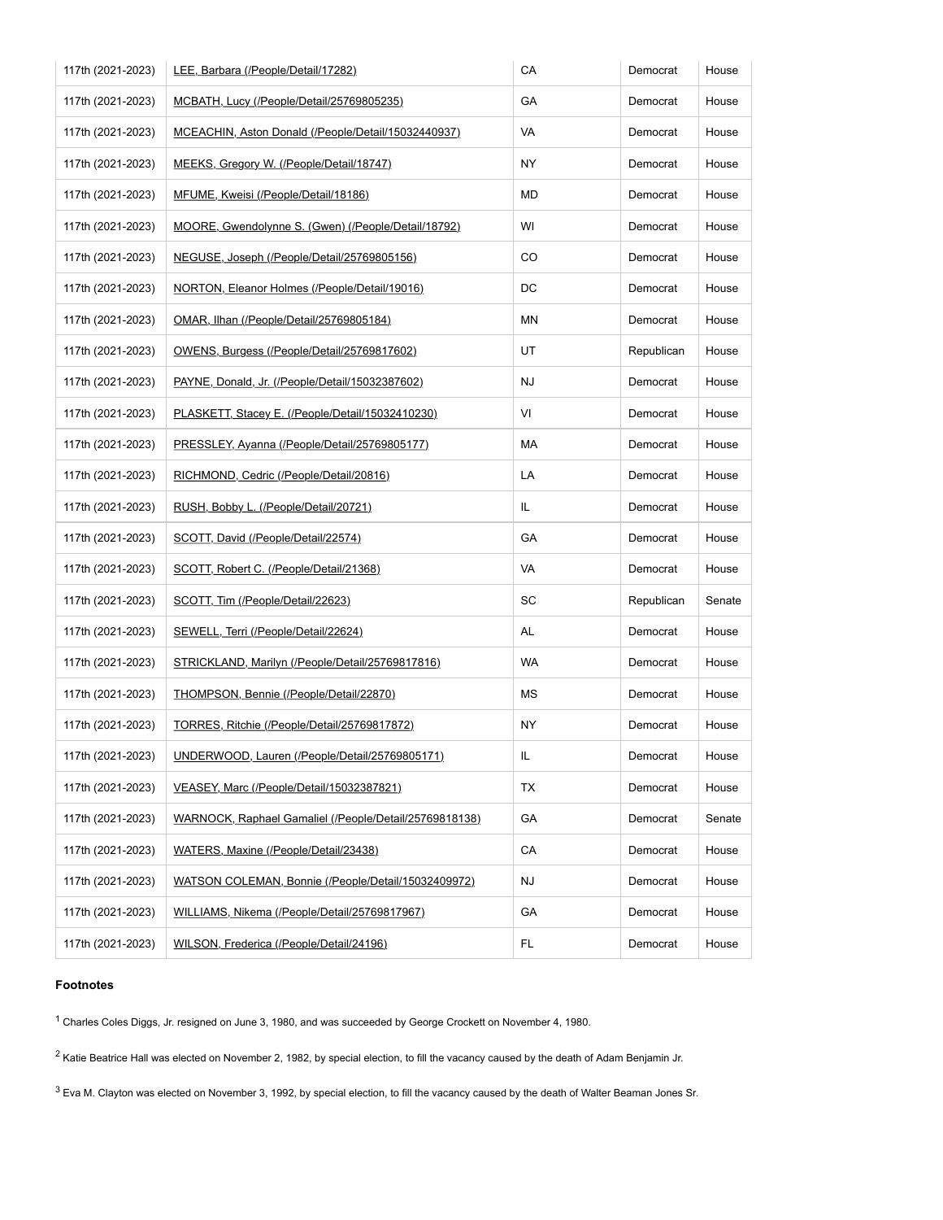| | | | | |
|---|---|---|---|---|
| 117th (2021-2023) | LEE, Barbara (/People/Detail/17282) | CA | Democrat | House |
| 117th (2021-2023) | MCBATH, Lucy (/People/Detail/25769805235) | GA | Democrat | House |
| 117th (2021-2023) | MCEACHIN, Aston Donald (/People/Detail/15032440937) | VA | Democrat | House |
| 117th (2021-2023) | MEEKS, Gregory W. (/People/Detail/18747) | NY | Democrat | House |
| 117th (2021-2023) | MFUME, Kweisi (/People/Detail/18186) | MD | Democrat | House |
| 117th (2021-2023) | MOORE, Gwendolynne S. (Gwen) (/People/Detail/18792) | WI | Democrat | House |
| 117th (2021-2023) | NEGUSE, Joseph (/People/Detail/25769805156) | CO | Democrat | House |
| 117th (2021-2023) | NORTON, Eleanor Holmes (/People/Detail/19016) | DC | Democrat | House |
| 117th (2021-2023) | OMAR, Ilhan (/People/Detail/25769805184) | MN | Democrat | House |
| 117th (2021-2023) | OWENS, Burgess (/People/Detail/25769817602) | UT | Republican | House |
| 117th (2021-2023) | PAYNE, Donald, Jr. (/People/Detail/15032387602) | NJ | Democrat | House |
| 117th (2021-2023) | PLASKETT, Stacey E. (/People/Detail/15032410230) | VI | Democrat | House |
| 117th (2021-2023) | PRESSLEY, Ayanna (/People/Detail/25769805177) | MA | Democrat | House |
| 117th (2021-2023) | RICHMOND, Cedric (/People/Detail/20816) | LA | Democrat | House |
| 117th (2021-2023) | RUSH, Bobby L. (/People/Detail/20721) | IL | Democrat | House |
| 117th (2021-2023) | SCOTT, David (/People/Detail/22574) | GA | Democrat | House |
| 117th (2021-2023) | SCOTT, Robert C. (/People/Detail/21368) | VA | Democrat | House |
| 117th (2021-2023) | SCOTT, Tim (/People/Detail/22623) | SC | Republican | Senate |
| 117th (2021-2023) | SEWELL, Terri (/People/Detail/22624) | AL | Democrat | House |
| 117th (2021-2023) | STRICKLAND, Marilyn (/People/Detail/25769817816) | WA | Democrat | House |
| 117th (2021-2023) | THOMPSON, Bennie (/People/Detail/22870) | MS | Democrat | House |
| 117th (2021-2023) | TORRES, Ritchie (/People/Detail/25769817872) | NY | Democrat | House |
| 117th (2021-2023) | UNDERWOOD, Lauren (/People/Detail/25769805171) | IL | Democrat | House |
| 117th (2021-2023) | VEASEY, Marc (/People/Detail/15032387821) | TX | Democrat | House |
| 117th (2021-2023) | WARNOCK, Raphael Gamaliel (/People/Detail/25769818138) | GA | Democrat | Senate |
| 117th (2021-2023) | WATERS, Maxine (/People/Detail/23438) | CA | Democrat | House |
| 117th (2021-2023) | WATSON COLEMAN, Bonnie (/People/Detail/15032409972) | NJ | Democrat | House |
| 117th (2021-2023) | WILLIAMS, Nikema (/People/Detail/25769817967) | GA | Democrat | House |
| 117th (2021-2023) | WILSON, Frederica (/People/Detail/24196) | FL | Democrat | House |

**Footnotes**

[1] Charles Coles Diggs, Jr. resigned on June 3, 1980, and was succeeded by George Crockett on November 4, 1980.

[2] Katie Beatrice Hall was elected on November 2, 1982, by special election, to fill the vacancy caused by the death of Adam Benjamin Jr.

[3] Eva M. Clayton was elected on November 3, 1992, by special election, to fill the vacancy caused by the death of Walter Beaman Jones Sr.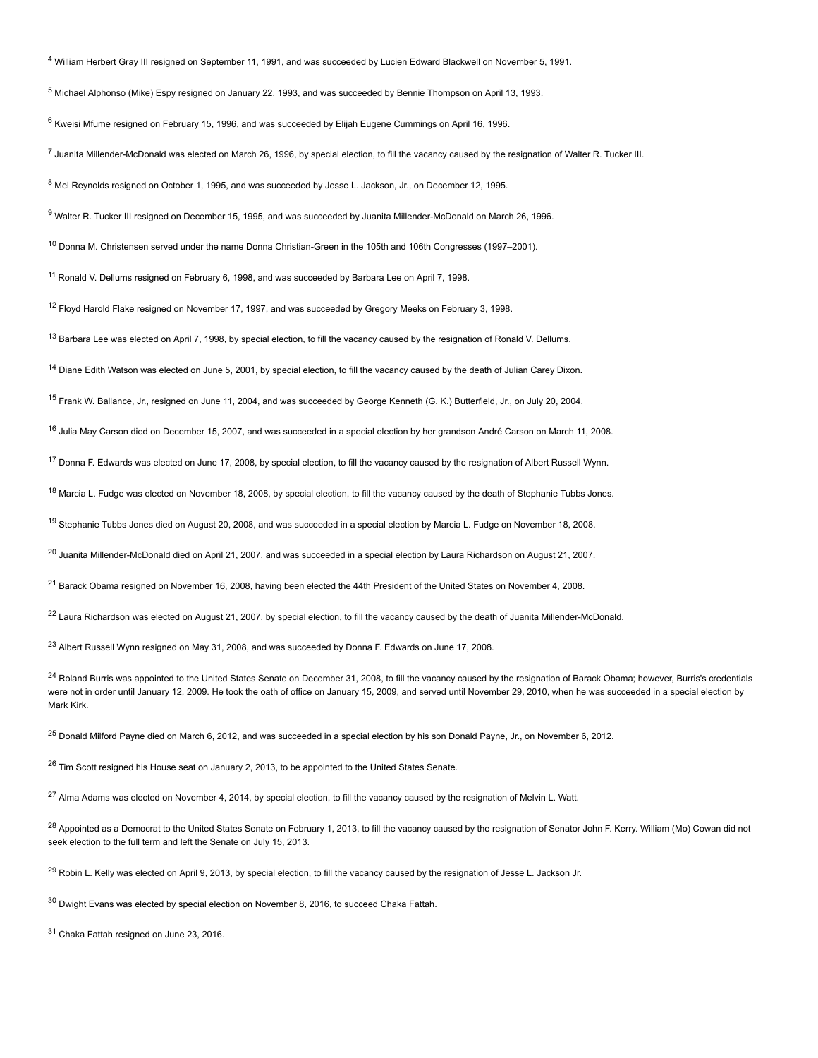[4] William Herbert Gray III resigned on September 11, 1991, and was succeeded by Lucien Edward Blackwell on November 5, 1991.

[5] Michael Alphonso (Mike) Espy resigned on January 22, 1993, and was succeeded by Bennie Thompson on April 13, 1993.

[6] Kweisi Mfume resigned on February 15, 1996, and was succeeded by Elijah Eugene Cummings on April 16, 1996.

[7] Juanita Millender-McDonald was elected on March 26, 1996, by special election, to fill the vacancy caused by the resignation of Walter R. Tucker III.

[8] Mel Reynolds resigned on October 1, 1995, and was succeeded by Jesse L. Jackson, Jr., on December 12, 1995.

[9] Walter R. Tucker III resigned on December 15, 1995, and was succeeded by Juanita Millender-McDonald on March 26, 1996.

[10] Donna M. Christensen served under the name Donna Christian-Green in the 105th and 106th Congresses (1997–2001).

[11] Ronald V. Dellums resigned on February 6, 1998, and was succeeded by Barbara Lee on April 7, 1998.

[12] Floyd Harold Flake resigned on November 17, 1997, and was succeeded by Gregory Meeks on February 3, 1998.

[13] Barbara Lee was elected on April 7, 1998, by special election, to fill the vacancy caused by the resignation of Ronald V. Dellums.

[14] Diane Edith Watson was elected on June 5, 2001, by special election, to fill the vacancy caused by the death of Julian Carey Dixon.

[15] Frank W. Ballance, Jr., resigned on June 11, 2004, and was succeeded by George Kenneth (G. K.) Butterfield, Jr., on July 20, 2004.

[16] Julia May Carson died on December 15, 2007, and was succeeded in a special election by her grandson André Carson on March 11, 2008.

[17] Donna F. Edwards was elected on June 17, 2008, by special election, to fill the vacancy caused by the resignation of Albert Russell Wynn.

[18] Marcia L. Fudge was elected on November 18, 2008, by special election, to fill the vacancy caused by the death of Stephanie Tubbs Jones.

[19] Stephanie Tubbs Jones died on August 20, 2008, and was succeeded in a special election by Marcia L. Fudge on November 18, 2008.

[20] Juanita Millender-McDonald died on April 21, 2007, and was succeeded in a special election by Laura Richardson on August 21, 2007.

[21] Barack Obama resigned on November 16, 2008, having been elected the 44th President of the United States on November 4, 2008.

[22] Laura Richardson was elected on August 21, 2007, by special election, to fill the vacancy caused by the death of Juanita Millender-McDonald.

[23] Albert Russell Wynn resigned on May 31, 2008, and was succeeded by Donna F. Edwards on June 17, 2008.

[24] Roland Burris was appointed to the United States Senate on December 31, 2008, to fill the vacancy caused by the resignation of Barack Obama; however, Burris's credentials were not in order until January 12, 2009. He took the oath of office on January 15, 2009, and served until November 29, 2010, when he was succeeded in a special election by Mark Kirk.

[25] Donald Milford Payne died on March 6, 2012, and was succeeded in a special election by his son Donald Payne, Jr., on November 6, 2012.

[26] Tim Scott resigned his House seat on January 2, 2013, to be appointed to the United States Senate.

[27] Alma Adams was elected on November 4, 2014, by special election, to fill the vacancy caused by the resignation of Melvin L. Watt.

[28] Appointed as a Democrat to the United States Senate on February 1, 2013, to fill the vacancy caused by the resignation of Senator John F. Kerry. William (Mo) Cowan did not seek election to the full term and left the Senate on July 15, 2013.

[29] Robin L. Kelly was elected on April 9, 2013, by special election, to fill the vacancy caused by the resignation of Jesse L. Jackson Jr.

[30] Dwight Evans was elected by special election on November 8, 2016, to succeed Chaka Fattah.

[31] Chaka Fattah resigned on June 23, 2016.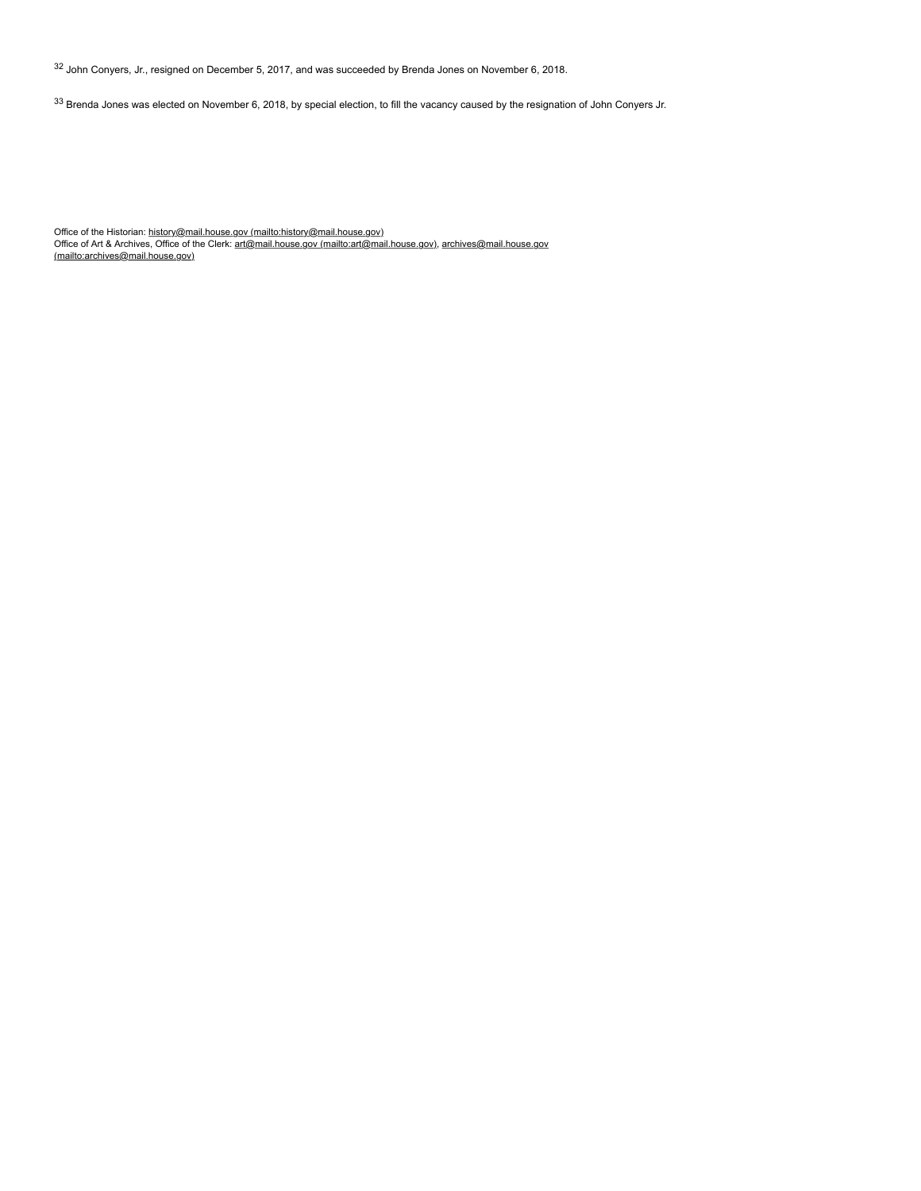[32] John Conyers, Jr., resigned on December 5, 2017, and was succeeded by Brenda Jones on November 6, 2018.

[33] Brenda Jones was elected on November 6, 2018, by special election, to fill the vacancy caused by the resignation of John Conyers Jr.

Office of the Historian: history@mail.house.gov (mailto:history@mail.house.gov)
Office of Art & Archives, Office of the Clerk: art@mail.house.gov (mailto:art@mail.house.gov), archives@mail.house.gov (mailto:archives@mail.house.gov)